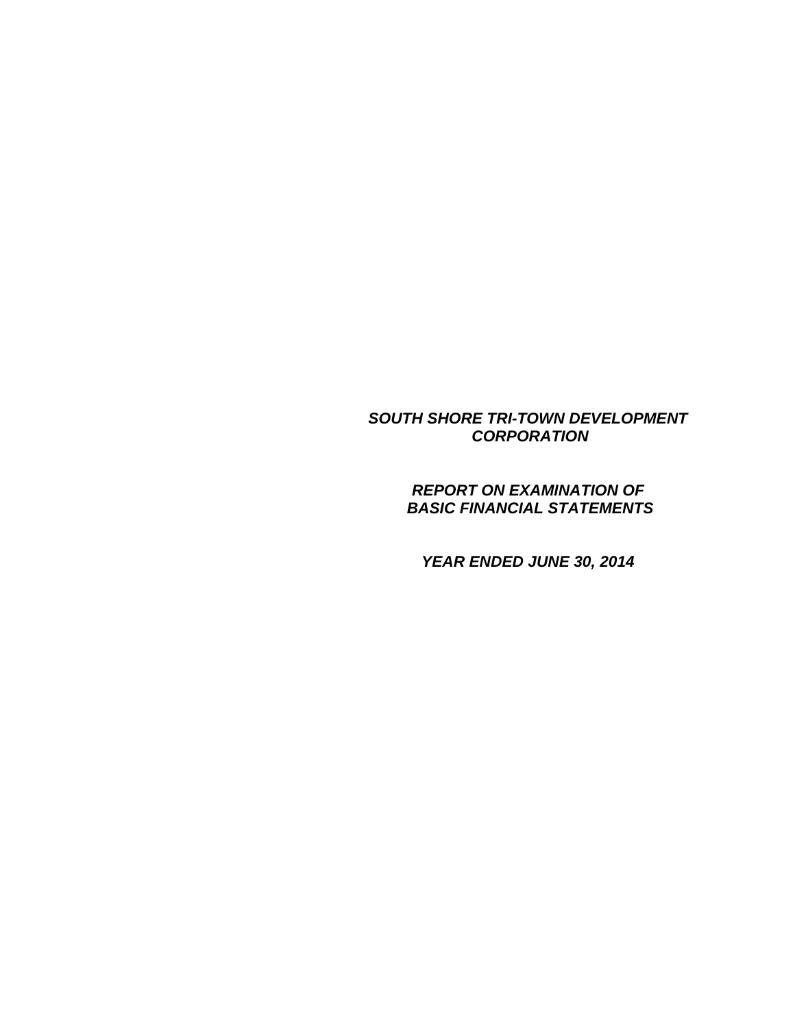***SOUTH SHORE TRI-TOWN DEVELOPMENT CORPORATION***

***REPORT ON EXAMINATION OF BASIC FINANCIAL STATEMENTS***

***YEAR ENDED JUNE 30, 2014***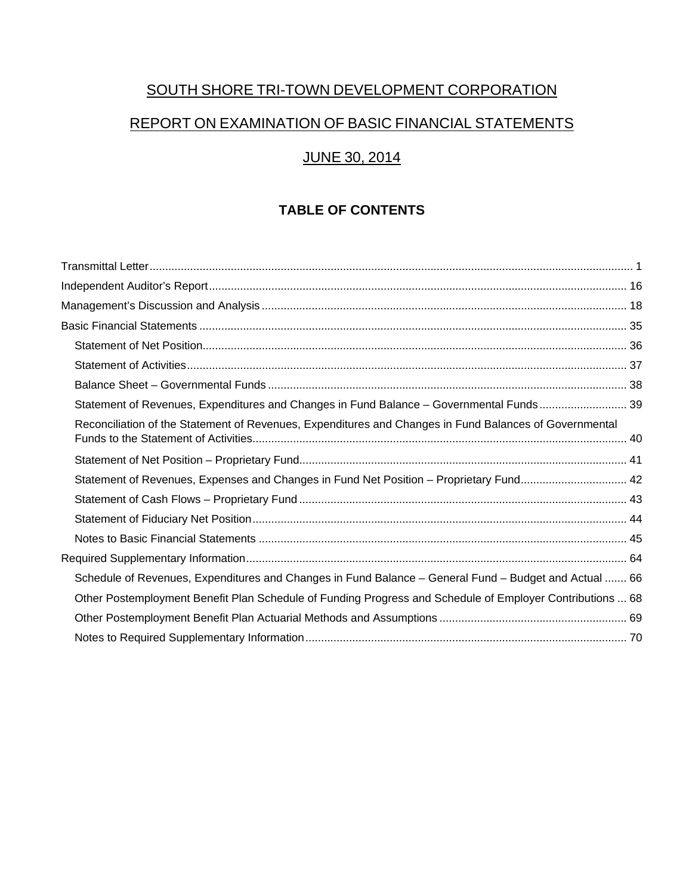# SOUTH SHORE TRI-TOWN DEVELOPMENT CORPORATION

## REPORT ON EXAMINATION OF BASIC FINANCIAL STATEMENTS

## JUNE 30, 2014

### TABLE OF CONTENTS

| | |
|---|---|
| Transmittal Letter | 1 |
| Independent Auditor's Report | 16 |
| Management's Discussion and Analysis | 18 |
| Basic Financial Statements | 35 |
| Statement of Net Position | 36 |
| Statement of Activities | 37 |
| Balance Sheet – Governmental Funds | 38 |
| Statement of Revenues, Expenditures and Changes in Fund Balance – Governmental Funds | 39 |
| Reconciliation of the Statement of Revenues, Expenditures and Changes in Fund Balances of Governmental Funds to the Statement of Activities | 40 |
| Statement of Net Position – Proprietary Fund | 41 |
| Statement of Revenues, Expenses and Changes in Fund Net Position – Proprietary Fund | 42 |
| Statement of Cash Flows – Proprietary Fund | 43 |
| Statement of Fiduciary Net Position | 44 |
| Notes to Basic Financial Statements | 45 |
| Required Supplementary Information | 64 |
| Schedule of Revenues, Expenditures and Changes in Fund Balance – General Fund – Budget and Actual | 66 |
| Other Postemployment Benefit Plan Schedule of Funding Progress and Schedule of Employer Contributions | 68 |
| Other Postemployment Benefit Plan Actuarial Methods and Assumptions | 69 |
| Notes to Required Supplementary Information | 70 |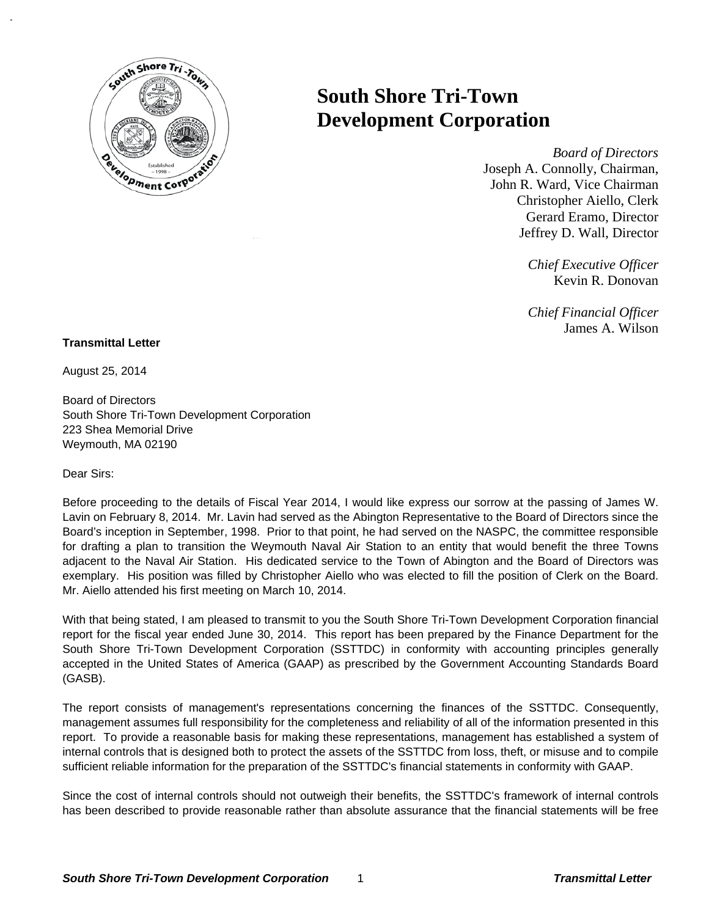# South Shore Tri-Town Development Corporation

*Board of Directors*
Joseph A. Connolly, Chairman,
John R. Ward, Vice Chairman
Christopher Aiello, Clerk
Gerard Eramo, Director
Jeffrey D. Wall, Director

*Chief Executive Officer*
Kevin R. Donovan

*Chief Financial Officer*
James A. Wilson

**Transmittal Letter**

August 25, 2014

Board of Directors
South Shore Tri-Town Development Corporation
223 Shea Memorial Drive
Weymouth, MA 02190

Dear Sirs:

Before proceeding to the details of Fiscal Year 2014, I would like express our sorrow at the passing of James W. Lavin on February 8, 2014. Mr. Lavin had served as the Abington Representative to the Board of Directors since the Board's inception in September, 1998. Prior to that point, he had served on the NASPC, the committee responsible for drafting a plan to transition the Weymouth Naval Air Station to an entity that would benefit the three Towns adjacent to the Naval Air Station. His dedicated service to the Town of Abington and the Board of Directors was exemplary. His position was filled by Christopher Aiello who was elected to fill the position of Clerk on the Board. Mr. Aiello attended his first meeting on March 10, 2014.

With that being stated, I am pleased to transmit to you the South Shore Tri-Town Development Corporation financial report for the fiscal year ended June 30, 2014. This report has been prepared by the Finance Department for the South Shore Tri-Town Development Corporation (SSTTDC) in conformity with accounting principles generally accepted in the United States of America (GAAP) as prescribed by the Government Accounting Standards Board (GASB).

The report consists of management's representations concerning the finances of the SSTTDC. Consequently, management assumes full responsibility for the completeness and reliability of all of the information presented in this report. To provide a reasonable basis for making these representations, management has established a system of internal controls that is designed both to protect the assets of the SSTTDC from loss, theft, or misuse and to compile sufficient reliable information for the preparation of the SSTTDC's financial statements in conformity with GAAP.

Since the cost of internal controls should not outweigh their benefits, the SSTTDC's framework of internal controls has been described to provide reasonable rather than absolute assurance that the financial statements will be free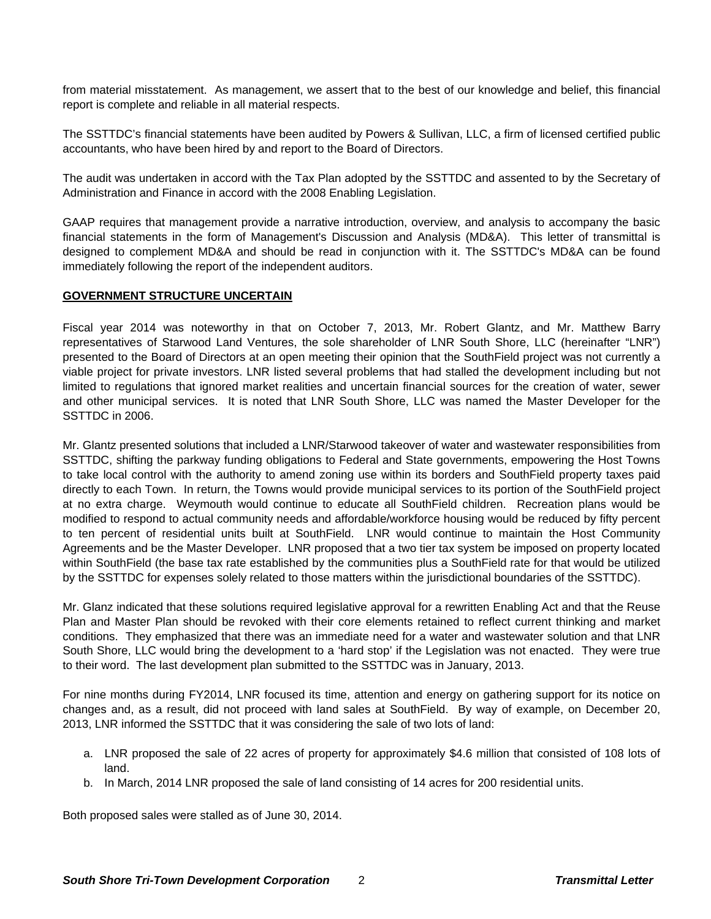from material misstatement. As management, we assert that to the best of our knowledge and belief, this financial report is complete and reliable in all material respects.

The SSTTDC's financial statements have been audited by Powers & Sullivan, LLC, a firm of licensed certified public accountants, who have been hired by and report to the Board of Directors.

The audit was undertaken in accord with the Tax Plan adopted by the SSTTDC and assented to by the Secretary of Administration and Finance in accord with the 2008 Enabling Legislation.

GAAP requires that management provide a narrative introduction, overview, and analysis to accompany the basic financial statements in the form of Management's Discussion and Analysis (MD&A). This letter of transmittal is designed to complement MD&A and should be read in conjunction with it. The SSTTDC's MD&A can be found immediately following the report of the independent auditors.

## GOVERNMENT STRUCTURE UNCERTAIN

Fiscal year 2014 was noteworthy in that on October 7, 2013, Mr. Robert Glantz, and Mr. Matthew Barry representatives of Starwood Land Ventures, the sole shareholder of LNR South Shore, LLC (hereinafter "LNR") presented to the Board of Directors at an open meeting their opinion that the SouthField project was not currently a viable project for private investors. LNR listed several problems that had stalled the development including but not limited to regulations that ignored market realities and uncertain financial sources for the creation of water, sewer and other municipal services. It is noted that LNR South Shore, LLC was named the Master Developer for the SSTTDC in 2006.

Mr. Glantz presented solutions that included a LNR/Starwood takeover of water and wastewater responsibilities from SSTTDC, shifting the parkway funding obligations to Federal and State governments, empowering the Host Towns to take local control with the authority to amend zoning use within its borders and SouthField property taxes paid directly to each Town. In return, the Towns would provide municipal services to its portion of the SouthField project at no extra charge. Weymouth would continue to educate all SouthField children. Recreation plans would be modified to respond to actual community needs and affordable/workforce housing would be reduced by fifty percent to ten percent of residential units built at SouthField. LNR would continue to maintain the Host Community Agreements and be the Master Developer. LNR proposed that a two tier tax system be imposed on property located within SouthField (the base tax rate established by the communities plus a SouthField rate for that would be utilized by the SSTTDC for expenses solely related to those matters within the jurisdictional boundaries of the SSTTDC).

Mr. Glanz indicated that these solutions required legislative approval for a rewritten Enabling Act and that the Reuse Plan and Master Plan should be revoked with their core elements retained to reflect current thinking and market conditions. They emphasized that there was an immediate need for a water and wastewater solution and that LNR South Shore, LLC would bring the development to a 'hard stop' if the Legislation was not enacted. They were true to their word. The last development plan submitted to the SSTTDC was in January, 2013.

For nine months during FY2014, LNR focused its time, attention and energy on gathering support for its notice on changes and, as a result, did not proceed with land sales at SouthField. By way of example, on December 20, 2013, LNR informed the SSTTDC that it was considering the sale of two lots of land:

a. LNR proposed the sale of 22 acres of property for approximately $4.6 million that consisted of 108 lots of land.
b. In March, 2014 LNR proposed the sale of land consisting of 14 acres for 200 residential units.

Both proposed sales were stalled as of June 30, 2014.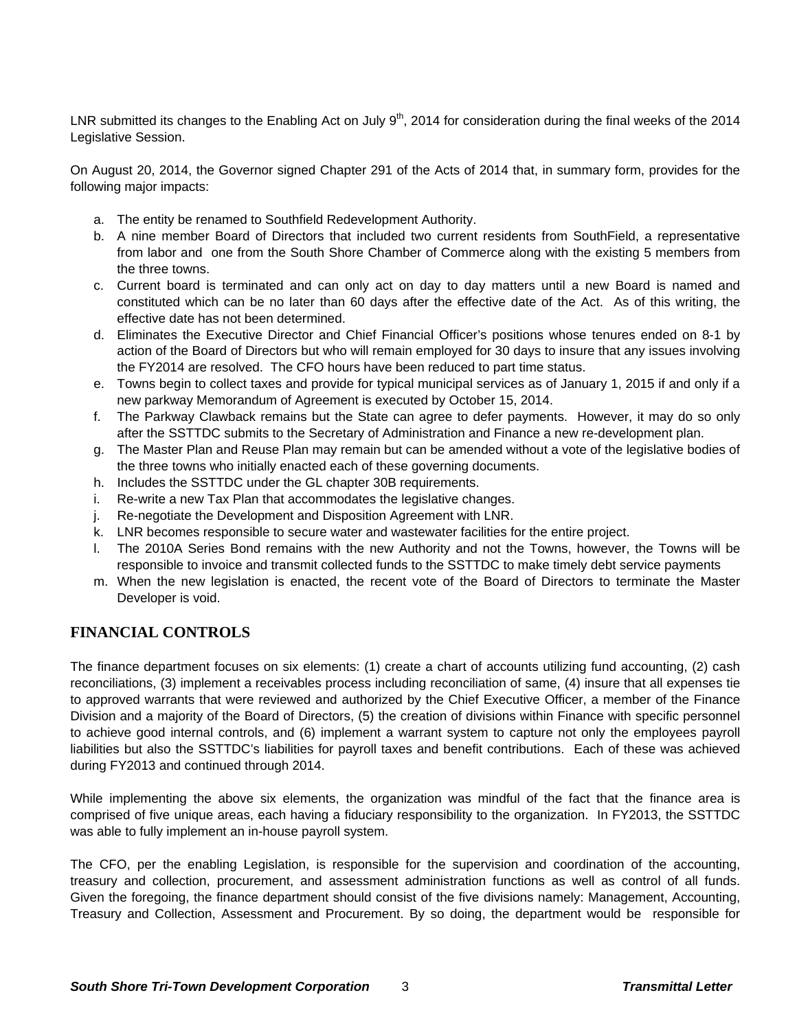LNR submitted its changes to the Enabling Act on July 9th, 2014 for consideration during the final weeks of the 2014 Legislative Session.

On August 20, 2014, the Governor signed Chapter 291 of the Acts of 2014 that, in summary form, provides for the following major impacts:

a. The entity be renamed to Southfield Redevelopment Authority.
b. A nine member Board of Directors that included two current residents from SouthField, a representative from labor and one from the South Shore Chamber of Commerce along with the existing 5 members from the three towns.
c. Current board is terminated and can only act on day to day matters until a new Board is named and constituted which can be no later than 60 days after the effective date of the Act. As of this writing, the effective date has not been determined.
d. Eliminates the Executive Director and Chief Financial Officer's positions whose tenures ended on 8-1 by action of the Board of Directors but who will remain employed for 30 days to insure that any issues involving the FY2014 are resolved. The CFO hours have been reduced to part time status.
e. Towns begin to collect taxes and provide for typical municipal services as of January 1, 2015 if and only if a new parkway Memorandum of Agreement is executed by October 15, 2014.
f. The Parkway Clawback remains but the State can agree to defer payments. However, it may do so only after the SSTTDC submits to the Secretary of Administration and Finance a new re-development plan.
g. The Master Plan and Reuse Plan may remain but can be amended without a vote of the legislative bodies of the three towns who initially enacted each of these governing documents.
h. Includes the SSTTDC under the GL chapter 30B requirements.
i. Re-write a new Tax Plan that accommodates the legislative changes.
j. Re-negotiate the Development and Disposition Agreement with LNR.
k. LNR becomes responsible to secure water and wastewater facilities for the entire project.
l. The 2010A Series Bond remains with the new Authority and not the Towns, however, the Towns will be responsible to invoice and transmit collected funds to the SSTTDC to make timely debt service payments
m. When the new legislation is enacted, the recent vote of the Board of Directors to terminate the Master Developer is void.

## FINANCIAL CONTROLS

The finance department focuses on six elements: (1) create a chart of accounts utilizing fund accounting, (2) cash reconciliations, (3) implement a receivables process including reconciliation of same, (4) insure that all expenses tie to approved warrants that were reviewed and authorized by the Chief Executive Officer, a member of the Finance Division and a majority of the Board of Directors, (5) the creation of divisions within Finance with specific personnel to achieve good internal controls, and (6) implement a warrant system to capture not only the employees payroll liabilities but also the SSTTDC's liabilities for payroll taxes and benefit contributions. Each of these was achieved during FY2013 and continued through 2014.

While implementing the above six elements, the organization was mindful of the fact that the finance area is comprised of five unique areas, each having a fiduciary responsibility to the organization. In FY2013, the SSTTDC was able to fully implement an in-house payroll system.

The CFO, per the enabling Legislation, is responsible for the supervision and coordination of the accounting, treasury and collection, procurement, and assessment administration functions as well as control of all funds. Given the foregoing, the finance department should consist of the five divisions namely: Management, Accounting, Treasury and Collection, Assessment and Procurement. By so doing, the department would be responsible for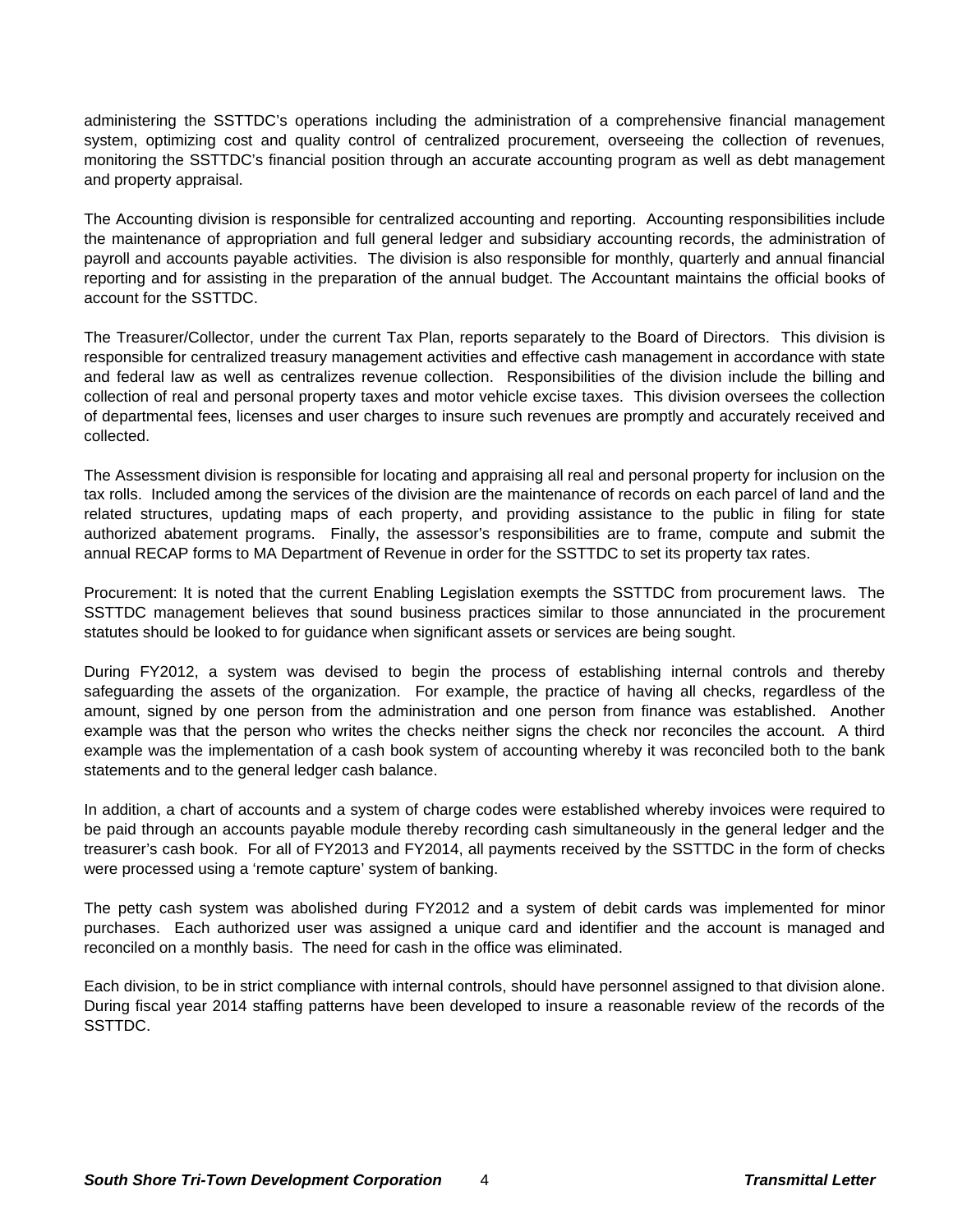administering the SSTTDC's operations including the administration of a comprehensive financial management system, optimizing cost and quality control of centralized procurement, overseeing the collection of revenues, monitoring the SSTTDC's financial position through an accurate accounting program as well as debt management and property appraisal.

The Accounting division is responsible for centralized accounting and reporting. Accounting responsibilities include the maintenance of appropriation and full general ledger and subsidiary accounting records, the administration of payroll and accounts payable activities. The division is also responsible for monthly, quarterly and annual financial reporting and for assisting in the preparation of the annual budget. The Accountant maintains the official books of account for the SSTTDC.

The Treasurer/Collector, under the current Tax Plan, reports separately to the Board of Directors. This division is responsible for centralized treasury management activities and effective cash management in accordance with state and federal law as well as centralizes revenue collection. Responsibilities of the division include the billing and collection of real and personal property taxes and motor vehicle excise taxes. This division oversees the collection of departmental fees, licenses and user charges to insure such revenues are promptly and accurately received and collected.

The Assessment division is responsible for locating and appraising all real and personal property for inclusion on the tax rolls. Included among the services of the division are the maintenance of records on each parcel of land and the related structures, updating maps of each property, and providing assistance to the public in filing for state authorized abatement programs. Finally, the assessor's responsibilities are to frame, compute and submit the annual RECAP forms to MA Department of Revenue in order for the SSTTDC to set its property tax rates.

Procurement: It is noted that the current Enabling Legislation exempts the SSTTDC from procurement laws. The SSTTDC management believes that sound business practices similar to those annunciated in the procurement statutes should be looked to for guidance when significant assets or services are being sought.

During FY2012, a system was devised to begin the process of establishing internal controls and thereby safeguarding the assets of the organization. For example, the practice of having all checks, regardless of the amount, signed by one person from the administration and one person from finance was established. Another example was that the person who writes the checks neither signs the check nor reconciles the account. A third example was the implementation of a cash book system of accounting whereby it was reconciled both to the bank statements and to the general ledger cash balance.

In addition, a chart of accounts and a system of charge codes were established whereby invoices were required to be paid through an accounts payable module thereby recording cash simultaneously in the general ledger and the treasurer's cash book. For all of FY2013 and FY2014, all payments received by the SSTTDC in the form of checks were processed using a 'remote capture' system of banking.

The petty cash system was abolished during FY2012 and a system of debit cards was implemented for minor purchases. Each authorized user was assigned a unique card and identifier and the account is managed and reconciled on a monthly basis. The need for cash in the office was eliminated.

Each division, to be in strict compliance with internal controls, should have personnel assigned to that division alone. During fiscal year 2014 staffing patterns have been developed to insure a reasonable review of the records of the SSTTDC.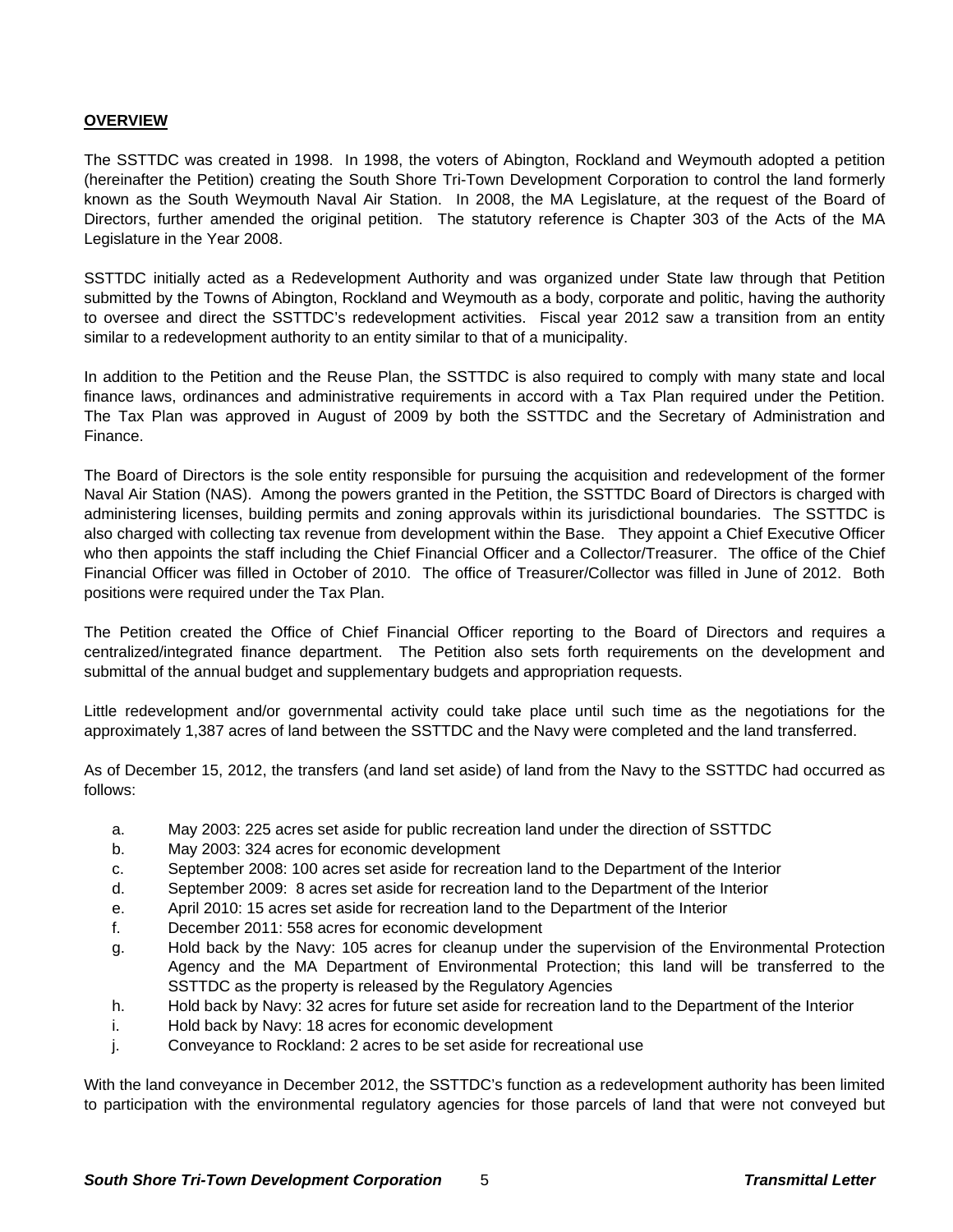**OVERVIEW**

The SSTTDC was created in 1998. In 1998, the voters of Abington, Rockland and Weymouth adopted a petition (hereinafter the Petition) creating the South Shore Tri-Town Development Corporation to control the land formerly known as the South Weymouth Naval Air Station. In 2008, the MA Legislature, at the request of the Board of Directors, further amended the original petition. The statutory reference is Chapter 303 of the Acts of the MA Legislature in the Year 2008.

SSTTDC initially acted as a Redevelopment Authority and was organized under State law through that Petition submitted by the Towns of Abington, Rockland and Weymouth as a body, corporate and politic, having the authority to oversee and direct the SSTTDC's redevelopment activities. Fiscal year 2012 saw a transition from an entity similar to a redevelopment authority to an entity similar to that of a municipality.

In addition to the Petition and the Reuse Plan, the SSTTDC is also required to comply with many state and local finance laws, ordinances and administrative requirements in accord with a Tax Plan required under the Petition. The Tax Plan was approved in August of 2009 by both the SSTTDC and the Secretary of Administration and Finance.

The Board of Directors is the sole entity responsible for pursuing the acquisition and redevelopment of the former Naval Air Station (NAS). Among the powers granted in the Petition, the SSTTDC Board of Directors is charged with administering licenses, building permits and zoning approvals within its jurisdictional boundaries. The SSTTDC is also charged with collecting tax revenue from development within the Base. They appoint a Chief Executive Officer who then appoints the staff including the Chief Financial Officer and a Collector/Treasurer. The office of the Chief Financial Officer was filled in October of 2010. The office of Treasurer/Collector was filled in June of 2012. Both positions were required under the Tax Plan.

The Petition created the Office of Chief Financial Officer reporting to the Board of Directors and requires a centralized/integrated finance department. The Petition also sets forth requirements on the development and submittal of the annual budget and supplementary budgets and appropriation requests.

Little redevelopment and/or governmental activity could take place until such time as the negotiations for the approximately 1,387 acres of land between the SSTTDC and the Navy were completed and the land transferred.

As of December 15, 2012, the transfers (and land set aside) of land from the Navy to the SSTTDC had occurred as follows:

a. May 2003: 225 acres set aside for public recreation land under the direction of SSTTDC
b. May 2003: 324 acres for economic development
c. September 2008: 100 acres set aside for recreation land to the Department of the Interior
d. September 2009: 8 acres set aside for recreation land to the Department of the Interior
e. April 2010: 15 acres set aside for recreation land to the Department of the Interior
f. December 2011: 558 acres for economic development
g. Hold back by the Navy: 105 acres for cleanup under the supervision of the Environmental Protection Agency and the MA Department of Environmental Protection; this land will be transferred to the SSTTDC as the property is released by the Regulatory Agencies
h. Hold back by Navy: 32 acres for future set aside for recreation land to the Department of the Interior
i. Hold back by Navy: 18 acres for economic development
j. Conveyance to Rockland: 2 acres to be set aside for recreational use

With the land conveyance in December 2012, the SSTTDC's function as a redevelopment authority has been limited to participation with the environmental regulatory agencies for those parcels of land that were not conveyed but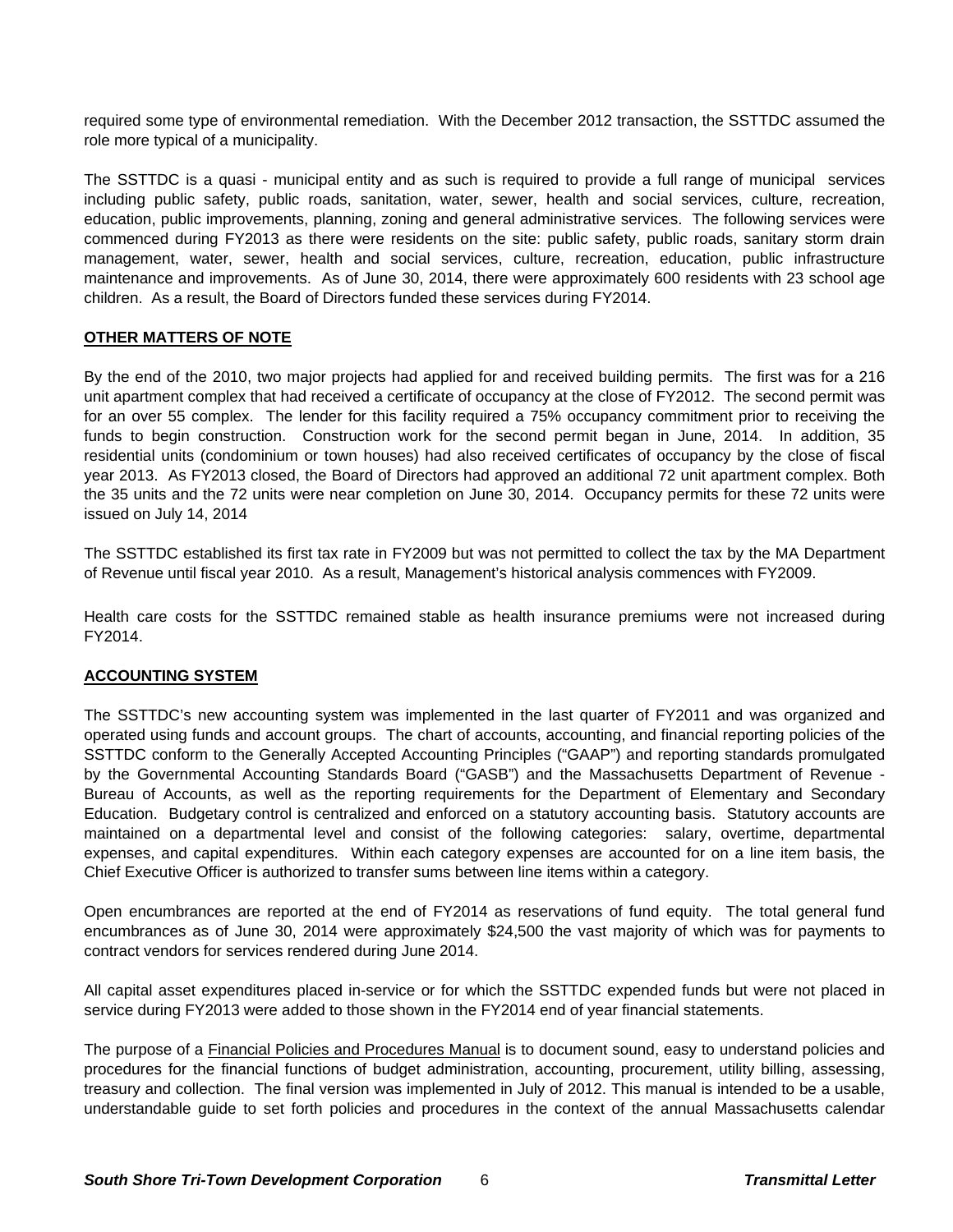required some type of environmental remediation. With the December 2012 transaction, the SSTTDC assumed the role more typical of a municipality.

The SSTTDC is a quasi - municipal entity and as such is required to provide a full range of municipal services including public safety, public roads, sanitation, water, sewer, health and social services, culture, recreation, education, public improvements, planning, zoning and general administrative services. The following services were commenced during FY2013 as there were residents on the site: public safety, public roads, sanitary storm drain management, water, sewer, health and social services, culture, recreation, education, public infrastructure maintenance and improvements. As of June 30, 2014, there were approximately 600 residents with 23 school age children. As a result, the Board of Directors funded these services during FY2014.

**OTHER MATTERS OF NOTE**

By the end of the 2010, two major projects had applied for and received building permits. The first was for a 216 unit apartment complex that had received a certificate of occupancy at the close of FY2012. The second permit was for an over 55 complex. The lender for this facility required a 75% occupancy commitment prior to receiving the funds to begin construction. Construction work for the second permit began in June, 2014. In addition, 35 residential units (condominium or town houses) had also received certificates of occupancy by the close of fiscal year 2013. As FY2013 closed, the Board of Directors had approved an additional 72 unit apartment complex. Both the 35 units and the 72 units were near completion on June 30, 2014. Occupancy permits for these 72 units were issued on July 14, 2014

The SSTTDC established its first tax rate in FY2009 but was not permitted to collect the tax by the MA Department of Revenue until fiscal year 2010. As a result, Management's historical analysis commences with FY2009.

Health care costs for the SSTTDC remained stable as health insurance premiums were not increased during FY2014.

**ACCOUNTING SYSTEM**

The SSTTDC's new accounting system was implemented in the last quarter of FY2011 and was organized and operated using funds and account groups. The chart of accounts, accounting, and financial reporting policies of the SSTTDC conform to the Generally Accepted Accounting Principles ("GAAP") and reporting standards promulgated by the Governmental Accounting Standards Board ("GASB") and the Massachusetts Department of Revenue - Bureau of Accounts, as well as the reporting requirements for the Department of Elementary and Secondary Education. Budgetary control is centralized and enforced on a statutory accounting basis. Statutory accounts are maintained on a departmental level and consist of the following categories: salary, overtime, departmental expenses, and capital expenditures. Within each category expenses are accounted for on a line item basis, the Chief Executive Officer is authorized to transfer sums between line items within a category.

Open encumbrances are reported at the end of FY2014 as reservations of fund equity. The total general fund encumbrances as of June 30, 2014 were approximately $24,500 the vast majority of which was for payments to contract vendors for services rendered during June 2014.

All capital asset expenditures placed in-service or for which the SSTTDC expended funds but were not placed in service during FY2013 were added to those shown in the FY2014 end of year financial statements.

The purpose of a Financial Policies and Procedures Manual is to document sound, easy to understand policies and procedures for the financial functions of budget administration, accounting, procurement, utility billing, assessing, treasury and collection. The final version was implemented in July of 2012. This manual is intended to be a usable, understandable guide to set forth policies and procedures in the context of the annual Massachusetts calendar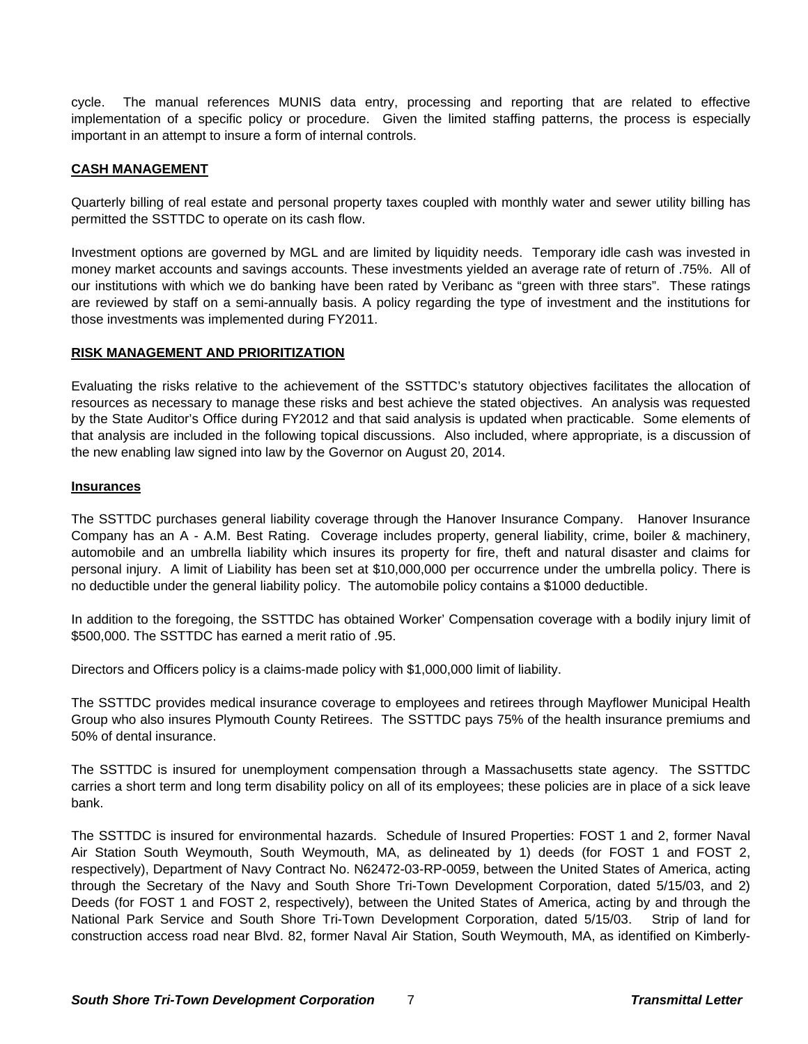cycle. The manual references MUNIS data entry, processing and reporting that are related to effective implementation of a specific policy or procedure. Given the limited staffing patterns, the process is especially important in an attempt to insure a form of internal controls.

## CASH MANAGEMENT

Quarterly billing of real estate and personal property taxes coupled with monthly water and sewer utility billing has permitted the SSTTDC to operate on its cash flow.

Investment options are governed by MGL and are limited by liquidity needs. Temporary idle cash was invested in money market accounts and savings accounts. These investments yielded an average rate of return of .75%. All of our institutions with which we do banking have been rated by Veribanc as "green with three stars". These ratings are reviewed by staff on a semi-annually basis. A policy regarding the type of investment and the institutions for those investments was implemented during FY2011.

## RISK MANAGEMENT AND PRIORITIZATION

Evaluating the risks relative to the achievement of the SSTTDC's statutory objectives facilitates the allocation of resources as necessary to manage these risks and best achieve the stated objectives. An analysis was requested by the State Auditor's Office during FY2012 and that said analysis is updated when practicable. Some elements of that analysis are included in the following topical discussions. Also included, where appropriate, is a discussion of the new enabling law signed into law by the Governor on August 20, 2014.

### Insurances

The SSTTDC purchases general liability coverage through the Hanover Insurance Company. Hanover Insurance Company has an A - A.M. Best Rating. Coverage includes property, general liability, crime, boiler & machinery, automobile and an umbrella liability which insures its property for fire, theft and natural disaster and claims for personal injury. A limit of Liability has been set at $10,000,000 per occurrence under the umbrella policy. There is no deductible under the general liability policy. The automobile policy contains a $1000 deductible.

In addition to the foregoing, the SSTTDC has obtained Worker' Compensation coverage with a bodily injury limit of $500,000. The SSTTDC has earned a merit ratio of .95.

Directors and Officers policy is a claims-made policy with $1,000,000 limit of liability.

The SSTTDC provides medical insurance coverage to employees and retirees through Mayflower Municipal Health Group who also insures Plymouth County Retirees. The SSTTDC pays 75% of the health insurance premiums and 50% of dental insurance.

The SSTTDC is insured for unemployment compensation through a Massachusetts state agency. The SSTTDC carries a short term and long term disability policy on all of its employees; these policies are in place of a sick leave bank.

The SSTTDC is insured for environmental hazards. Schedule of Insured Properties: FOST 1 and 2, former Naval Air Station South Weymouth, South Weymouth, MA, as delineated by 1) deeds (for FOST 1 and FOST 2, respectively), Department of Navy Contract No. N62472-03-RP-0059, between the United States of America, acting through the Secretary of the Navy and South Shore Tri-Town Development Corporation, dated 5/15/03, and 2) Deeds (for FOST 1 and FOST 2, respectively), between the United States of America, acting by and through the National Park Service and South Shore Tri-Town Development Corporation, dated 5/15/03. Strip of land for construction access road near Blvd. 82, former Naval Air Station, South Weymouth, MA, as identified on Kimberly-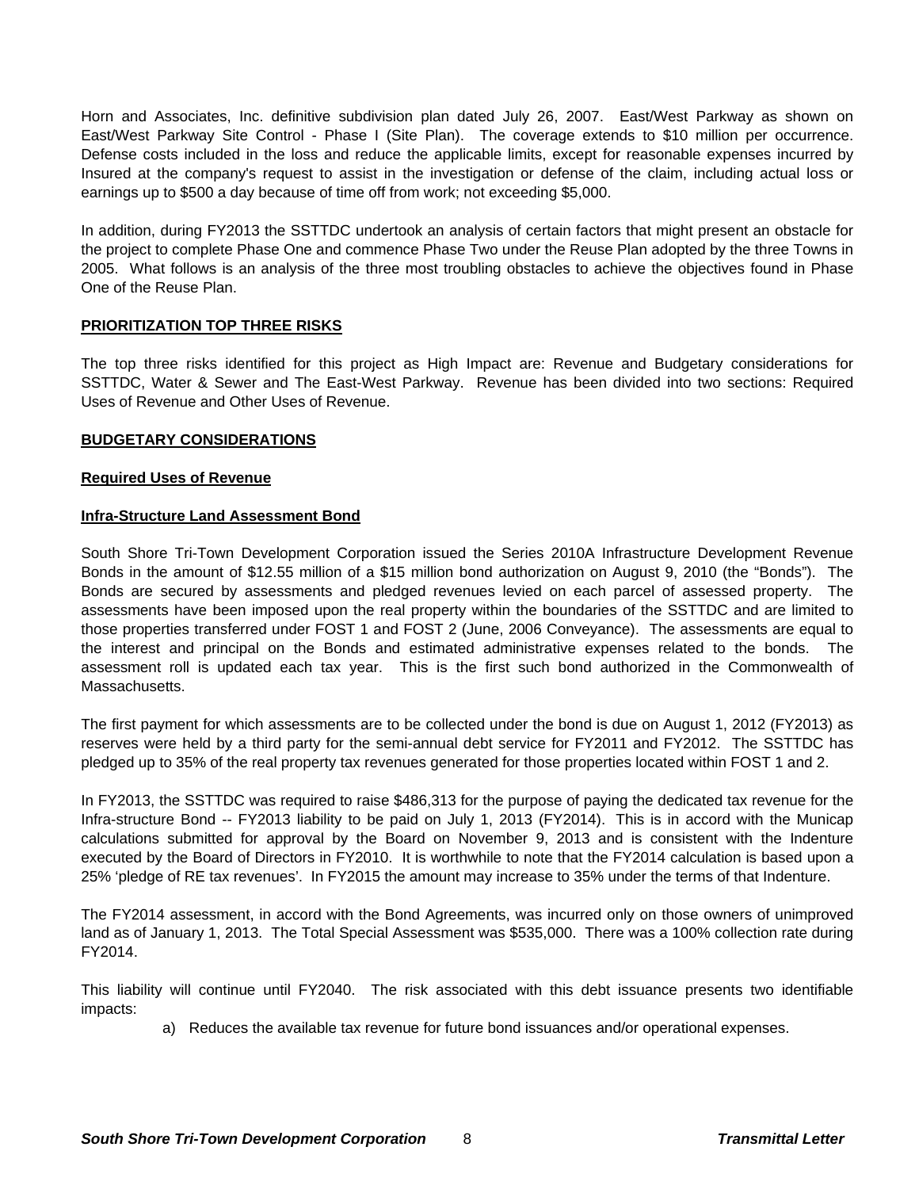Horn and Associates, Inc. definitive subdivision plan dated July 26, 2007. East/West Parkway as shown on East/West Parkway Site Control - Phase I (Site Plan). The coverage extends to $10 million per occurrence. Defense costs included in the loss and reduce the applicable limits, except for reasonable expenses incurred by Insured at the company's request to assist in the investigation or defense of the claim, including actual loss or earnings up to $500 a day because of time off from work; not exceeding $5,000.

In addition, during FY2013 the SSTTDC undertook an analysis of certain factors that might present an obstacle for the project to complete Phase One and commence Phase Two under the Reuse Plan adopted by the three Towns in 2005. What follows is an analysis of the three most troubling obstacles to achieve the objectives found in Phase One of the Reuse Plan.

**PRIORITIZATION TOP THREE RISKS**

The top three risks identified for this project as High Impact are: Revenue and Budgetary considerations for SSTTDC, Water & Sewer and The East-West Parkway. Revenue has been divided into two sections: Required Uses of Revenue and Other Uses of Revenue.

**BUDGETARY CONSIDERATIONS**

**Required Uses of Revenue**

**Infra-Structure Land Assessment Bond**

South Shore Tri-Town Development Corporation issued the Series 2010A Infrastructure Development Revenue Bonds in the amount of $12.55 million of a $15 million bond authorization on August 9, 2010 (the "Bonds"). The Bonds are secured by assessments and pledged revenues levied on each parcel of assessed property. The assessments have been imposed upon the real property within the boundaries of the SSTTDC and are limited to those properties transferred under FOST 1 and FOST 2 (June, 2006 Conveyance). The assessments are equal to the interest and principal on the Bonds and estimated administrative expenses related to the bonds. The assessment roll is updated each tax year. This is the first such bond authorized in the Commonwealth of Massachusetts.

The first payment for which assessments are to be collected under the bond is due on August 1, 2012 (FY2013) as reserves were held by a third party for the semi-annual debt service for FY2011 and FY2012. The SSTTDC has pledged up to 35% of the real property tax revenues generated for those properties located within FOST 1 and 2.

In FY2013, the SSTTDC was required to raise $486,313 for the purpose of paying the dedicated tax revenue for the Infra-structure Bond -- FY2013 liability to be paid on July 1, 2013 (FY2014). This is in accord with the Municap calculations submitted for approval by the Board on November 9, 2013 and is consistent with the Indenture executed by the Board of Directors in FY2010. It is worthwhile to note that the FY2014 calculation is based upon a 25% 'pledge of RE tax revenues'. In FY2015 the amount may increase to 35% under the terms of that Indenture.

The FY2014 assessment, in accord with the Bond Agreements, was incurred only on those owners of unimproved land as of January 1, 2013. The Total Special Assessment was $535,000. There was a 100% collection rate during FY2014.

This liability will continue until FY2040. The risk associated with this debt issuance presents two identifiable impacts:

a) Reduces the available tax revenue for future bond issuances and/or operational expenses.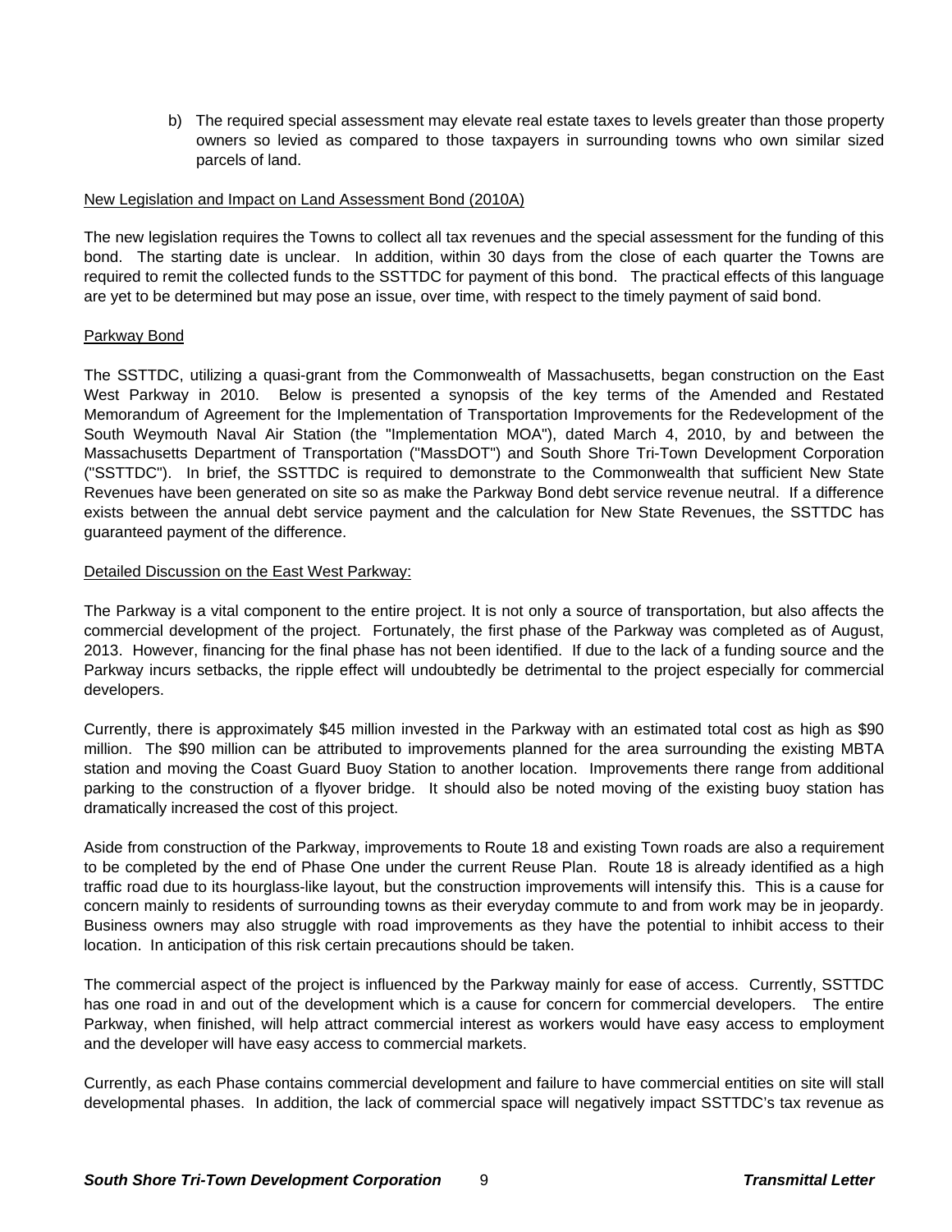b) The required special assessment may elevate real estate taxes to levels greater than those property owners so levied as compared to those taxpayers in surrounding towns who own similar sized parcels of land.

<u>New Legislation and Impact on Land Assessment Bond (2010A)</u>

The new legislation requires the Towns to collect all tax revenues and the special assessment for the funding of this bond. The starting date is unclear. In addition, within 30 days from the close of each quarter the Towns are required to remit the collected funds to the SSTTDC for payment of this bond. The practical effects of this language are yet to be determined but may pose an issue, over time, with respect to the timely payment of said bond.

<u>Parkway Bond</u>

The SSTTDC, utilizing a quasi-grant from the Commonwealth of Massachusetts, began construction on the East West Parkway in 2010. Below is presented a synopsis of the key terms of the Amended and Restated Memorandum of Agreement for the Implementation of Transportation Improvements for the Redevelopment of the South Weymouth Naval Air Station (the "Implementation MOA"), dated March 4, 2010, by and between the Massachusetts Department of Transportation ("MassDOT") and South Shore Tri-Town Development Corporation ("SSTTDC"). In brief, the SSTTDC is required to demonstrate to the Commonwealth that sufficient New State Revenues have been generated on site so as make the Parkway Bond debt service revenue neutral. If a difference exists between the annual debt service payment and the calculation for New State Revenues, the SSTTDC has guaranteed payment of the difference.

<u>Detailed Discussion on the East West Parkway:</u>

The Parkway is a vital component to the entire project. It is not only a source of transportation, but also affects the commercial development of the project. Fortunately, the first phase of the Parkway was completed as of August, 2013. However, financing for the final phase has not been identified. If due to the lack of a funding source and the Parkway incurs setbacks, the ripple effect will undoubtedly be detrimental to the project especially for commercial developers.

Currently, there is approximately $45 million invested in the Parkway with an estimated total cost as high as $90 million. The $90 million can be attributed to improvements planned for the area surrounding the existing MBTA station and moving the Coast Guard Buoy Station to another location. Improvements there range from additional parking to the construction of a flyover bridge. It should also be noted moving of the existing buoy station has dramatically increased the cost of this project.

Aside from construction of the Parkway, improvements to Route 18 and existing Town roads are also a requirement to be completed by the end of Phase One under the current Reuse Plan. Route 18 is already identified as a high traffic road due to its hourglass-like layout, but the construction improvements will intensify this. This is a cause for concern mainly to residents of surrounding towns as their everyday commute to and from work may be in jeopardy. Business owners may also struggle with road improvements as they have the potential to inhibit access to their location. In anticipation of this risk certain precautions should be taken.

The commercial aspect of the project is influenced by the Parkway mainly for ease of access. Currently, SSTTDC has one road in and out of the development which is a cause for concern for commercial developers. The entire Parkway, when finished, will help attract commercial interest as workers would have easy access to employment and the developer will have easy access to commercial markets.

Currently, as each Phase contains commercial development and failure to have commercial entities on site will stall developmental phases. In addition, the lack of commercial space will negatively impact SSTTDC's tax revenue as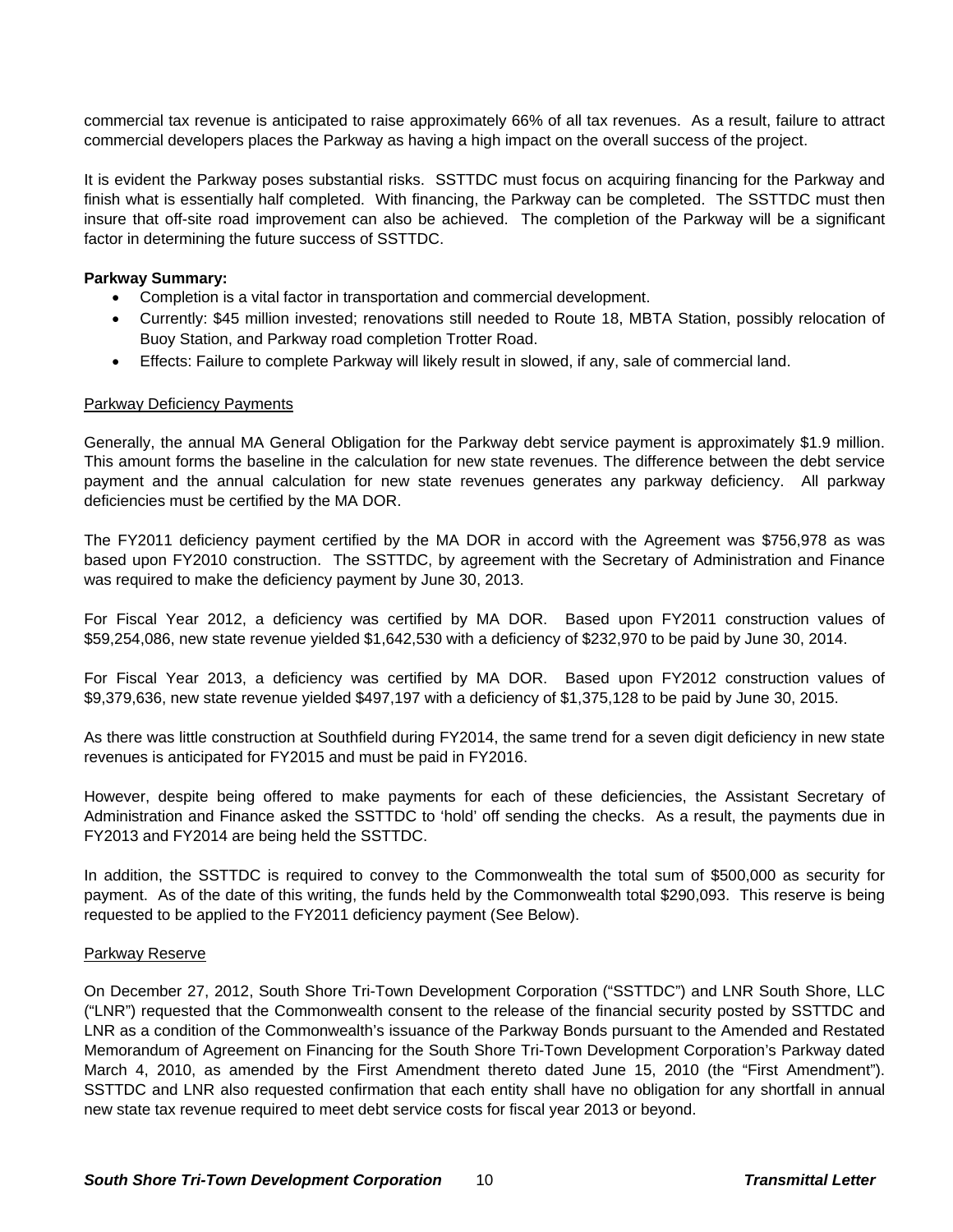commercial tax revenue is anticipated to raise approximately 66% of all tax revenues. As a result, failure to attract commercial developers places the Parkway as having a high impact on the overall success of the project.

It is evident the Parkway poses substantial risks. SSTTDC must focus on acquiring financing for the Parkway and finish what is essentially half completed. With financing, the Parkway can be completed. The SSTTDC must then insure that off-site road improvement can also be achieved. The completion of the Parkway will be a significant factor in determining the future success of SSTTDC.

**Parkway Summary:**

- Completion is a vital factor in transportation and commercial development.
- Currently: $45 million invested; renovations still needed to Route 18, MBTA Station, possibly relocation of Buoy Station, and Parkway road completion Trotter Road.
- Effects: Failure to complete Parkway will likely result in slowed, if any, sale of commercial land.

Parkway Deficiency Payments

Generally, the annual MA General Obligation for the Parkway debt service payment is approximately $1.9 million. This amount forms the baseline in the calculation for new state revenues. The difference between the debt service payment and the annual calculation for new state revenues generates any parkway deficiency. All parkway deficiencies must be certified by the MA DOR.

The FY2011 deficiency payment certified by the MA DOR in accord with the Agreement was $756,978 as was based upon FY2010 construction. The SSTTDC, by agreement with the Secretary of Administration and Finance was required to make the deficiency payment by June 30, 2013.

For Fiscal Year 2012, a deficiency was certified by MA DOR. Based upon FY2011 construction values of $59,254,086, new state revenue yielded $1,642,530 with a deficiency of $232,970 to be paid by June 30, 2014.

For Fiscal Year 2013, a deficiency was certified by MA DOR. Based upon FY2012 construction values of $9,379,636, new state revenue yielded $497,197 with a deficiency of $1,375,128 to be paid by June 30, 2015.

As there was little construction at Southfield during FY2014, the same trend for a seven digit deficiency in new state revenues is anticipated for FY2015 and must be paid in FY2016.

However, despite being offered to make payments for each of these deficiencies, the Assistant Secretary of Administration and Finance asked the SSTTDC to 'hold' off sending the checks. As a result, the payments due in FY2013 and FY2014 are being held the SSTTDC.

In addition, the SSTTDC is required to convey to the Commonwealth the total sum of $500,000 as security for payment. As of the date of this writing, the funds held by the Commonwealth total $290,093. This reserve is being requested to be applied to the FY2011 deficiency payment (See Below).

Parkway Reserve

On December 27, 2012, South Shore Tri-Town Development Corporation ("SSTTDC") and LNR South Shore, LLC ("LNR") requested that the Commonwealth consent to the release of the financial security posted by SSTTDC and LNR as a condition of the Commonwealth's issuance of the Parkway Bonds pursuant to the Amended and Restated Memorandum of Agreement on Financing for the South Shore Tri-Town Development Corporation's Parkway dated March 4, 2010, as amended by the First Amendment thereto dated June 15, 2010 (the "First Amendment"). SSTTDC and LNR also requested confirmation that each entity shall have no obligation for any shortfall in annual new state tax revenue required to meet debt service costs for fiscal year 2013 or beyond.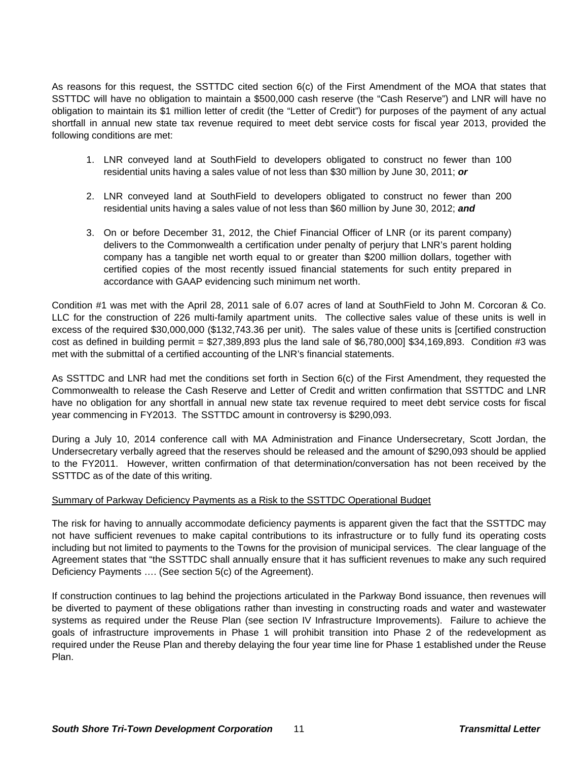As reasons for this request, the SSTTDC cited section 6(c) of the First Amendment of the MOA that states that SSTTDC will have no obligation to maintain a $500,000 cash reserve (the "Cash Reserve") and LNR will have no obligation to maintain its $1 million letter of credit (the "Letter of Credit") for purposes of the payment of any actual shortfall in annual new state tax revenue required to meet debt service costs for fiscal year 2013, provided the following conditions are met:

1. LNR conveyed land at SouthField to developers obligated to construct no fewer than 100 residential units having a sales value of not less than $30 million by June 30, 2011; ***or***

2. LNR conveyed land at SouthField to developers obligated to construct no fewer than 200 residential units having a sales value of not less than $60 million by June 30, 2012; ***and***

3. On or before December 31, 2012, the Chief Financial Officer of LNR (or its parent company) delivers to the Commonwealth a certification under penalty of perjury that LNR's parent holding company has a tangible net worth equal to or greater than $200 million dollars, together with certified copies of the most recently issued financial statements for such entity prepared in accordance with GAAP evidencing such minimum net worth.

Condition #1 was met with the April 28, 2011 sale of 6.07 acres of land at SouthField to John M. Corcoran & Co. LLC for the construction of 226 multi-family apartment units. The collective sales value of these units is well in excess of the required $30,000,000 ($132,743.36 per unit). The sales value of these units is [certified construction cost as defined in building permit = $27,389,893 plus the land sale of $6,780,000] $34,169,893. Condition #3 was met with the submittal of a certified accounting of the LNR's financial statements.

As SSTTDC and LNR had met the conditions set forth in Section 6(c) of the First Amendment, they requested the Commonwealth to release the Cash Reserve and Letter of Credit and written confirmation that SSTTDC and LNR have no obligation for any shortfall in annual new state tax revenue required to meet debt service costs for fiscal year commencing in FY2013. The SSTTDC amount in controversy is $290,093.

During a July 10, 2014 conference call with MA Administration and Finance Undersecretary, Scott Jordan, the Undersecretary verbally agreed that the reserves should be released and the amount of $290,093 should be applied to the FY2011. However, written confirmation of that determination/conversation has not been received by the SSTTDC as of the date of this writing.

Summary of Parkway Deficiency Payments as a Risk to the SSTTDC Operational Budget

The risk for having to annually accommodate deficiency payments is apparent given the fact that the SSTTDC may not have sufficient revenues to make capital contributions to its infrastructure or to fully fund its operating costs including but not limited to payments to the Towns for the provision of municipal services. The clear language of the Agreement states that "the SSTTDC shall annually ensure that it has sufficient revenues to make any such required Deficiency Payments …. (See section 5(c) of the Agreement).

If construction continues to lag behind the projections articulated in the Parkway Bond issuance, then revenues will be diverted to payment of these obligations rather than investing in constructing roads and water and wastewater systems as required under the Reuse Plan (see section IV Infrastructure Improvements). Failure to achieve the goals of infrastructure improvements in Phase 1 will prohibit transition into Phase 2 of the redevelopment as required under the Reuse Plan and thereby delaying the four year time line for Phase 1 established under the Reuse Plan.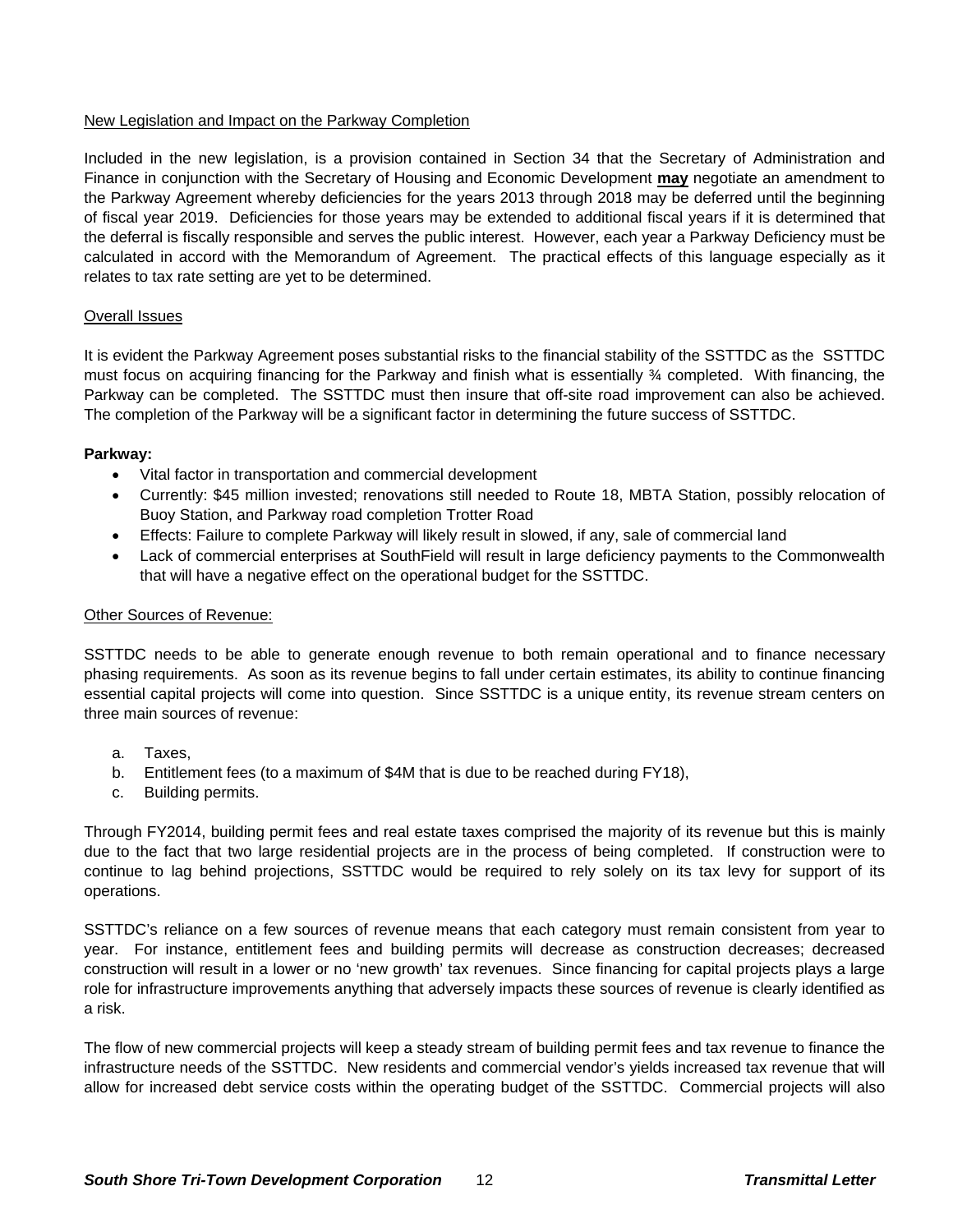New Legislation and Impact on the Parkway Completion

Included in the new legislation, is a provision contained in Section 34 that the Secretary of Administration and Finance in conjunction with the Secretary of Housing and Economic Development **may** negotiate an amendment to the Parkway Agreement whereby deficiencies for the years 2013 through 2018 may be deferred until the beginning of fiscal year 2019. Deficiencies for those years may be extended to additional fiscal years if it is determined that the deferral is fiscally responsible and serves the public interest. However, each year a Parkway Deficiency must be calculated in accord with the Memorandum of Agreement. The practical effects of this language especially as it relates to tax rate setting are yet to be determined.

Overall Issues

It is evident the Parkway Agreement poses substantial risks to the financial stability of the SSTTDC as the SSTTDC must focus on acquiring financing for the Parkway and finish what is essentially ¾ completed. With financing, the Parkway can be completed. The SSTTDC must then insure that off-site road improvement can also be achieved. The completion of the Parkway will be a significant factor in determining the future success of SSTTDC.

**Parkway:**

- Vital factor in transportation and commercial development
- Currently: $45 million invested; renovations still needed to Route 18, MBTA Station, possibly relocation of Buoy Station, and Parkway road completion Trotter Road
- Effects: Failure to complete Parkway will likely result in slowed, if any, sale of commercial land
- Lack of commercial enterprises at SouthField will result in large deficiency payments to the Commonwealth that will have a negative effect on the operational budget for the SSTTDC.

Other Sources of Revenue:

SSTTDC needs to be able to generate enough revenue to both remain operational and to finance necessary phasing requirements. As soon as its revenue begins to fall under certain estimates, its ability to continue financing essential capital projects will come into question. Since SSTTDC is a unique entity, its revenue stream centers on three main sources of revenue:

a. Taxes,
b. Entitlement fees (to a maximum of $4M that is due to be reached during FY18),
c. Building permits.

Through FY2014, building permit fees and real estate taxes comprised the majority of its revenue but this is mainly due to the fact that two large residential projects are in the process of being completed. If construction were to continue to lag behind projections, SSTTDC would be required to rely solely on its tax levy for support of its operations.

SSTTDC's reliance on a few sources of revenue means that each category must remain consistent from year to year. For instance, entitlement fees and building permits will decrease as construction decreases; decreased construction will result in a lower or no 'new growth' tax revenues. Since financing for capital projects plays a large role for infrastructure improvements anything that adversely impacts these sources of revenue is clearly identified as a risk.

The flow of new commercial projects will keep a steady stream of building permit fees and tax revenue to finance the infrastructure needs of the SSTTDC. New residents and commercial vendor's yields increased tax revenue that will allow for increased debt service costs within the operating budget of the SSTTDC. Commercial projects will also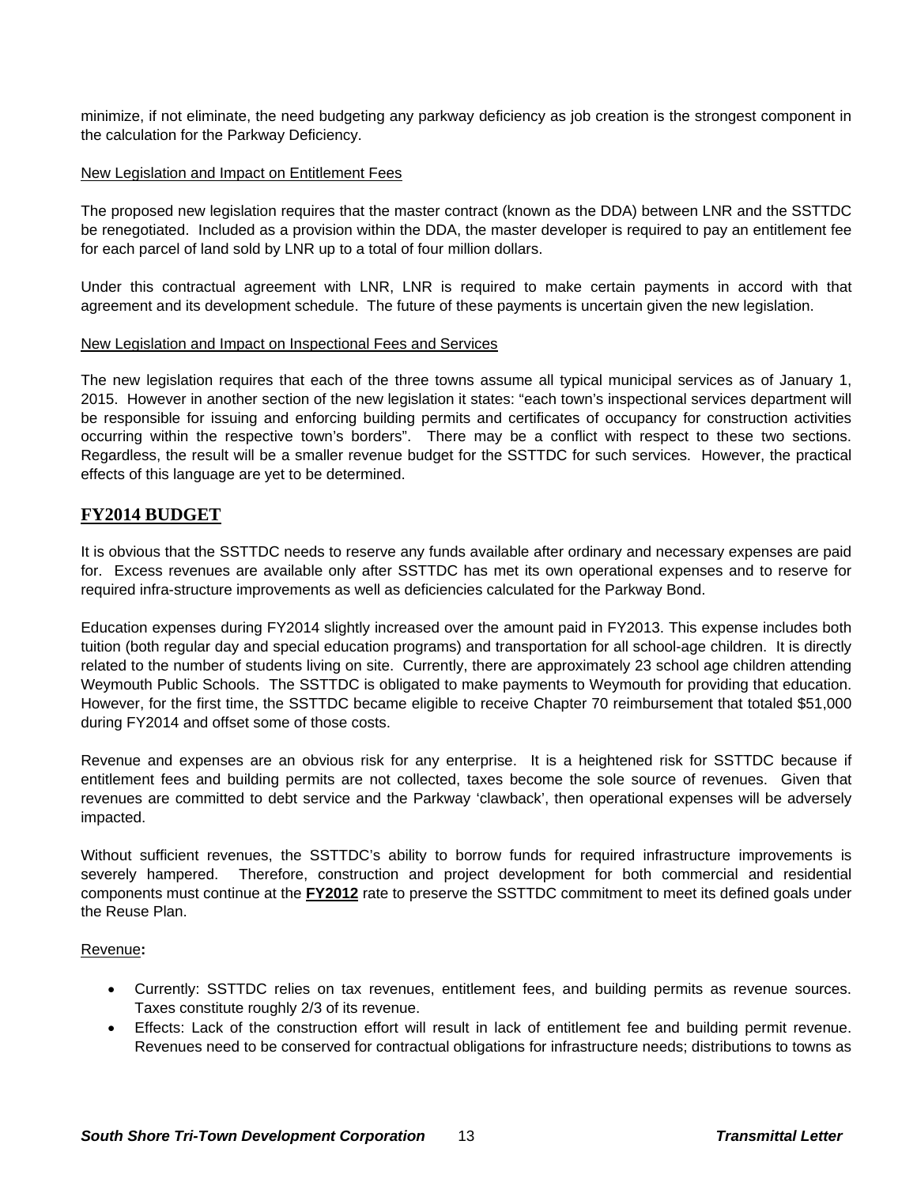minimize, if not eliminate, the need budgeting any parkway deficiency as job creation is the strongest component in the calculation for the Parkway Deficiency.

<u>New Legislation and Impact on Entitlement Fees</u>

The proposed new legislation requires that the master contract (known as the DDA) between LNR and the SSTTDC be renegotiated. Included as a provision within the DDA, the master developer is required to pay an entitlement fee for each parcel of land sold by LNR up to a total of four million dollars.

Under this contractual agreement with LNR, LNR is required to make certain payments in accord with that agreement and its development schedule. The future of these payments is uncertain given the new legislation.

<u>New Legislation and Impact on Inspectional Fees and Services</u>

The new legislation requires that each of the three towns assume all typical municipal services as of January 1, 2015. However in another section of the new legislation it states: "each town's inspectional services department will be responsible for issuing and enforcing building permits and certificates of occupancy for construction activities occurring within the respective town's borders". There may be a conflict with respect to these two sections. Regardless, the result will be a smaller revenue budget for the SSTTDC for such services. However, the practical effects of this language are yet to be determined.

## FY2014 BUDGET

It is obvious that the SSTTDC needs to reserve any funds available after ordinary and necessary expenses are paid for. Excess revenues are available only after SSTTDC has met its own operational expenses and to reserve for required infra-structure improvements as well as deficiencies calculated for the Parkway Bond.

Education expenses during FY2014 slightly increased over the amount paid in FY2013. This expense includes both tuition (both regular day and special education programs) and transportation for all school-age children. It is directly related to the number of students living on site. Currently, there are approximately 23 school age children attending Weymouth Public Schools. The SSTTDC is obligated to make payments to Weymouth for providing that education. However, for the first time, the SSTTDC became eligible to receive Chapter 70 reimbursement that totaled $51,000 during FY2014 and offset some of those costs.

Revenue and expenses are an obvious risk for any enterprise. It is a heightened risk for SSTTDC because if entitlement fees and building permits are not collected, taxes become the sole source of revenues. Given that revenues are committed to debt service and the Parkway 'clawback', then operational expenses will be adversely impacted.

Without sufficient revenues, the SSTTDC's ability to borrow funds for required infrastructure improvements is severely hampered. Therefore, construction and project development for both commercial and residential components must continue at the **<u>FY2012</u>** rate to preserve the SSTTDC commitment to meet its defined goals under the Reuse Plan.

<u>Revenue</u>**:**

- Currently: SSTTDC relies on tax revenues, entitlement fees, and building permits as revenue sources. Taxes constitute roughly 2/3 of its revenue.
- Effects: Lack of the construction effort will result in lack of entitlement fee and building permit revenue. Revenues need to be conserved for contractual obligations for infrastructure needs; distributions to towns as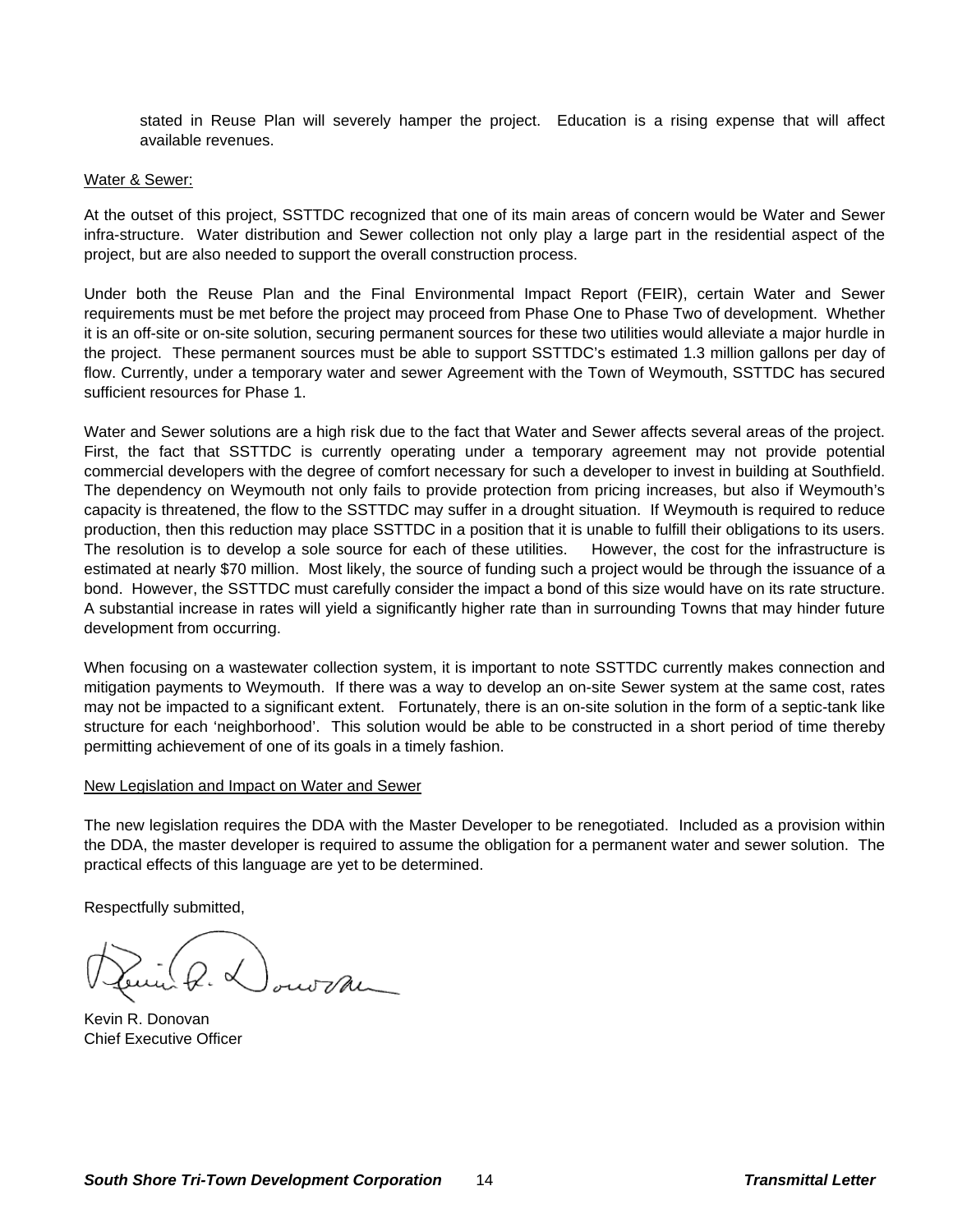stated in Reuse Plan will severely hamper the project. Education is a rising expense that will affect available revenues.

Water & Sewer:

At the outset of this project, SSTTDC recognized that one of its main areas of concern would be Water and Sewer infra-structure. Water distribution and Sewer collection not only play a large part in the residential aspect of the project, but are also needed to support the overall construction process.

Under both the Reuse Plan and the Final Environmental Impact Report (FEIR), certain Water and Sewer requirements must be met before the project may proceed from Phase One to Phase Two of development. Whether it is an off-site or on-site solution, securing permanent sources for these two utilities would alleviate a major hurdle in the project. These permanent sources must be able to support SSTTDC's estimated 1.3 million gallons per day of flow. Currently, under a temporary water and sewer Agreement with the Town of Weymouth, SSTTDC has secured sufficient resources for Phase 1.

Water and Sewer solutions are a high risk due to the fact that Water and Sewer affects several areas of the project. First, the fact that SSTTDC is currently operating under a temporary agreement may not provide potential commercial developers with the degree of comfort necessary for such a developer to invest in building at Southfield. The dependency on Weymouth not only fails to provide protection from pricing increases, but also if Weymouth's capacity is threatened, the flow to the SSTTDC may suffer in a drought situation. If Weymouth is required to reduce production, then this reduction may place SSTTDC in a position that it is unable to fulfill their obligations to its users. The resolution is to develop a sole source for each of these utilities. However, the cost for the infrastructure is estimated at nearly $70 million. Most likely, the source of funding such a project would be through the issuance of a bond. However, the SSTTDC must carefully consider the impact a bond of this size would have on its rate structure. A substantial increase in rates will yield a significantly higher rate than in surrounding Towns that may hinder future development from occurring.

When focusing on a wastewater collection system, it is important to note SSTTDC currently makes connection and mitigation payments to Weymouth. If there was a way to develop an on-site Sewer system at the same cost, rates may not be impacted to a significant extent. Fortunately, there is an on-site solution in the form of a septic-tank like structure for each 'neighborhood'. This solution would be able to be constructed in a short period of time thereby permitting achievement of one of its goals in a timely fashion.

New Legislation and Impact on Water and Sewer

The new legislation requires the DDA with the Master Developer to be renegotiated. Included as a provision within the DDA, the master developer is required to assume the obligation for a permanent water and sewer solution. The practical effects of this language are yet to be determined.

Respectfully submitted,

Kevin R. Donovan
Chief Executive Officer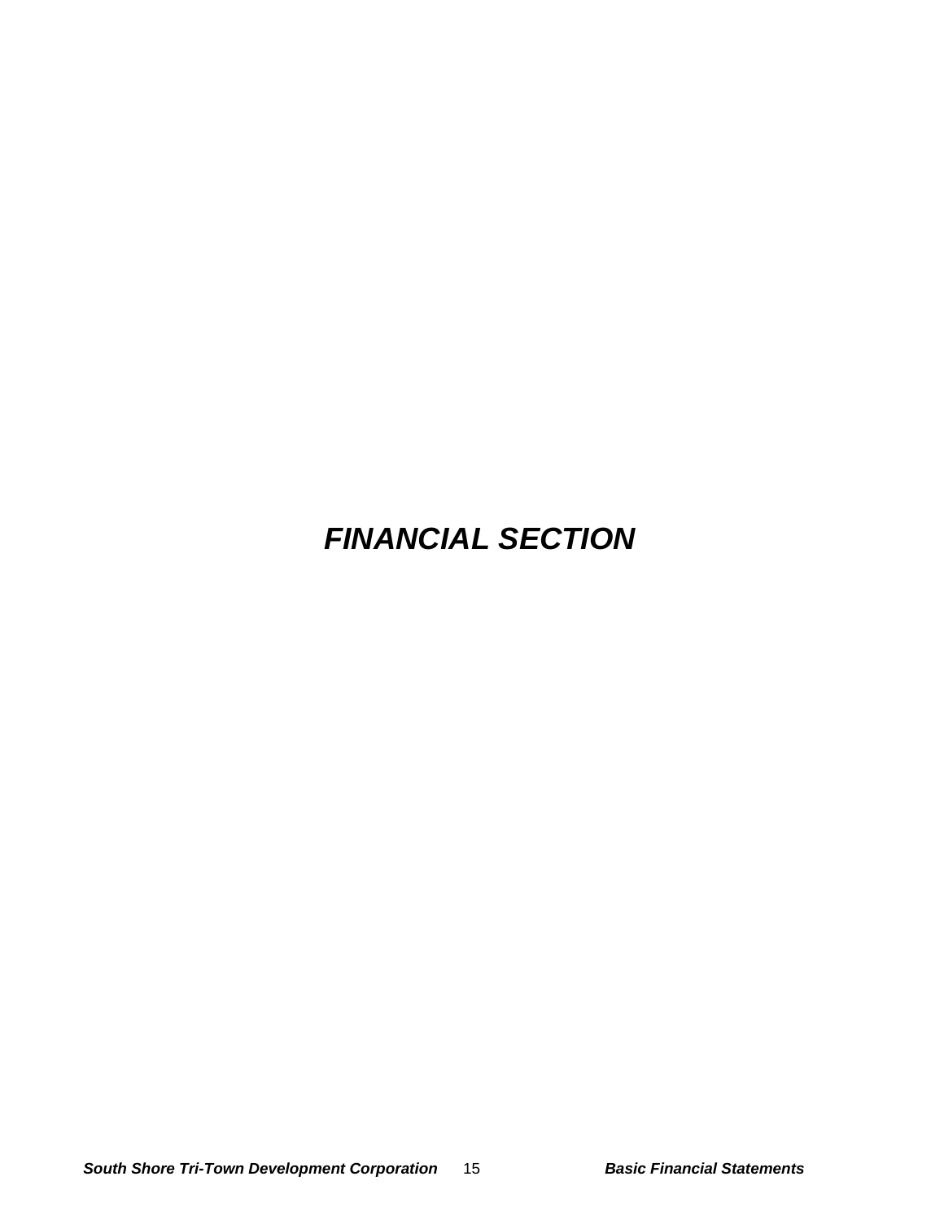# *FINANCIAL SECTION*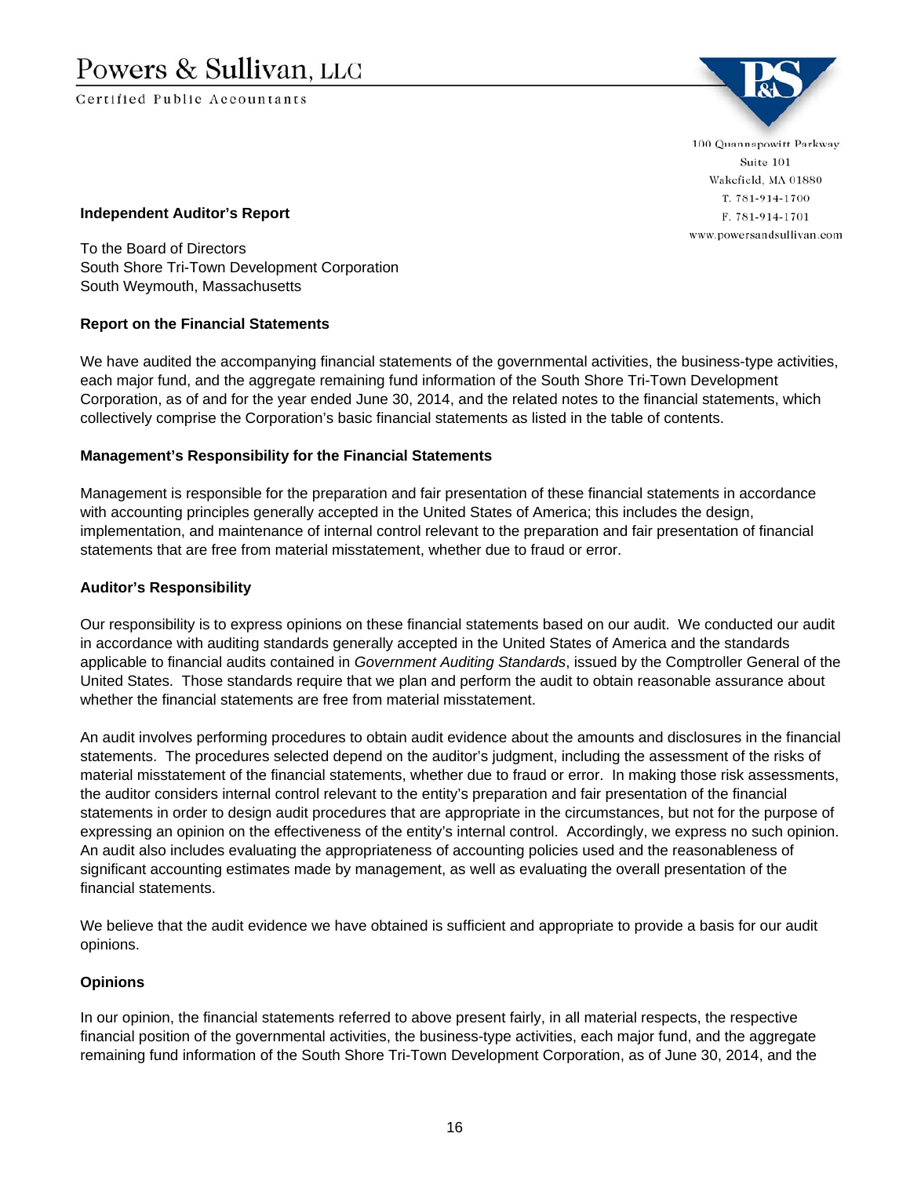# Powers & Sullivan, LLC

Certified Public Accountants

100 Quannapowitt Parkway
Suite 101
Wakefield, MA 01880
T. 781-914-1700
F. 781-914-1701
www.powersandsullivan.com

**Independent Auditor's Report**

To the Board of Directors
South Shore Tri-Town Development Corporation
South Weymouth, Massachusetts

**Report on the Financial Statements**

We have audited the accompanying financial statements of the governmental activities, the business-type activities, each major fund, and the aggregate remaining fund information of the South Shore Tri-Town Development Corporation, as of and for the year ended June 30, 2014, and the related notes to the financial statements, which collectively comprise the Corporation's basic financial statements as listed in the table of contents.

**Management's Responsibility for the Financial Statements**

Management is responsible for the preparation and fair presentation of these financial statements in accordance with accounting principles generally accepted in the United States of America; this includes the design, implementation, and maintenance of internal control relevant to the preparation and fair presentation of financial statements that are free from material misstatement, whether due to fraud or error.

**Auditor's Responsibility**

Our responsibility is to express opinions on these financial statements based on our audit. We conducted our audit in accordance with auditing standards generally accepted in the United States of America and the standards applicable to financial audits contained in *Government Auditing Standards*, issued by the Comptroller General of the United States. Those standards require that we plan and perform the audit to obtain reasonable assurance about whether the financial statements are free from material misstatement.

An audit involves performing procedures to obtain audit evidence about the amounts and disclosures in the financial statements. The procedures selected depend on the auditor's judgment, including the assessment of the risks of material misstatement of the financial statements, whether due to fraud or error. In making those risk assessments, the auditor considers internal control relevant to the entity's preparation and fair presentation of the financial statements in order to design audit procedures that are appropriate in the circumstances, but not for the purpose of expressing an opinion on the effectiveness of the entity's internal control. Accordingly, we express no such opinion. An audit also includes evaluating the appropriateness of accounting policies used and the reasonableness of significant accounting estimates made by management, as well as evaluating the overall presentation of the financial statements.

We believe that the audit evidence we have obtained is sufficient and appropriate to provide a basis for our audit opinions.

**Opinions**

In our opinion, the financial statements referred to above present fairly, in all material respects, the respective financial position of the governmental activities, the business-type activities, each major fund, and the aggregate remaining fund information of the South Shore Tri-Town Development Corporation, as of June 30, 2014, and the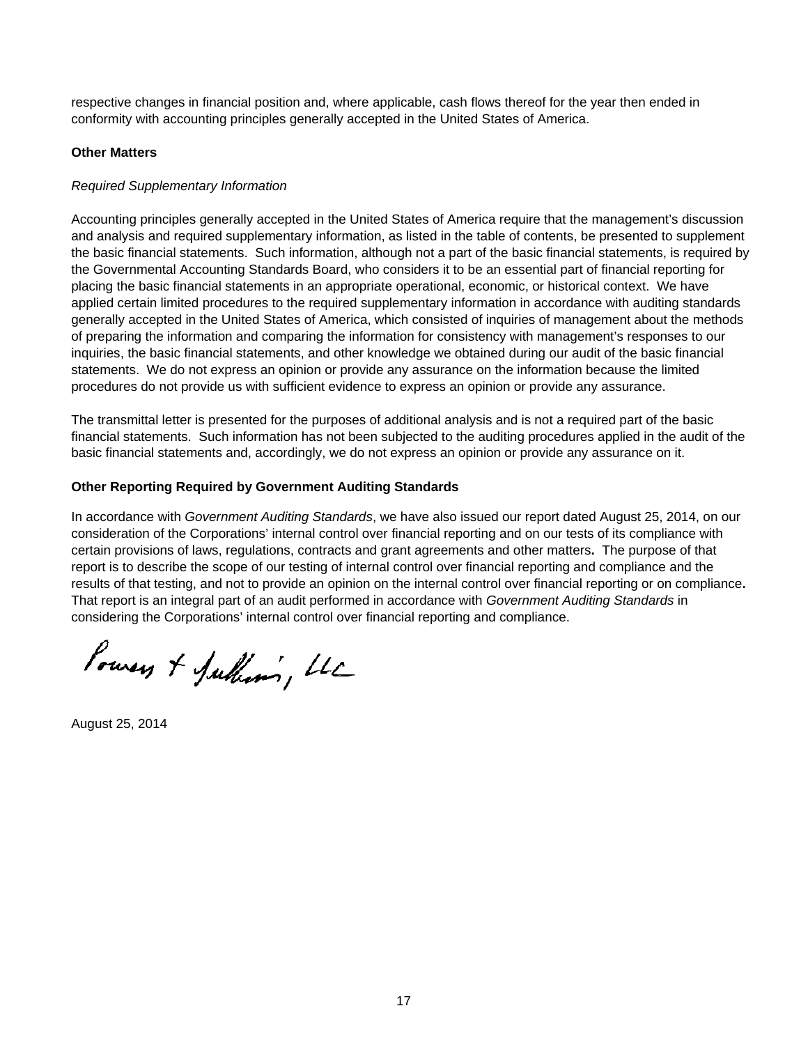respective changes in financial position and, where applicable, cash flows thereof for the year then ended in conformity with accounting principles generally accepted in the United States of America.

**Other Matters**

*Required Supplementary Information*

Accounting principles generally accepted in the United States of America require that the management's discussion and analysis and required supplementary information, as listed in the table of contents, be presented to supplement the basic financial statements. Such information, although not a part of the basic financial statements, is required by the Governmental Accounting Standards Board, who considers it to be an essential part of financial reporting for placing the basic financial statements in an appropriate operational, economic, or historical context. We have applied certain limited procedures to the required supplementary information in accordance with auditing standards generally accepted in the United States of America, which consisted of inquiries of management about the methods of preparing the information and comparing the information for consistency with management's responses to our inquiries, the basic financial statements, and other knowledge we obtained during our audit of the basic financial statements. We do not express an opinion or provide any assurance on the information because the limited procedures do not provide us with sufficient evidence to express an opinion or provide any assurance.

The transmittal letter is presented for the purposes of additional analysis and is not a required part of the basic financial statements. Such information has not been subjected to the auditing procedures applied in the audit of the basic financial statements and, accordingly, we do not express an opinion or provide any assurance on it.

**Other Reporting Required by Government Auditing Standards**

In accordance with *Government Auditing Standards*, we have also issued our report dated August 25, 2014, on our consideration of the Corporations' internal control over financial reporting and on our tests of its compliance with certain provisions of laws, regulations, contracts and grant agreements and other matters**.** The purpose of that report is to describe the scope of our testing of internal control over financial reporting and compliance and the results of that testing, and not to provide an opinion on the internal control over financial reporting or on compliance**.** That report is an integral part of an audit performed in accordance with *Government Auditing Standards* in considering the Corporations' internal control over financial reporting and compliance.

Powers + Sullivan, LLC

August 25, 2014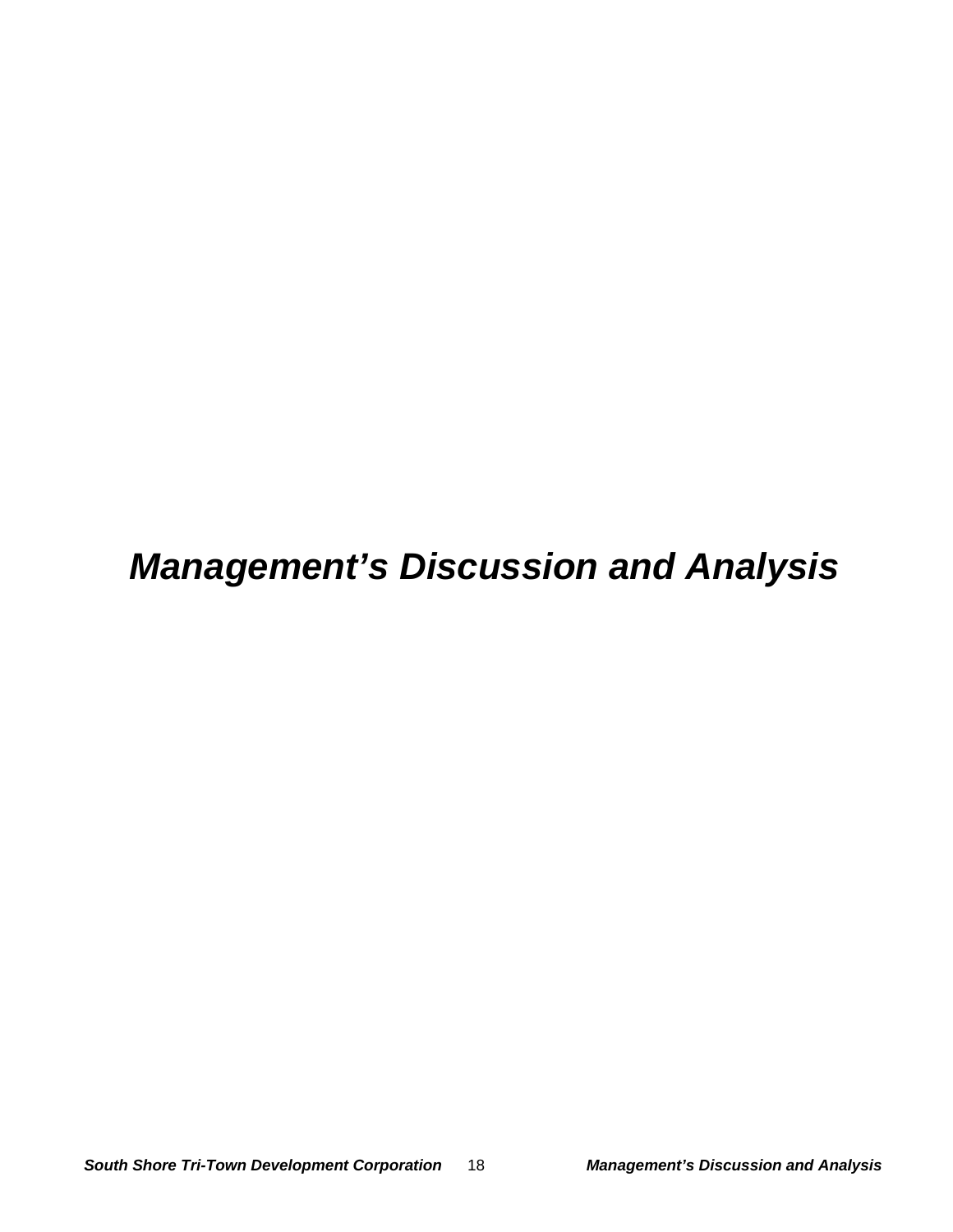# *Management's Discussion and Analysis*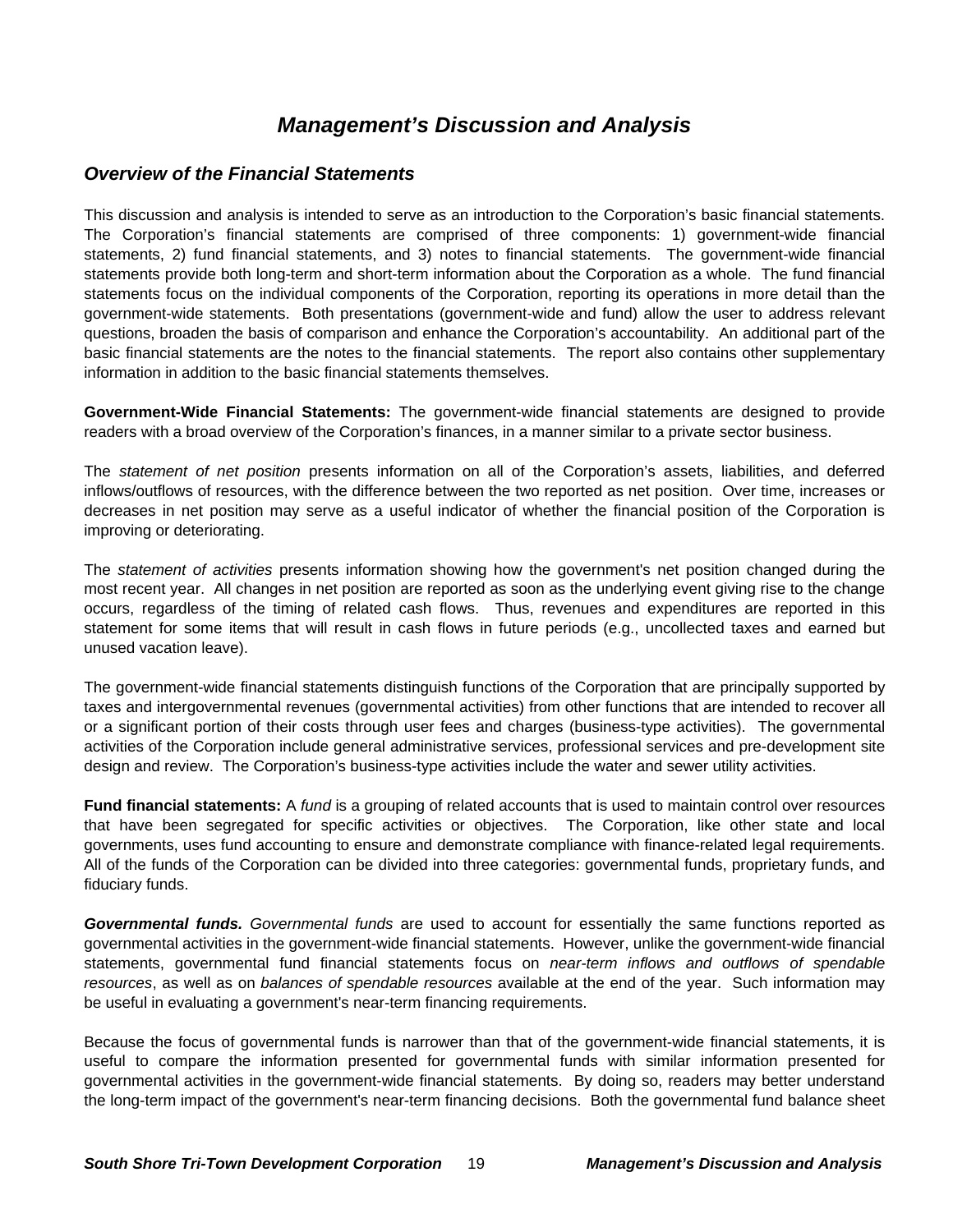# *Management's Discussion and Analysis*

## *Overview of the Financial Statements*

This discussion and analysis is intended to serve as an introduction to the Corporation's basic financial statements. The Corporation's financial statements are comprised of three components: 1) government-wide financial statements, 2) fund financial statements, and 3) notes to financial statements. The government-wide financial statements provide both long-term and short-term information about the Corporation as a whole. The fund financial statements focus on the individual components of the Corporation, reporting its operations in more detail than the government-wide statements. Both presentations (government-wide and fund) allow the user to address relevant questions, broaden the basis of comparison and enhance the Corporation's accountability. An additional part of the basic financial statements are the notes to the financial statements. The report also contains other supplementary information in addition to the basic financial statements themselves.

**Government-Wide Financial Statements:** The government-wide financial statements are designed to provide readers with a broad overview of the Corporation's finances, in a manner similar to a private sector business.

The *statement of net position* presents information on all of the Corporation's assets, liabilities, and deferred inflows/outflows of resources, with the difference between the two reported as net position. Over time, increases or decreases in net position may serve as a useful indicator of whether the financial position of the Corporation is improving or deteriorating.

The *statement of activities* presents information showing how the government's net position changed during the most recent year. All changes in net position are reported as soon as the underlying event giving rise to the change occurs, regardless of the timing of related cash flows. Thus, revenues and expenditures are reported in this statement for some items that will result in cash flows in future periods (e.g., uncollected taxes and earned but unused vacation leave).

The government-wide financial statements distinguish functions of the Corporation that are principally supported by taxes and intergovernmental revenues (governmental activities) from other functions that are intended to recover all or a significant portion of their costs through user fees and charges (business-type activities). The governmental activities of the Corporation include general administrative services, professional services and pre-development site design and review. The Corporation's business-type activities include the water and sewer utility activities.

**Fund financial statements:** A *fund* is a grouping of related accounts that is used to maintain control over resources that have been segregated for specific activities or objectives. The Corporation, like other state and local governments, uses fund accounting to ensure and demonstrate compliance with finance-related legal requirements. All of the funds of the Corporation can be divided into three categories: governmental funds, proprietary funds, and fiduciary funds.

***Governmental funds.*** *Governmental funds* are used to account for essentially the same functions reported as governmental activities in the government-wide financial statements. However, unlike the government-wide financial statements, governmental fund financial statements focus on *near-term inflows and outflows of spendable resources*, as well as on *balances of spendable resources* available at the end of the year. Such information may be useful in evaluating a government's near-term financing requirements.

Because the focus of governmental funds is narrower than that of the government-wide financial statements, it is useful to compare the information presented for governmental funds with similar information presented for governmental activities in the government-wide financial statements. By doing so, readers may better understand the long-term impact of the government's near-term financing decisions. Both the governmental fund balance sheet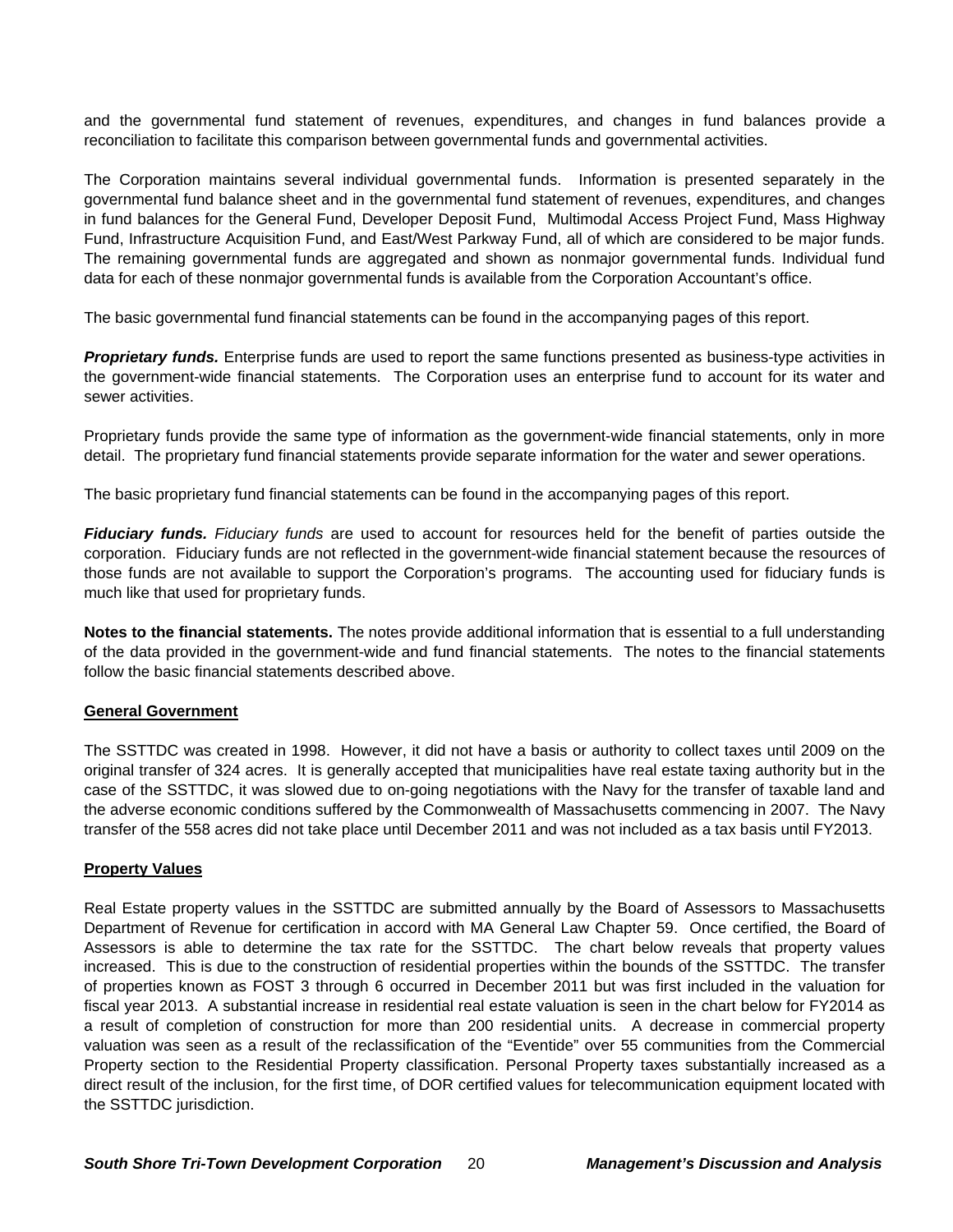and the governmental fund statement of revenues, expenditures, and changes in fund balances provide a reconciliation to facilitate this comparison between governmental funds and governmental activities.

The Corporation maintains several individual governmental funds. Information is presented separately in the governmental fund balance sheet and in the governmental fund statement of revenues, expenditures, and changes in fund balances for the General Fund, Developer Deposit Fund, Multimodal Access Project Fund, Mass Highway Fund, Infrastructure Acquisition Fund, and East/West Parkway Fund, all of which are considered to be major funds. The remaining governmental funds are aggregated and shown as nonmajor governmental funds. Individual fund data for each of these nonmajor governmental funds is available from the Corporation Accountant's office.

The basic governmental fund financial statements can be found in the accompanying pages of this report.

***Proprietary funds.*** Enterprise funds are used to report the same functions presented as business-type activities in the government-wide financial statements. The Corporation uses an enterprise fund to account for its water and sewer activities.

Proprietary funds provide the same type of information as the government-wide financial statements, only in more detail. The proprietary fund financial statements provide separate information for the water and sewer operations.

The basic proprietary fund financial statements can be found in the accompanying pages of this report.

***Fiduciary funds.*** *Fiduciary funds* are used to account for resources held for the benefit of parties outside the corporation. Fiduciary funds are not reflected in the government-wide financial statement because the resources of those funds are not available to support the Corporation's programs. The accounting used for fiduciary funds is much like that used for proprietary funds.

**Notes to the financial statements.** The notes provide additional information that is essential to a full understanding of the data provided in the government-wide and fund financial statements. The notes to the financial statements follow the basic financial statements described above.

## General Government

The SSTTDC was created in 1998. However, it did not have a basis or authority to collect taxes until 2009 on the original transfer of 324 acres. It is generally accepted that municipalities have real estate taxing authority but in the case of the SSTTDC, it was slowed due to on-going negotiations with the Navy for the transfer of taxable land and the adverse economic conditions suffered by the Commonwealth of Massachusetts commencing in 2007. The Navy transfer of the 558 acres did not take place until December 2011 and was not included as a tax basis until FY2013.

## Property Values

Real Estate property values in the SSTTDC are submitted annually by the Board of Assessors to Massachusetts Department of Revenue for certification in accord with MA General Law Chapter 59. Once certified, the Board of Assessors is able to determine the tax rate for the SSTTDC. The chart below reveals that property values increased. This is due to the construction of residential properties within the bounds of the SSTTDC. The transfer of properties known as FOST 3 through 6 occurred in December 2011 but was first included in the valuation for fiscal year 2013. A substantial increase in residential real estate valuation is seen in the chart below for FY2014 as a result of completion of construction for more than 200 residential units. A decrease in commercial property valuation was seen as a result of the reclassification of the "Eventide" over 55 communities from the Commercial Property section to the Residential Property classification. Personal Property taxes substantially increased as a direct result of the inclusion, for the first time, of DOR certified values for telecommunication equipment located with the SSTTDC jurisdiction.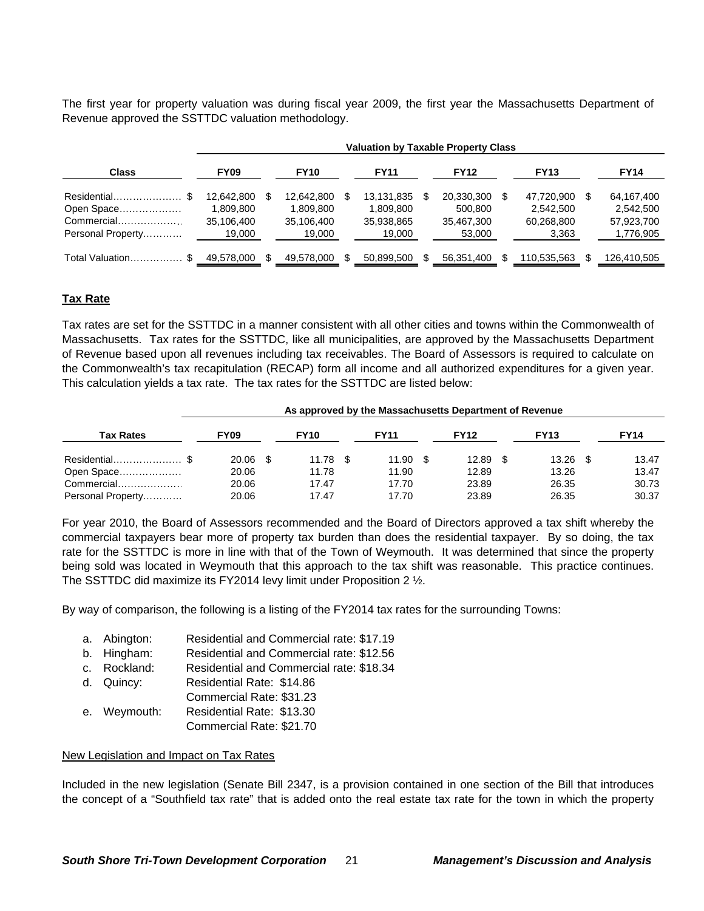The first year for property valuation was during fiscal year 2009, the first year the Massachusetts Department of Revenue approved the SSTTDC valuation methodology.

| | Valuation by Taxable Property Class | | | | | |
|---|---|---|---|---|---|---|
| **Class** | **FY09** | **FY10** | **FY11** | **FY12** | **FY13** | **FY14** |
| Residential………………… $ | 12,642,800 | $ 12,642,800 | $ 13,131,835 | $ 20,330,300 | $ 47,720,900 | $ 64,167,400 |
| Open Space……………… | 1,809,800 | 1,809,800 | 1,809,800 | 500,800 | 2,542,500 | 2,542,500 |
| Commercial……………… | 35,106,400 | 35,106,400 | 35,938,865 | 35,467,300 | 60,268,800 | 57,923,700 |
| Personal Property………… | 19,000 | 19,000 | 19,000 | 53,000 | 3,363 | 1,776,905 |
| Total Valuation…………… $ | 49,578,000 | $ 49,578,000 | $ 50,899,500 | $ 56,351,400 | $ 110,535,563 | $ 126,410,505 |

## Tax Rate

Tax rates are set for the SSTTDC in a manner consistent with all other cities and towns within the Commonwealth of Massachusetts. Tax rates for the SSTTDC, like all municipalities, are approved by the Massachusetts Department of Revenue based upon all revenues including tax receivables. The Board of Assessors is required to calculate on the Commonwealth's tax recapitulation (RECAP) form all income and all authorized expenditures for a given year. This calculation yields a tax rate. The tax rates for the SSTTDC are listed below:

| | As approved by the Massachusetts Department of Revenue | | | | | |
|---|---|---|---|---|---|---|
| **Tax Rates** | **FY09** | **FY10** | **FY11** | **FY12** | **FY13** | **FY14** |
| Residential………………… $ | 20.06 | $ 11.78 | $ 11.90 | $ 12.89 | $ 13.26 | $ 13.47 |
| Open Space……………… | 20.06 | 11.78 | 11.90 | 12.89 | 13.26 | 13.47 |
| Commercial……………… | 20.06 | 17.47 | 17.70 | 23.89 | 26.35 | 30.73 |
| Personal Property………… | 20.06 | 17.47 | 17.70 | 23.89 | 26.35 | 30.37 |

For year 2010, the Board of Assessors recommended and the Board of Directors approved a tax shift whereby the commercial taxpayers bear more of property tax burden than does the residential taxpayer. By so doing, the tax rate for the SSTTDC is more in line with that of the Town of Weymouth. It was determined that since the property being sold was located in Weymouth that this approach to the tax shift was reasonable. This practice continues. The SSTTDC did maximize its FY2014 levy limit under Proposition 2 ½.

By way of comparison, the following is a listing of the FY2014 tax rates for the surrounding Towns:

a. Abington: Residential and Commercial rate: $17.19
b. Hingham: Residential and Commercial rate: $12.56
c. Rockland: Residential and Commercial rate: $18.34
d. Quincy: Residential Rate: $14.86
   Commercial Rate: $31.23
e. Weymouth: Residential Rate: $13.30
   Commercial Rate: $21.70

New Legislation and Impact on Tax Rates

Included in the new legislation (Senate Bill 2347, is a provision contained in one section of the Bill that introduces the concept of a "Southfield tax rate" that is added onto the real estate tax rate for the town in which the property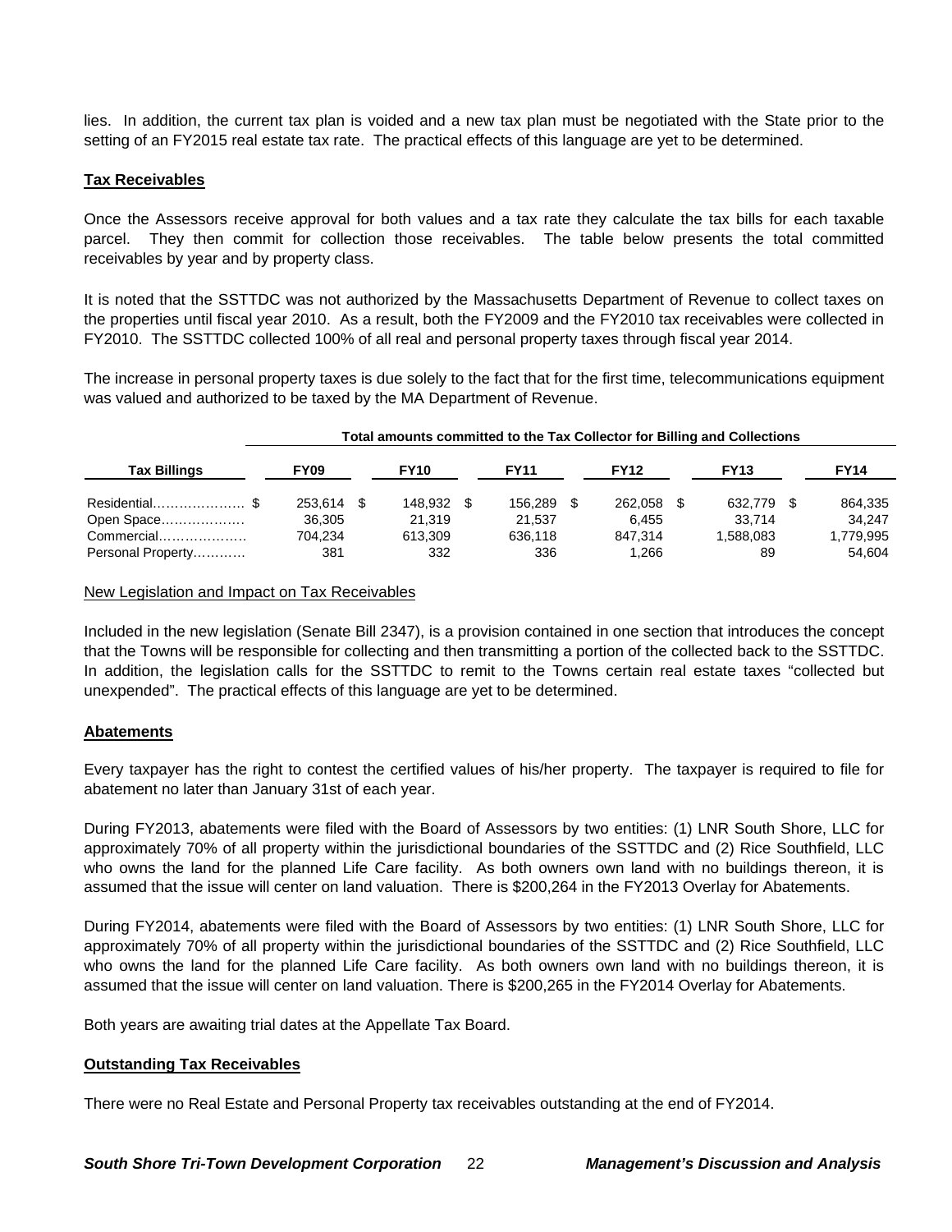lies. In addition, the current tax plan is voided and a new tax plan must be negotiated with the State prior to the setting of an FY2015 real estate tax rate. The practical effects of this language are yet to be determined.

**Tax Receivables**

Once the Assessors receive approval for both values and a tax rate they calculate the tax bills for each taxable parcel. They then commit for collection those receivables. The table below presents the total committed receivables by year and by property class.

It is noted that the SSTTDC was not authorized by the Massachusetts Department of Revenue to collect taxes on the properties until fiscal year 2010. As a result, both the FY2009 and the FY2010 tax receivables were collected in FY2010. The SSTTDC collected 100% of all real and personal property taxes through fiscal year 2014.

The increase in personal property taxes is due solely to the fact that for the first time, telecommunications equipment was valued and authorized to be taxed by the MA Department of Revenue.

| | Total amounts committed to the Tax Collector for Billing and Collections | | | | | |
|---|---|---|---|---|---|---|
| **Tax Billings** | **FY09** | **FY10** | **FY11** | **FY12** | **FY13** | **FY14** |
| Residential………………… | $ 253,614 | $ 148,932 | $ 156,289 | $ 262,058 | $ 632,779 | $ 864,335 |
| Open Space……………… | 36,305 | 21,319 | 21,537 | 6,455 | 33,714 | 34,247 |
| Commercial………………. | 704,234 | 613,309 | 636,118 | 847,314 | 1,588,083 | 1,779,995 |
| Personal Property……….. | 381 | 332 | 336 | 1,266 | 89 | 54,604 |

New Legislation and Impact on Tax Receivables

Included in the new legislation (Senate Bill 2347), is a provision contained in one section that introduces the concept that the Towns will be responsible for collecting and then transmitting a portion of the collected back to the SSTTDC. In addition, the legislation calls for the SSTTDC to remit to the Towns certain real estate taxes "collected but unexpended". The practical effects of this language are yet to be determined.

**Abatements**

Every taxpayer has the right to contest the certified values of his/her property. The taxpayer is required to file for abatement no later than January 31st of each year.

During FY2013, abatements were filed with the Board of Assessors by two entities: (1) LNR South Shore, LLC for approximately 70% of all property within the jurisdictional boundaries of the SSTTDC and (2) Rice Southfield, LLC who owns the land for the planned Life Care facility. As both owners own land with no buildings thereon, it is assumed that the issue will center on land valuation. There is $200,264 in the FY2013 Overlay for Abatements.

During FY2014, abatements were filed with the Board of Assessors by two entities: (1) LNR South Shore, LLC for approximately 70% of all property within the jurisdictional boundaries of the SSTTDC and (2) Rice Southfield, LLC who owns the land for the planned Life Care facility. As both owners own land with no buildings thereon, it is assumed that the issue will center on land valuation. There is $200,265 in the FY2014 Overlay for Abatements.

Both years are awaiting trial dates at the Appellate Tax Board.

**Outstanding Tax Receivables**

There were no Real Estate and Personal Property tax receivables outstanding at the end of FY2014.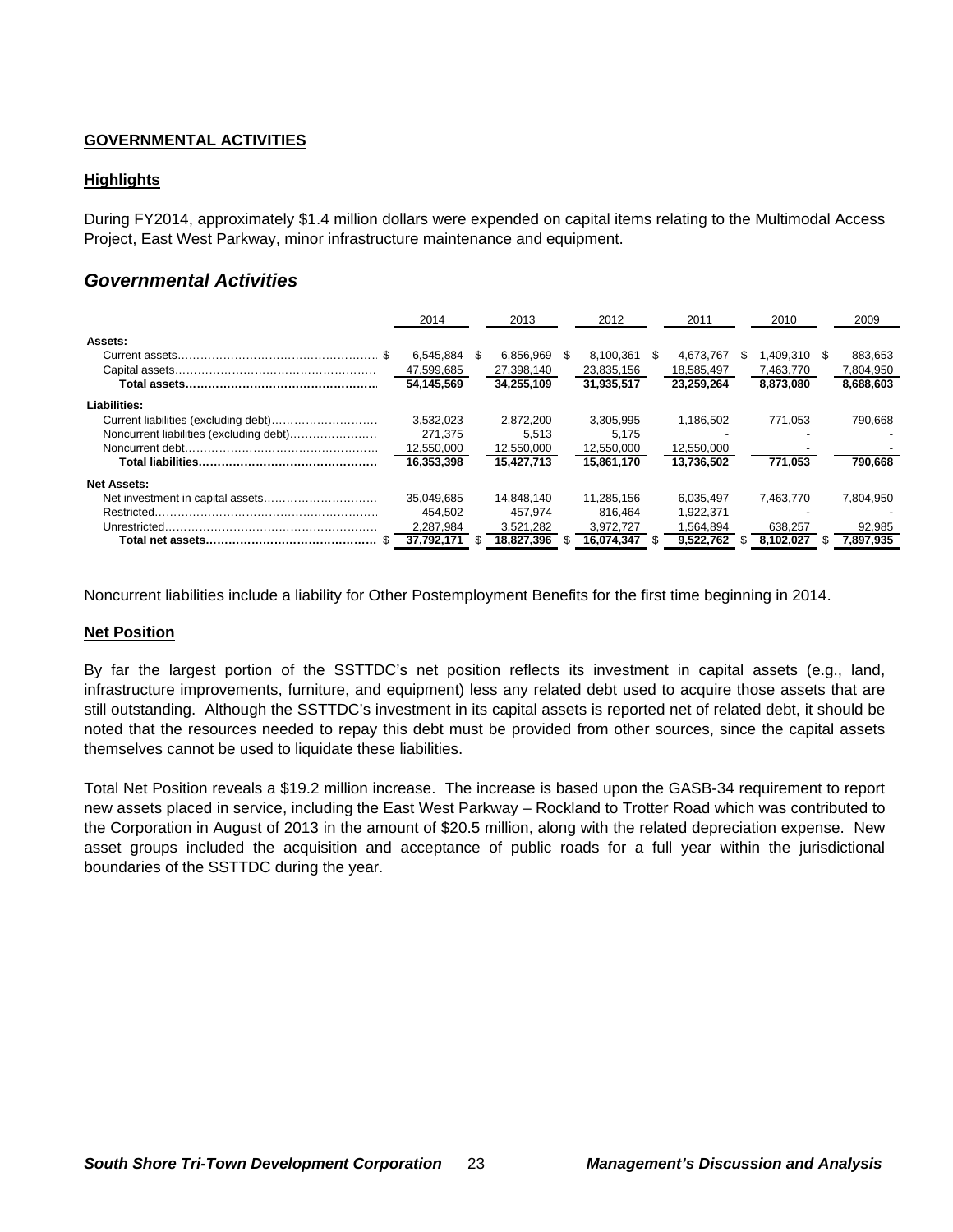## GOVERNMENTAL ACTIVITIES

### Highlights

During FY2014, approximately $1.4 million dollars were expended on capital items relating to the Multimodal Access Project, East West Parkway, minor infrastructure maintenance and equipment.

## *Governmental Activities*

| | 2014 | 2013 | 2012 | 2011 | 2010 | 2009 |
|---|---|---|---|---|---|---|
| **Assets:** | | | | | | |
| Current assets | $ 6,545,884 | $ 6,856,969 | $ 8,100,361 | $ 4,673,767 | $ 1,409,310 | $ 883,653 |
| Capital assets | 47,599,685 | 27,398,140 | 23,835,156 | 18,585,497 | 7,463,770 | 7,804,950 |
| **Total assets** | **54,145,569** | **34,255,109** | **31,935,517** | **23,259,264** | **8,873,080** | **8,688,603** |
| **Liabilities:** | | | | | | |
| Current liabilities (excluding debt) | 3,532,023 | 2,872,200 | 3,305,995 | 1,186,502 | 771,053 | 790,668 |
| Noncurrent liabilities (excluding debt) | 271,375 | 5,513 | 5,175 | - | - | - |
| Noncurrent debt | 12,550,000 | 12,550,000 | 12,550,000 | 12,550,000 | - | - |
| **Total liabilities** | **16,353,398** | **15,427,713** | **15,861,170** | **13,736,502** | **771,053** | **790,668** |
| **Net Assets:** | | | | | | |
| Net investment in capital assets | 35,049,685 | 14,848,140 | 11,285,156 | 6,035,497 | 7,463,770 | 7,804,950 |
| Restricted | 454,502 | 457,974 | 816,464 | 1,922,371 | - | - |
| Unrestricted | 2,287,984 | 3,521,282 | 3,972,727 | 1,564,894 | 638,257 | 92,985 |
| **Total net assets** | **$ 37,792,171** | **$ 18,827,396** | **$ 16,074,347** | **$ 9,522,762** | **$ 8,102,027** | **$ 7,897,935** |

Noncurrent liabilities include a liability for Other Postemployment Benefits for the first time beginning in 2014.

### Net Position

By far the largest portion of the SSTTDC's net position reflects its investment in capital assets (e.g., land, infrastructure improvements, furniture, and equipment) less any related debt used to acquire those assets that are still outstanding. Although the SSTTDC's investment in its capital assets is reported net of related debt, it should be noted that the resources needed to repay this debt must be provided from other sources, since the capital assets themselves cannot be used to liquidate these liabilities.

Total Net Position reveals a $19.2 million increase. The increase is based upon the GASB-34 requirement to report new assets placed in service, including the East West Parkway – Rockland to Trotter Road which was contributed to the Corporation in August of 2013 in the amount of $20.5 million, along with the related depreciation expense. New asset groups included the acquisition and acceptance of public roads for a full year within the jurisdictional boundaries of the SSTTDC during the year.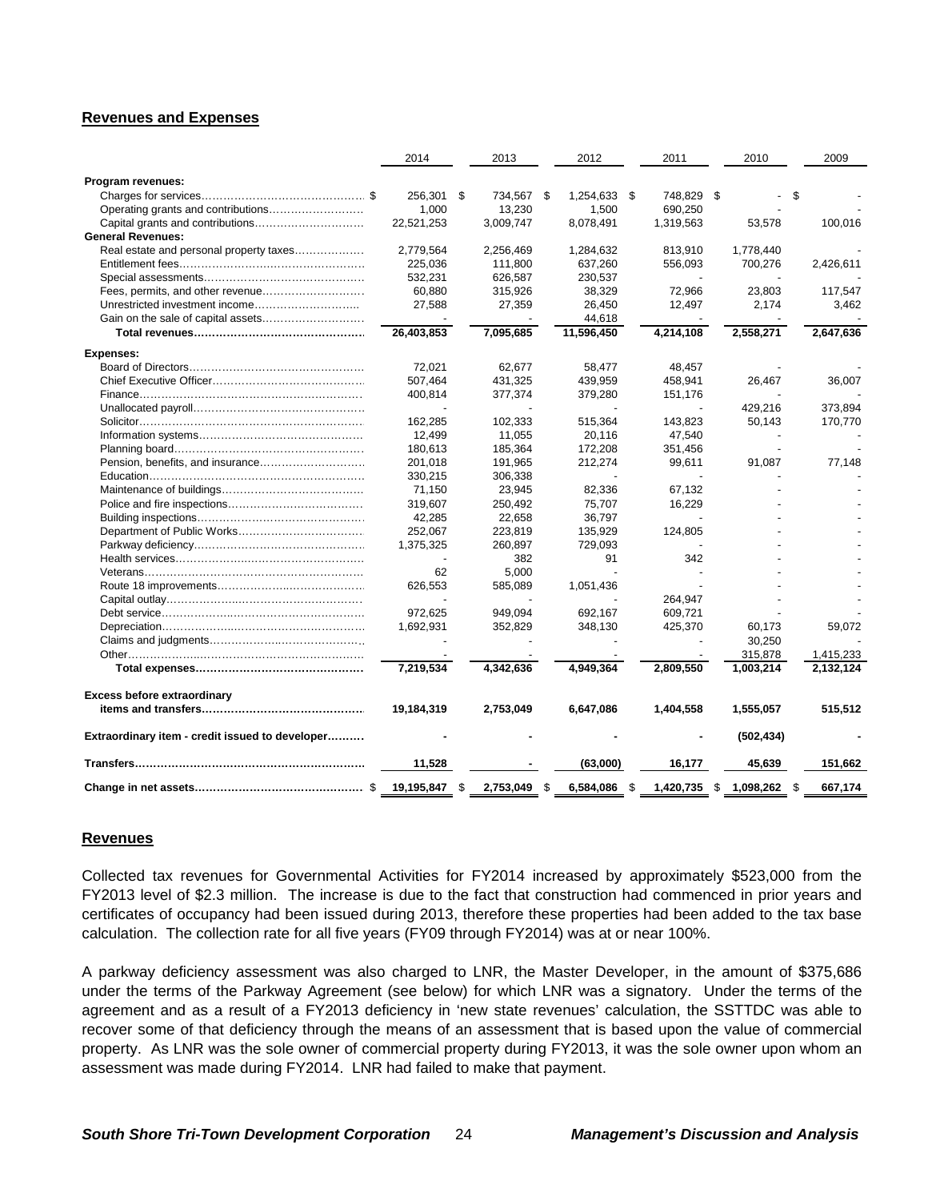## Revenues and Expenses

| | 2014 | 2013 | 2012 | 2011 | 2010 | 2009 |
|---|---|---|---|---|---|---|
| **Program revenues:** | | | | | | |
| Charges for services | $ 256,301 | $ 734,567 | $ 1,254,633 | $ 748,829 | $ - | $ - |
| Operating grants and contributions | 1,000 | 13,230 | 1,500 | 690,250 | - | - |
| Capital grants and contributions | 22,521,253 | 3,009,747 | 8,078,491 | 1,319,563 | 53,578 | 100,016 |
| **General Revenues:** | | | | | | |
| Real estate and personal property taxes | 2,779,564 | 2,256,469 | 1,284,632 | 813,910 | 1,778,440 | - |
| Entitlement fees | 225,036 | 111,800 | 637,260 | 556,093 | 700,276 | 2,426,611 |
| Special assessments | 532,231 | 626,587 | 230,537 | - | - | - |
| Fees, permits, and other revenue | 60,880 | 315,926 | 38,329 | 72,966 | 23,803 | 117,547 |
| Unrestricted investment income | 27,588 | 27,359 | 26,450 | 12,497 | 2,174 | 3,462 |
| Gain on the sale of capital assets | - | - | 44,618 | - | - | - |
| **Total revenues** | **26,403,853** | **7,095,685** | **11,596,450** | **4,214,108** | **2,558,271** | **2,647,636** |
| **Expenses:** | | | | | | |
| Board of Directors | 72,021 | 62,677 | 58,477 | 48,457 | - | - |
| Chief Executive Officer | 507,464 | 431,325 | 439,959 | 458,941 | 26,467 | 36,007 |
| Finance | 400,814 | 377,374 | 379,280 | 151,176 | - | - |
| Unallocated payroll | - | - | - | - | 429,216 | 373,894 |
| Solicitor | 162,285 | 102,333 | 515,364 | 143,823 | 50,143 | 170,770 |
| Information systems | 12,499 | 11,055 | 20,116 | 47,540 | - | - |
| Planning board | 180,613 | 185,364 | 172,208 | 351,456 | - | - |
| Pension, benefits, and insurance | 201,018 | 191,965 | 212,274 | 99,611 | 91,087 | 77,148 |
| Education | 330,215 | 306,338 | - | - | - | - |
| Maintenance of buildings | 71,150 | 23,945 | 82,336 | 67,132 | - | - |
| Police and fire inspections | 319,607 | 250,492 | 75,707 | 16,229 | - | - |
| Building inspections | 42,285 | 22,658 | 36,797 | - | - | - |
| Department of Public Works | 252,067 | 223,819 | 135,929 | 124,805 | - | - |
| Parkway deficiency | 1,375,325 | 260,897 | 729,093 | - | - | - |
| Health services | - | 382 | 91 | 342 | - | - |
| Veterans | 62 | 5,000 | - | - | - | - |
| Route 18 improvements | 626,553 | 585,089 | 1,051,436 | - | - | - |
| Capital outlay | - | - | - | 264,947 | - | - |
| Debt service | 972,625 | 949,094 | 692,167 | 609,721 | - | - |
| Depreciation | 1,692,931 | 352,829 | 348,130 | 425,370 | 60,173 | 59,072 |
| Claims and judgments | - | - | - | - | 30,250 | - |
| Other | - | - | - | - | 315,878 | 1,415,233 |
| **Total expenses** | **7,219,534** | **4,342,636** | **4,949,364** | **2,809,550** | **1,003,214** | **2,132,124** |
| **Excess before extraordinary items and transfers** | **19,184,319** | **2,753,049** | **6,647,086** | **1,404,558** | **1,555,057** | **515,512** |
| **Extraordinary item - credit issued to developer** | **-** | **-** | **-** | **-** | **(502,434)** | **-** |
| **Transfers** | **11,528** | **-** | **(63,000)** | **16,177** | **45,639** | **151,662** |
| **Change in net assets** | **$ 19,195,847** | **$ 2,753,049** | **$ 6,584,086** | **$ 1,420,735** | **$ 1,098,262** | **$ 667,174** |

## Revenues

Collected tax revenues for Governmental Activities for FY2014 increased by approximately $523,000 from the FY2013 level of $2.3 million. The increase is due to the fact that construction had commenced in prior years and certificates of occupancy had been issued during 2013, therefore these properties had been added to the tax base calculation. The collection rate for all five years (FY09 through FY2014) was at or near 100%.

A parkway deficiency assessment was also charged to LNR, the Master Developer, in the amount of $375,686 under the terms of the Parkway Agreement (see below) for which LNR was a signatory. Under the terms of the agreement and as a result of a FY2013 deficiency in 'new state revenues' calculation, the SSTTDC was able to recover some of that deficiency through the means of an assessment that is based upon the value of commercial property. As LNR was the sole owner of commercial property during FY2013, it was the sole owner upon whom an assessment was made during FY2014. LNR had failed to make that payment.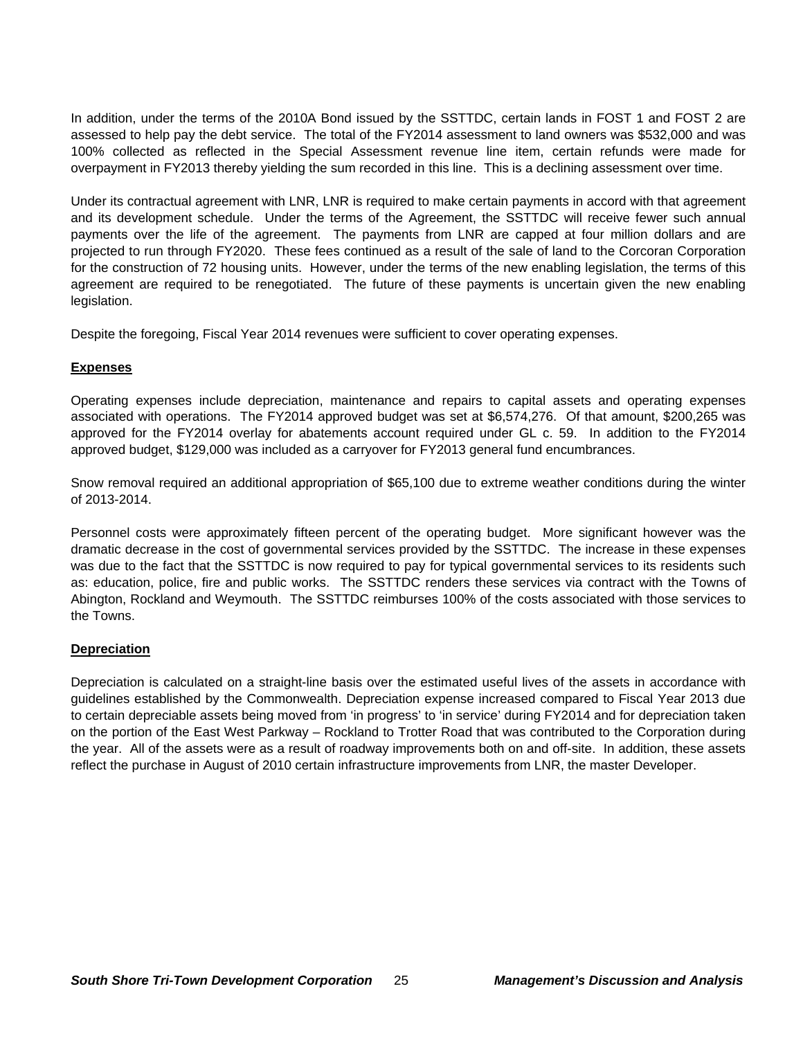In addition, under the terms of the 2010A Bond issued by the SSTTDC, certain lands in FOST 1 and FOST 2 are assessed to help pay the debt service. The total of the FY2014 assessment to land owners was $532,000 and was 100% collected as reflected in the Special Assessment revenue line item, certain refunds were made for overpayment in FY2013 thereby yielding the sum recorded in this line. This is a declining assessment over time.

Under its contractual agreement with LNR, LNR is required to make certain payments in accord with that agreement and its development schedule. Under the terms of the Agreement, the SSTTDC will receive fewer such annual payments over the life of the agreement. The payments from LNR are capped at four million dollars and are projected to run through FY2020. These fees continued as a result of the sale of land to the Corcoran Corporation for the construction of 72 housing units. However, under the terms of the new enabling legislation, the terms of this agreement are required to be renegotiated. The future of these payments is uncertain given the new enabling legislation.

Despite the foregoing, Fiscal Year 2014 revenues were sufficient to cover operating expenses.

**Expenses**

Operating expenses include depreciation, maintenance and repairs to capital assets and operating expenses associated with operations. The FY2014 approved budget was set at $6,574,276. Of that amount, $200,265 was approved for the FY2014 overlay for abatements account required under GL c. 59. In addition to the FY2014 approved budget, $129,000 was included as a carryover for FY2013 general fund encumbrances.

Snow removal required an additional appropriation of $65,100 due to extreme weather conditions during the winter of 2013-2014.

Personnel costs were approximately fifteen percent of the operating budget. More significant however was the dramatic decrease in the cost of governmental services provided by the SSTTDC. The increase in these expenses was due to the fact that the SSTTDC is now required to pay for typical governmental services to its residents such as: education, police, fire and public works. The SSTTDC renders these services via contract with the Towns of Abington, Rockland and Weymouth. The SSTTDC reimburses 100% of the costs associated with those services to the Towns.

**Depreciation**

Depreciation is calculated on a straight-line basis over the estimated useful lives of the assets in accordance with guidelines established by the Commonwealth. Depreciation expense increased compared to Fiscal Year 2013 due to certain depreciable assets being moved from 'in progress' to 'in service' during FY2014 and for depreciation taken on the portion of the East West Parkway – Rockland to Trotter Road that was contributed to the Corporation during the year. All of the assets were as a result of roadway improvements both on and off-site. In addition, these assets reflect the purchase in August of 2010 certain infrastructure improvements from LNR, the master Developer.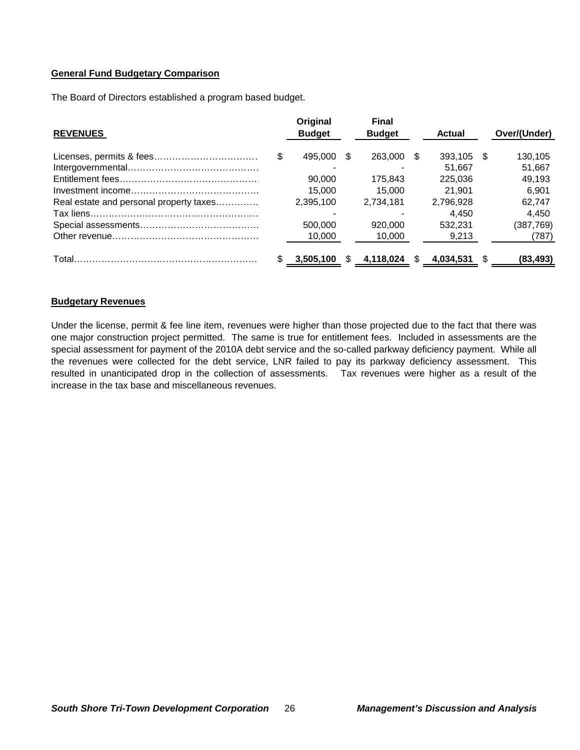**General Fund Budgetary Comparison**

The Board of Directors established a program based budget.

| **REVENUES** | Original Budget | Final Budget | Actual | Over/(Under) |
|---|---|---|---|---|
| Licenses, permits & fees | $ 495,000 | $ 263,000 | $ 393,105 | $ 130,105 |
| Intergovernmental | - | - | 51,667 | 51,667 |
| Entitlement fees | 90,000 | 175,843 | 225,036 | 49,193 |
| Investment income | 15,000 | 15,000 | 21,901 | 6,901 |
| Real estate and personal property taxes | 2,395,100 | 2,734,181 | 2,796,928 | 62,747 |
| Tax liens | - | - | 4,450 | 4,450 |
| Special assessments | 500,000 | 920,000 | 532,231 | (387,769) |
| Other revenue | 10,000 | 10,000 | 9,213 | (787) |
| Total | $ 3,505,100 | $ 4,118,024 | $ 4,034,531 | $ (83,493) |

**Budgetary Revenues**

Under the license, permit & fee line item, revenues were higher than those projected due to the fact that there was one major construction project permitted. The same is true for entitlement fees. Included in assessments are the special assessment for payment of the 2010A debt service and the so-called parkway deficiency payment. While all the revenues were collected for the debt service, LNR failed to pay its parkway deficiency assessment. This resulted in unanticipated drop in the collection of assessments. Tax revenues were higher as a result of the increase in the tax base and miscellaneous revenues.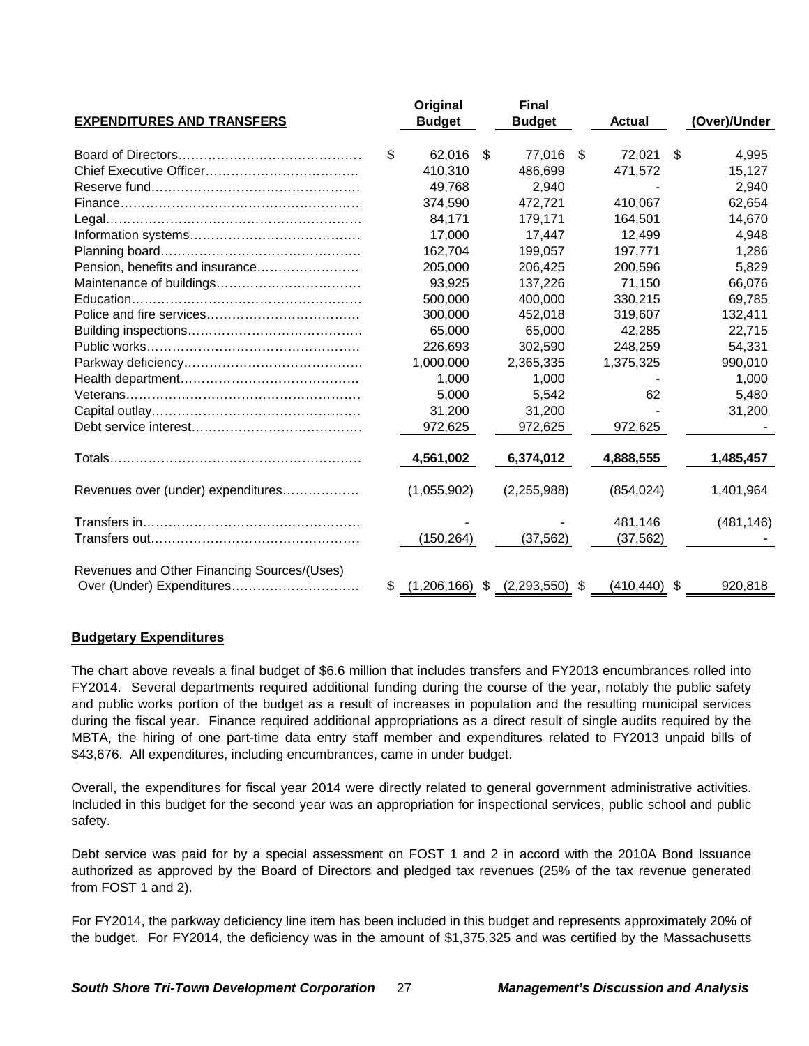| EXPENDITURES AND TRANSFERS | Original Budget | Final Budget | Actual | (Over)/Under |
|---|---|---|---|---|
| Board of Directors | $ 62,016 | $ 77,016 | $ 72,021 | $ 4,995 |
| Chief Executive Officer | 410,310 | 486,699 | 471,572 | 15,127 |
| Reserve fund | 49,768 | 2,940 | - | 2,940 |
| Finance | 374,590 | 472,721 | 410,067 | 62,654 |
| Legal | 84,171 | 179,171 | 164,501 | 14,670 |
| Information systems | 17,000 | 17,447 | 12,499 | 4,948 |
| Planning board | 162,704 | 199,057 | 197,771 | 1,286 |
| Pension, benefits and insurance | 205,000 | 206,425 | 200,596 | 5,829 |
| Maintenance of buildings | 93,925 | 137,226 | 71,150 | 66,076 |
| Education | 500,000 | 400,000 | 330,215 | 69,785 |
| Police and fire services | 300,000 | 452,018 | 319,607 | 132,411 |
| Building inspections | 65,000 | 65,000 | 42,285 | 22,715 |
| Public works | 226,693 | 302,590 | 248,259 | 54,331 |
| Parkway deficiency | 1,000,000 | 2,365,335 | 1,375,325 | 990,010 |
| Health department | 1,000 | 1,000 | - | 1,000 |
| Veterans | 5,000 | 5,542 | 62 | 5,480 |
| Capital outlay | 31,200 | 31,200 | - | 31,200 |
| Debt service interest | 972,625 | 972,625 | 972,625 | - |
| Totals | 4,561,002 | 6,374,012 | 4,888,555 | 1,485,457 |
| Revenues over (under) expenditures | (1,055,902) | (2,255,988) | (854,024) | 1,401,964 |
| Transfers in | - | - | 481,146 | (481,146) |
| Transfers out | (150,264) | (37,562) | (37,562) | - |
| Revenues and Other Financing Sources/(Uses) Over (Under) Expenditures | $ (1,206,166) | $ (2,293,550) | $ (410,440) | $ 920,818 |

**Budgetary Expenditures**

The chart above reveals a final budget of $6.6 million that includes transfers and FY2013 encumbrances rolled into FY2014. Several departments required additional funding during the course of the year, notably the public safety and public works portion of the budget as a result of increases in population and the resulting municipal services during the fiscal year. Finance required additional appropriations as a direct result of single audits required by the MBTA, the hiring of one part-time data entry staff member and expenditures related to FY2013 unpaid bills of $43,676. All expenditures, including encumbrances, came in under budget.

Overall, the expenditures for fiscal year 2014 were directly related to general government administrative activities. Included in this budget for the second year was an appropriation for inspectional services, public school and public safety.

Debt service was paid for by a special assessment on FOST 1 and 2 in accord with the 2010A Bond Issuance authorized as approved by the Board of Directors and pledged tax revenues (25% of the tax revenue generated from FOST 1 and 2).

For FY2014, the parkway deficiency line item has been included in this budget and represents approximately 20% of the budget. For FY2014, the deficiency was in the amount of $1,375,325 and was certified by the Massachusetts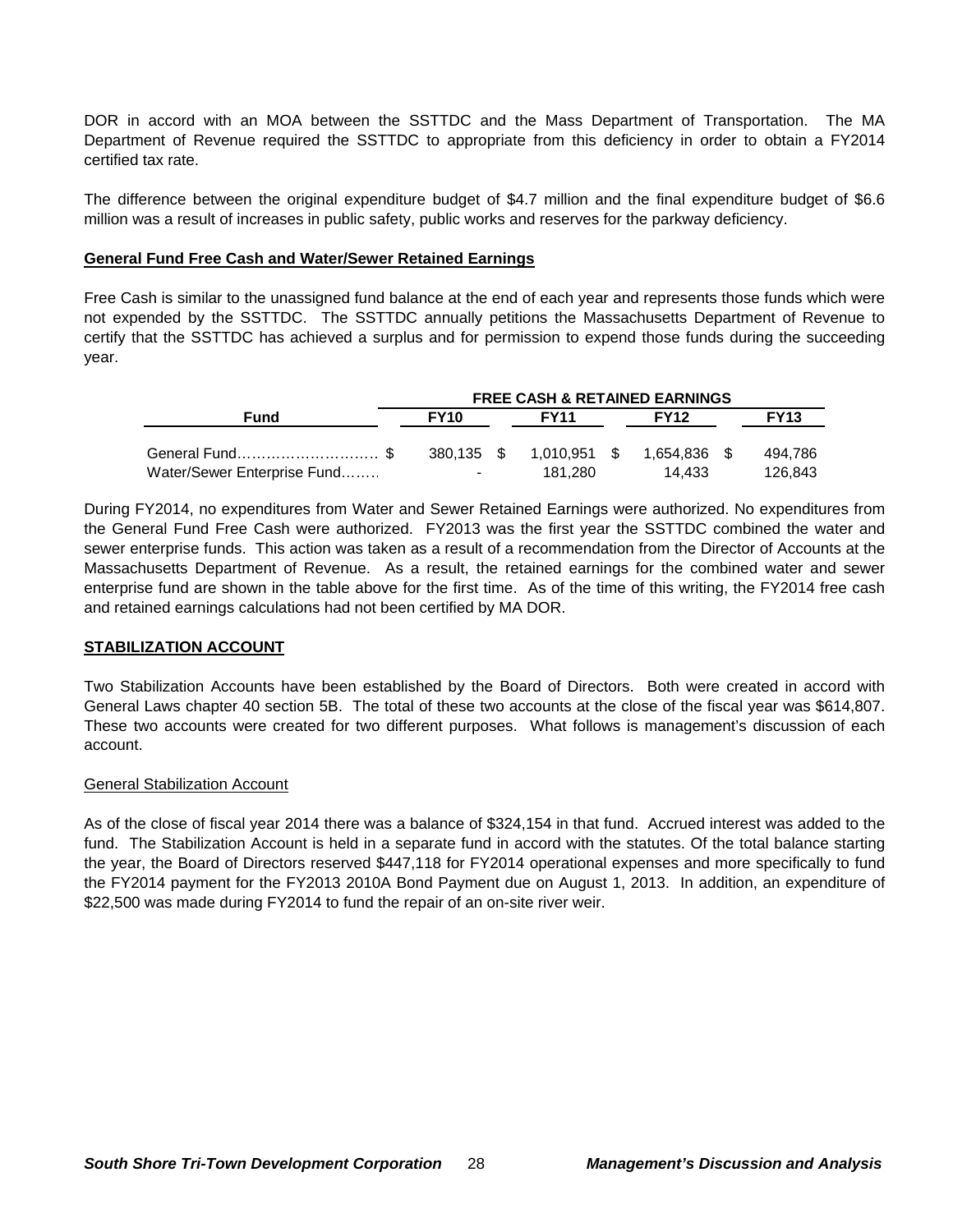DOR in accord with an MOA between the SSTTDC and the Mass Department of Transportation. The MA Department of Revenue required the SSTTDC to appropriate from this deficiency in order to obtain a FY2014 certified tax rate.

The difference between the original expenditure budget of $4.7 million and the final expenditure budget of $6.6 million was a result of increases in public safety, public works and reserves for the parkway deficiency.

**General Fund Free Cash and Water/Sewer Retained Earnings**

Free Cash is similar to the unassigned fund balance at the end of each year and represents those funds which were not expended by the SSTTDC. The SSTTDC annually petitions the Massachusetts Department of Revenue to certify that the SSTTDC has achieved a surplus and for permission to expend those funds during the succeeding year.

| | FREE CASH & RETAINED EARNINGS | | | |
|---|---|---|---|---|
| **Fund** | **FY10** | **FY11** | **FY12** | **FY13** |
| General Fund………………………… $ | 380,135 $ | 1,010,951 $ | 1,654,836 $ | 494,786 |
| Water/Sewer Enterprise Fund……. | - | 181,280 | 14,433 | 126,843 |

During FY2014, no expenditures from Water and Sewer Retained Earnings were authorized. No expenditures from the General Fund Free Cash were authorized. FY2013 was the first year the SSTTDC combined the water and sewer enterprise funds. This action was taken as a result of a recommendation from the Director of Accounts at the Massachusetts Department of Revenue. As a result, the retained earnings for the combined water and sewer enterprise fund are shown in the table above for the first time. As of the time of this writing, the FY2014 free cash and retained earnings calculations had not been certified by MA DOR.

**STABILIZATION ACCOUNT**

Two Stabilization Accounts have been established by the Board of Directors. Both were created in accord with General Laws chapter 40 section 5B. The total of these two accounts at the close of the fiscal year was $614,807. These two accounts were created for two different purposes. What follows is management's discussion of each account.

General Stabilization Account

As of the close of fiscal year 2014 there was a balance of $324,154 in that fund. Accrued interest was added to the fund. The Stabilization Account is held in a separate fund in accord with the statutes. Of the total balance starting the year, the Board of Directors reserved $447,118 for FY2014 operational expenses and more specifically to fund the FY2014 payment for the FY2013 2010A Bond Payment due on August 1, 2013. In addition, an expenditure of $22,500 was made during FY2014 to fund the repair of an on-site river weir.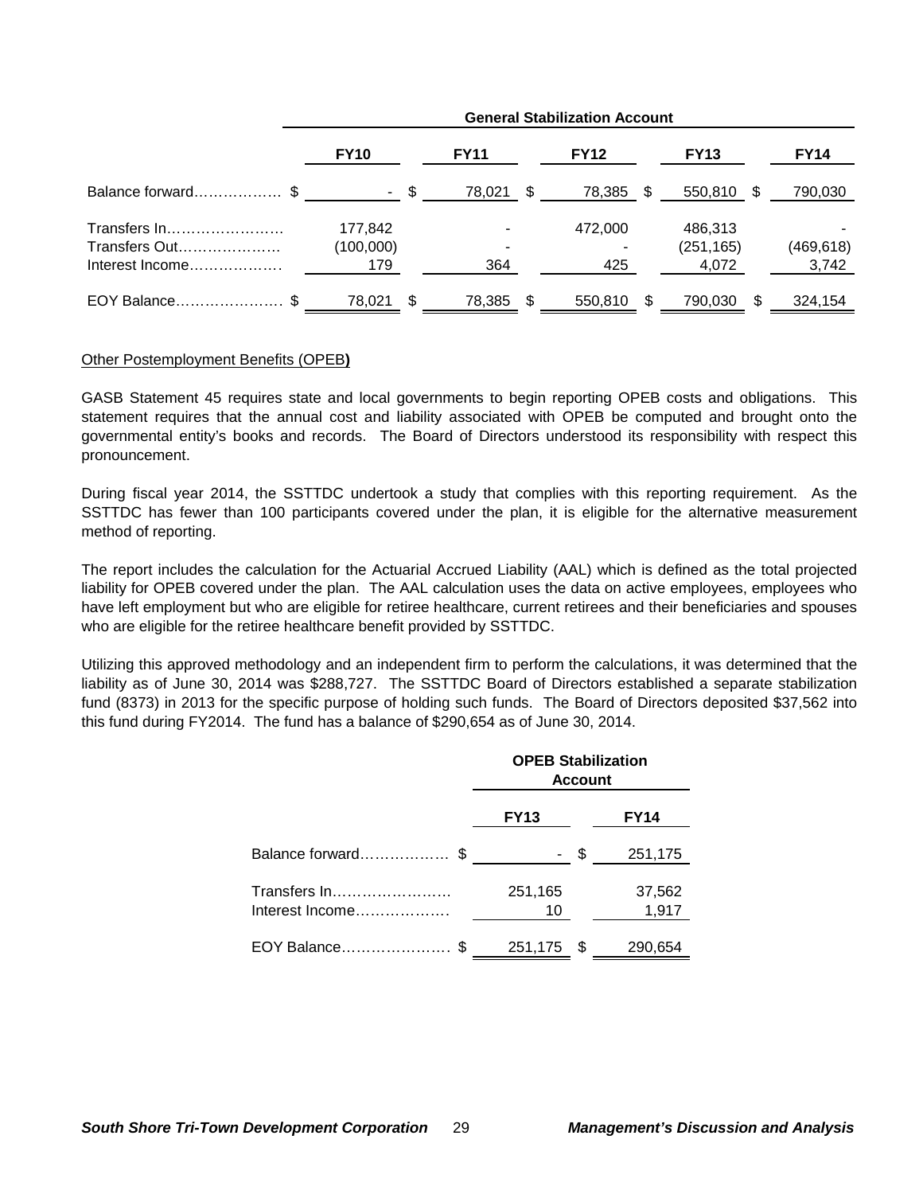| | General Stabilization Account | | | | |
|---|---|---|---|---|---|
| | FY10 | FY11 | FY12 | FY13 | FY14 |
| Balance forward……………… | $ - | $ 78,021 | $ 78,385 | $ 550,810 | $ 790,030 |
| Transfers In…………………… | 177,842 | - | 472,000 | 486,313 | - |
| Transfers Out………………… | (100,000) | - | - | (251,165) | (469,618) |
| Interest Income………………. | 179 | 364 | 425 | 4,072 | 3,742 |
| EOY Balance…………………. | $ 78,021 | $ 78,385 | $ 550,810 | $ 790,030 | $ 324,154 |

Other Postemployment Benefits (OPEB**)**

GASB Statement 45 requires state and local governments to begin reporting OPEB costs and obligations. This statement requires that the annual cost and liability associated with OPEB be computed and brought onto the governmental entity's books and records. The Board of Directors understood its responsibility with respect this pronouncement.

During fiscal year 2014, the SSTTDC undertook a study that complies with this reporting requirement. As the SSTTDC has fewer than 100 participants covered under the plan, it is eligible for the alternative measurement method of reporting.

The report includes the calculation for the Actuarial Accrued Liability (AAL) which is defined as the total projected liability for OPEB covered under the plan. The AAL calculation uses the data on active employees, employees who have left employment but who are eligible for retiree healthcare, current retirees and their beneficiaries and spouses who are eligible for the retiree healthcare benefit provided by SSTTDC.

Utilizing this approved methodology and an independent firm to perform the calculations, it was determined that the liability as of June 30, 2014 was $288,727. The SSTTDC Board of Directors established a separate stabilization fund (8373) in 2013 for the specific purpose of holding such funds. The Board of Directors deposited $37,562 into this fund during FY2014. The fund has a balance of $290,654 as of June 30, 2014.

| | OPEB Stabilization Account | |
|---|---|---|
| | FY13 | FY14 |
| Balance forward……………… | $ - | $ 251,175 |
| Transfers In…………………… | 251,165 | 37,562 |
| Interest Income………………. | 10 | 1,917 |
| EOY Balance…………………. | $ 251,175 | $ 290,654 |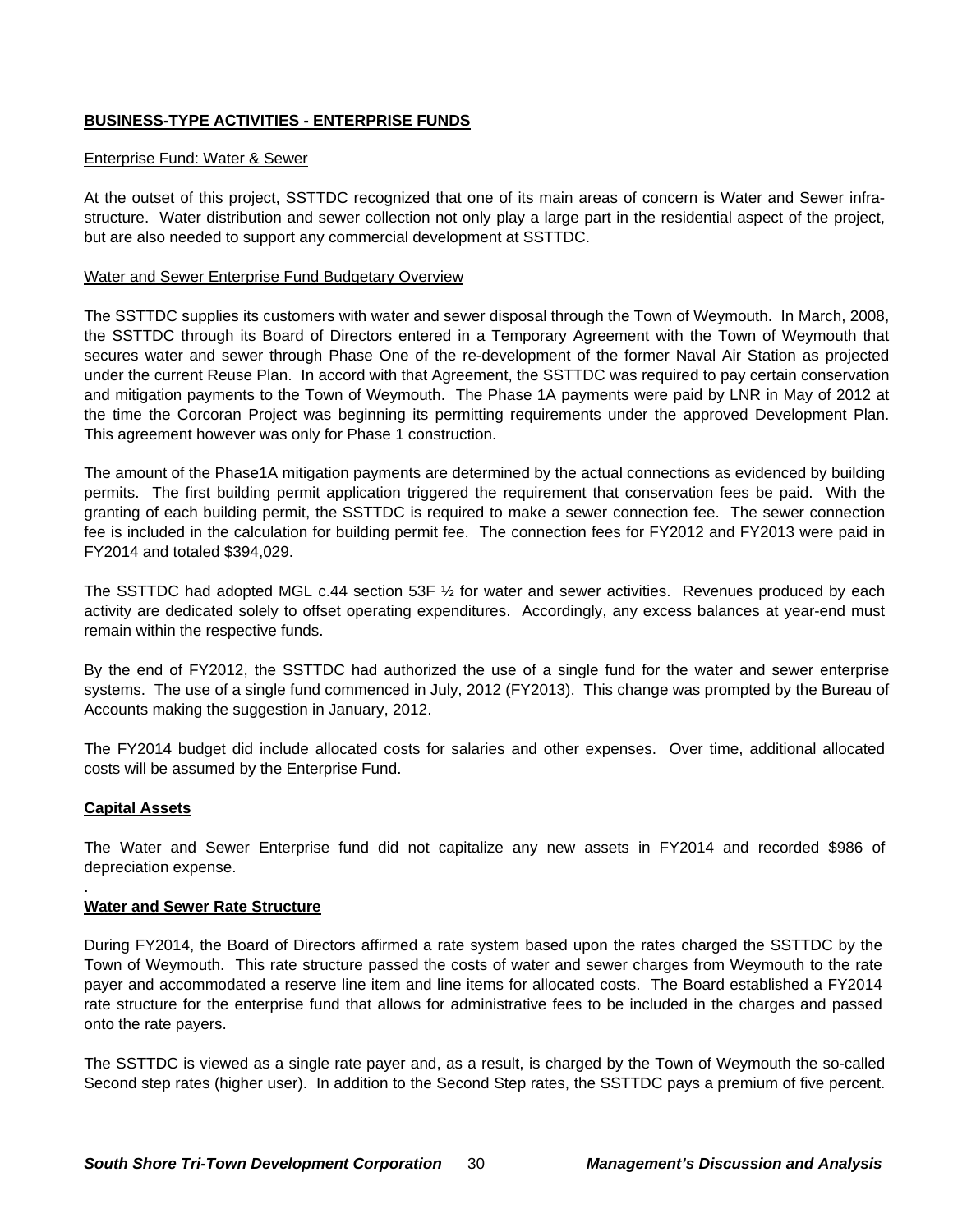## BUSINESS-TYPE ACTIVITIES - ENTERPRISE FUNDS

### Enterprise Fund: Water & Sewer

At the outset of this project, SSTTDC recognized that one of its main areas of concern is Water and Sewer infrastructure. Water distribution and sewer collection not only play a large part in the residential aspect of the project, but are also needed to support any commercial development at SSTTDC.

### Water and Sewer Enterprise Fund Budgetary Overview

The SSTTDC supplies its customers with water and sewer disposal through the Town of Weymouth. In March, 2008, the SSTTDC through its Board of Directors entered in a Temporary Agreement with the Town of Weymouth that secures water and sewer through Phase One of the re-development of the former Naval Air Station as projected under the current Reuse Plan. In accord with that Agreement, the SSTTDC was required to pay certain conservation and mitigation payments to the Town of Weymouth. The Phase 1A payments were paid by LNR in May of 2012 at the time the Corcoran Project was beginning its permitting requirements under the approved Development Plan. This agreement however was only for Phase 1 construction.

The amount of the Phase1A mitigation payments are determined by the actual connections as evidenced by building permits. The first building permit application triggered the requirement that conservation fees be paid. With the granting of each building permit, the SSTTDC is required to make a sewer connection fee. The sewer connection fee is included in the calculation for building permit fee. The connection fees for FY2012 and FY2013 were paid in FY2014 and totaled $394,029.

The SSTTDC had adopted MGL c.44 section 53F ½ for water and sewer activities. Revenues produced by each activity are dedicated solely to offset operating expenditures. Accordingly, any excess balances at year-end must remain within the respective funds.

By the end of FY2012, the SSTTDC had authorized the use of a single fund for the water and sewer enterprise systems. The use of a single fund commenced in July, 2012 (FY2013). This change was prompted by the Bureau of Accounts making the suggestion in January, 2012.

The FY2014 budget did include allocated costs for salaries and other expenses. Over time, additional allocated costs will be assumed by the Enterprise Fund.

### Capital Assets

The Water and Sewer Enterprise fund did not capitalize any new assets in FY2014 and recorded $986 of depreciation expense.

### Water and Sewer Rate Structure

During FY2014, the Board of Directors affirmed a rate system based upon the rates charged the SSTTDC by the Town of Weymouth. This rate structure passed the costs of water and sewer charges from Weymouth to the rate payer and accommodated a reserve line item and line items for allocated costs. The Board established a FY2014 rate structure for the enterprise fund that allows for administrative fees to be included in the charges and passed onto the rate payers.

The SSTTDC is viewed as a single rate payer and, as a result, is charged by the Town of Weymouth the so-called Second step rates (higher user). In addition to the Second Step rates, the SSTTDC pays a premium of five percent.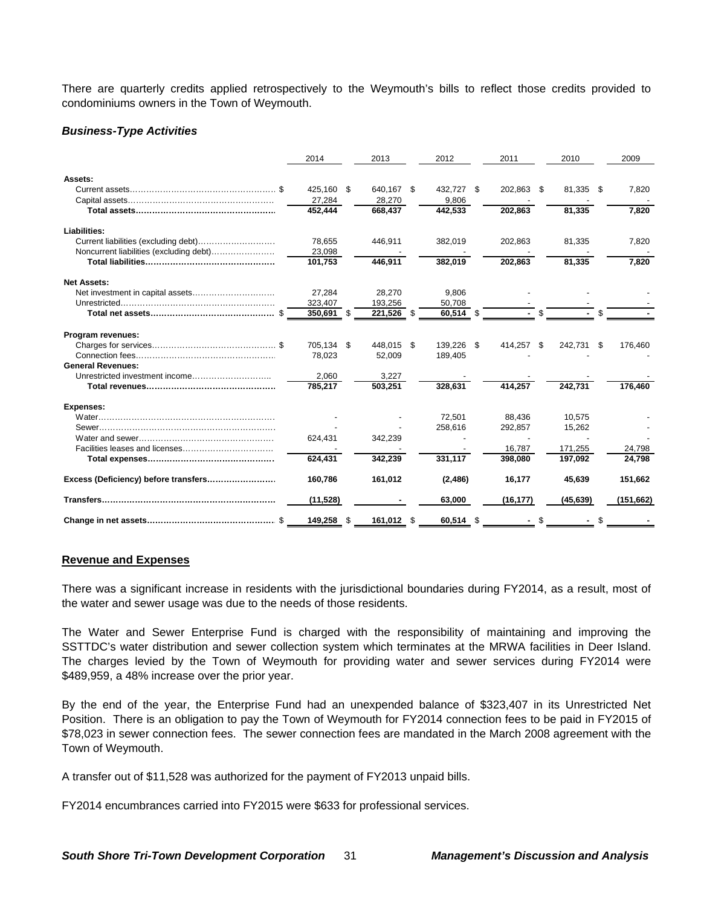There are quarterly credits applied retrospectively to the Weymouth's bills to reflect those credits provided to condominiums owners in the Town of Weymouth.

### *Business-Type Activities*

| | 2014 | 2013 | 2012 | 2011 | 2010 | 2009 |
|---|---|---|---|---|---|---|
| **Assets:** | | | | | | |
| Current assets.................................................... $ | 425,160 $ | 640,167 $ | 432,727 $ | 202,863 $ | 81,335 $ | 7,820 |
| Capital assets.................................................... | 27,284 | 28,270 | 9,806 | - | - | - |
| **Total assets.................................................** | **452,444** | **668,437** | **442,533** | **202,863** | **81,335** | **7,820** |
| **Liabilities:** | | | | | | |
| Current liabilities (excluding debt)........................... | 78,655 | 446,911 | 382,019 | 202,863 | 81,335 | 7,820 |
| Noncurrent liabilities (excluding debt)...................... | 23,098 | - | - | - | - | - |
| **Total liabilities.............................................** | **101,753** | **446,911** | **382,019** | **202,863** | **81,335** | **7,820** |
| **Net Assets:** | | | | | | |
| Net investment in capital assets............................. | 27,284 | 28,270 | 9,806 | - | - | - |
| Unrestricted....................................................... | 323,407 | 193,256 | 50,708 | - | - | - |
| **Total net assets.......................................... $** | **350,691 $** | **221,526 $** | **60,514 $** | **- $** | **- $** | **-** |
| **Program revenues:** | | | | | | |
| Charges for services........................................... $ | 705,134 $ | 448,015 $ | 139,226 $ | 414,257 $ | 242,731 $ | 176,460 |
| Connection fees................................................. | 78,023 | 52,009 | 189,405 | - | - | - |
| **General Revenues:** | | | | | | |
| Unrestricted investment income............................ | 2,060 | 3,227 | - | - | - | - |
| **Total revenues.............................................** | **785,217** | **503,251** | **328,631** | **414,257** | **242,731** | **176,460** |
| **Expenses:** | | | | | | |
| Water............................................................... | - | - | 72,501 | 88,436 | 10,575 | - |
| Sewer............................................................... | - | - | 258,616 | 292,857 | 15,262 | - |
| Water and sewer................................................ | 624,431 | 342,239 | - | - | - | - |
| Facilities leases and licenses................................ | - | - | - | 16,787 | 171,255 | 24,798 |
| **Total expenses............................................** | **624,431** | **342,239** | **331,117** | **398,080** | **197,092** | **24,798** |
| **Excess (Deficiency) before transfers........................** | **160,786** | **161,012** | **(2,486)** | **16,177** | **45,639** | **151,662** |
| **Transfers.............................................................** | **(11,528)** | **-** | **63,000** | **(16,177)** | **(45,639)** | **(151,662)** |
| **Change in net assets............................................ $** | **149,258 $** | **161,012 $** | **60,514 $** | **- $** | **- $** | **-** |

**<u>Revenue and Expenses</u>**

There was a significant increase in residents with the jurisdictional boundaries during FY2014, as a result, most of the water and sewer usage was due to the needs of those residents.

The Water and Sewer Enterprise Fund is charged with the responsibility of maintaining and improving the SSTTDC's water distribution and sewer collection system which terminates at the MRWA facilities in Deer Island. The charges levied by the Town of Weymouth for providing water and sewer services during FY2014 were $489,959, a 48% increase over the prior year.

By the end of the year, the Enterprise Fund had an unexpended balance of $323,407 in its Unrestricted Net Position. There is an obligation to pay the Town of Weymouth for FY2014 connection fees to be paid in FY2015 of $78,023 in sewer connection fees. The sewer connection fees are mandated in the March 2008 agreement with the Town of Weymouth.

A transfer out of $11,528 was authorized for the payment of FY2013 unpaid bills.

FY2014 encumbrances carried into FY2015 were $633 for professional services.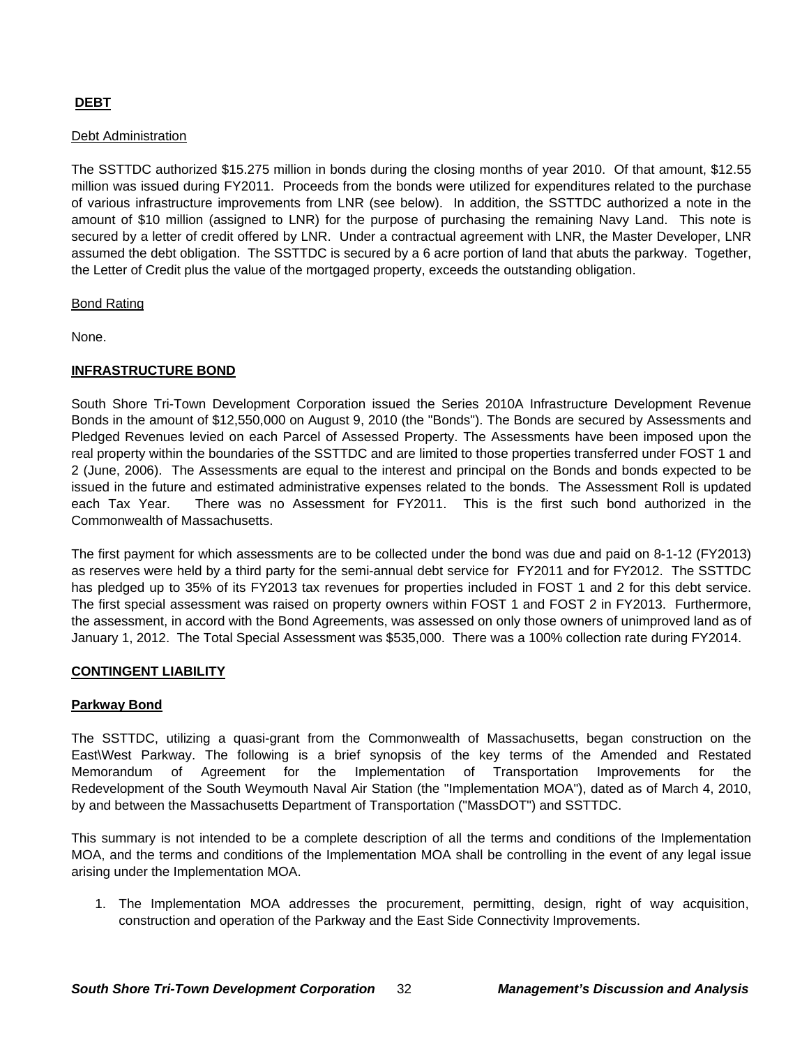## DEBT

Debt Administration

The SSTTDC authorized $15.275 million in bonds during the closing months of year 2010. Of that amount, $12.55 million was issued during FY2011. Proceeds from the bonds were utilized for expenditures related to the purchase of various infrastructure improvements from LNR (see below). In addition, the SSTTDC authorized a note in the amount of $10 million (assigned to LNR) for the purpose of purchasing the remaining Navy Land. This note is secured by a letter of credit offered by LNR. Under a contractual agreement with LNR, the Master Developer, LNR assumed the debt obligation. The SSTTDC is secured by a 6 acre portion of land that abuts the parkway. Together, the Letter of Credit plus the value of the mortgaged property, exceeds the outstanding obligation.

Bond Rating

None.

## INFRASTRUCTURE BOND

South Shore Tri-Town Development Corporation issued the Series 2010A Infrastructure Development Revenue Bonds in the amount of $12,550,000 on August 9, 2010 (the "Bonds"). The Bonds are secured by Assessments and Pledged Revenues levied on each Parcel of Assessed Property. The Assessments have been imposed upon the real property within the boundaries of the SSTTDC and are limited to those properties transferred under FOST 1 and 2 (June, 2006). The Assessments are equal to the interest and principal on the Bonds and bonds expected to be issued in the future and estimated administrative expenses related to the bonds. The Assessment Roll is updated each Tax Year. There was no Assessment for FY2011. This is the first such bond authorized in the Commonwealth of Massachusetts.

The first payment for which assessments are to be collected under the bond was due and paid on 8-1-12 (FY2013) as reserves were held by a third party for the semi-annual debt service for FY2011 and for FY2012. The SSTTDC has pledged up to 35% of its FY2013 tax revenues for properties included in FOST 1 and 2 for this debt service. The first special assessment was raised on property owners within FOST 1 and FOST 2 in FY2013. Furthermore, the assessment, in accord with the Bond Agreements, was assessed on only those owners of unimproved land as of January 1, 2012. The Total Special Assessment was $535,000. There was a 100% collection rate during FY2014.

## CONTINGENT LIABILITY

### Parkway Bond

The SSTTDC, utilizing a quasi-grant from the Commonwealth of Massachusetts, began construction on the East\West Parkway. The following is a brief synopsis of the key terms of the Amended and Restated Memorandum of Agreement for the Implementation of Transportation Improvements for the Redevelopment of the South Weymouth Naval Air Station (the "Implementation MOA"), dated as of March 4, 2010, by and between the Massachusetts Department of Transportation ("MassDOT") and SSTTDC.

This summary is not intended to be a complete description of all the terms and conditions of the Implementation MOA, and the terms and conditions of the Implementation MOA shall be controlling in the event of any legal issue arising under the Implementation MOA.

1. The Implementation MOA addresses the procurement, permitting, design, right of way acquisition, construction and operation of the Parkway and the East Side Connectivity Improvements.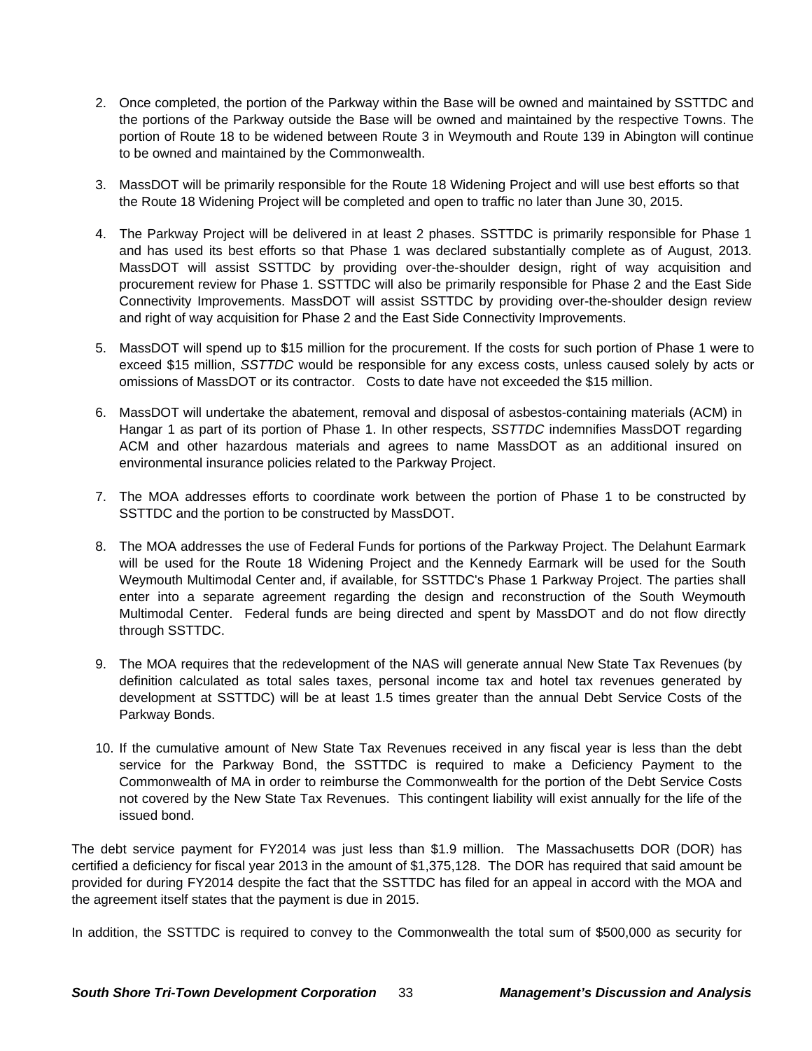2. Once completed, the portion of the Parkway within the Base will be owned and maintained by SSTTDC and the portions of the Parkway outside the Base will be owned and maintained by the respective Towns. The portion of Route 18 to be widened between Route 3 in Weymouth and Route 139 in Abington will continue to be owned and maintained by the Commonwealth.

3. MassDOT will be primarily responsible for the Route 18 Widening Project and will use best efforts so that the Route 18 Widening Project will be completed and open to traffic no later than June 30, 2015.

4. The Parkway Project will be delivered in at least 2 phases. SSTTDC is primarily responsible for Phase 1 and has used its best efforts so that Phase 1 was declared substantially complete as of August, 2013. MassDOT will assist SSTTDC by providing over-the-shoulder design, right of way acquisition and procurement review for Phase 1. SSTTDC will also be primarily responsible for Phase 2 and the East Side Connectivity Improvements. MassDOT will assist SSTTDC by providing over-the-shoulder design review and right of way acquisition for Phase 2 and the East Side Connectivity Improvements.

5. MassDOT will spend up to $15 million for the procurement. If the costs for such portion of Phase 1 were to exceed $15 million, *SSTTDC* would be responsible for any excess costs, unless caused solely by acts or omissions of MassDOT or its contractor. Costs to date have not exceeded the $15 million.

6. MassDOT will undertake the abatement, removal and disposal of asbestos-containing materials (ACM) in Hangar 1 as part of its portion of Phase 1. In other respects, *SSTTDC* indemnifies MassDOT regarding ACM and other hazardous materials and agrees to name MassDOT as an additional insured on environmental insurance policies related to the Parkway Project.

7. The MOA addresses efforts to coordinate work between the portion of Phase 1 to be constructed by SSTTDC and the portion to be constructed by MassDOT.

8. The MOA addresses the use of Federal Funds for portions of the Parkway Project. The Delahunt Earmark will be used for the Route 18 Widening Project and the Kennedy Earmark will be used for the South Weymouth Multimodal Center and, if available, for SSTTDC's Phase 1 Parkway Project. The parties shall enter into a separate agreement regarding the design and reconstruction of the South Weymouth Multimodal Center. Federal funds are being directed and spent by MassDOT and do not flow directly through SSTTDC.

9. The MOA requires that the redevelopment of the NAS will generate annual New State Tax Revenues (by definition calculated as total sales taxes, personal income tax and hotel tax revenues generated by development at SSTTDC) will be at least 1.5 times greater than the annual Debt Service Costs of the Parkway Bonds.

10. If the cumulative amount of New State Tax Revenues received in any fiscal year is less than the debt service for the Parkway Bond, the SSTTDC is required to make a Deficiency Payment to the Commonwealth of MA in order to reimburse the Commonwealth for the portion of the Debt Service Costs not covered by the New State Tax Revenues. This contingent liability will exist annually for the life of the issued bond.

The debt service payment for FY2014 was just less than $1.9 million. The Massachusetts DOR (DOR) has certified a deficiency for fiscal year 2013 in the amount of $1,375,128. The DOR has required that said amount be provided for during FY2014 despite the fact that the SSTTDC has filed for an appeal in accord with the MOA and the agreement itself states that the payment is due in 2015.

In addition, the SSTTDC is required to convey to the Commonwealth the total sum of $500,000 as security for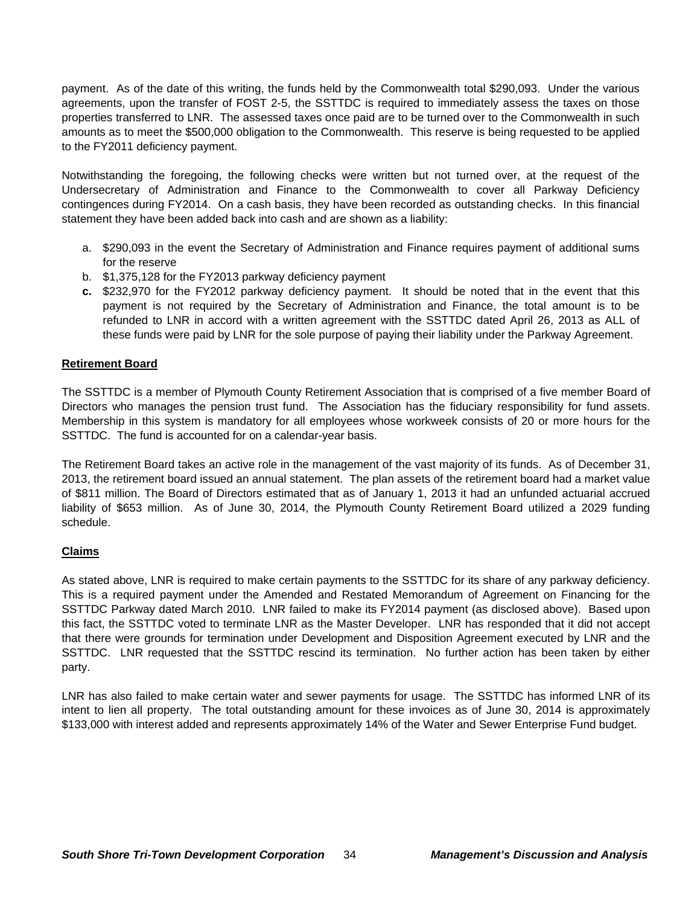payment. As of the date of this writing, the funds held by the Commonwealth total $290,093. Under the various agreements, upon the transfer of FOST 2-5, the SSTTDC is required to immediately assess the taxes on those properties transferred to LNR. The assessed taxes once paid are to be turned over to the Commonwealth in such amounts as to meet the $500,000 obligation to the Commonwealth. This reserve is being requested to be applied to the FY2011 deficiency payment.

Notwithstanding the foregoing, the following checks were written but not turned over, at the request of the Undersecretary of Administration and Finance to the Commonwealth to cover all Parkway Deficiency contingences during FY2014. On a cash basis, they have been recorded as outstanding checks. In this financial statement they have been added back into cash and are shown as a liability:

a. $290,093 in the event the Secretary of Administration and Finance requires payment of additional sums for the reserve
b. $1,375,128 for the FY2013 parkway deficiency payment
**c.** $232,970 for the FY2012 parkway deficiency payment. It should be noted that in the event that this payment is not required by the Secretary of Administration and Finance, the total amount is to be refunded to LNR in accord with a written agreement with the SSTTDC dated April 26, 2013 as ALL of these funds were paid by LNR for the sole purpose of paying their liability under the Parkway Agreement.

**Retirement Board**

The SSTTDC is a member of Plymouth County Retirement Association that is comprised of a five member Board of Directors who manages the pension trust fund. The Association has the fiduciary responsibility for fund assets. Membership in this system is mandatory for all employees whose workweek consists of 20 or more hours for the SSTTDC. The fund is accounted for on a calendar-year basis.

The Retirement Board takes an active role in the management of the vast majority of its funds. As of December 31, 2013, the retirement board issued an annual statement. The plan assets of the retirement board had a market value of $811 million. The Board of Directors estimated that as of January 1, 2013 it had an unfunded actuarial accrued liability of $653 million. As of June 30, 2014, the Plymouth County Retirement Board utilized a 2029 funding schedule.

**Claims**

As stated above, LNR is required to make certain payments to the SSTTDC for its share of any parkway deficiency. This is a required payment under the Amended and Restated Memorandum of Agreement on Financing for the SSTTDC Parkway dated March 2010. LNR failed to make its FY2014 payment (as disclosed above). Based upon this fact, the SSTTDC voted to terminate LNR as the Master Developer. LNR has responded that it did not accept that there were grounds for termination under Development and Disposition Agreement executed by LNR and the SSTTDC. LNR requested that the SSTTDC rescind its termination. No further action has been taken by either party.

LNR has also failed to make certain water and sewer payments for usage. The SSTTDC has informed LNR of its intent to lien all property. The total outstanding amount for these invoices as of June 30, 2014 is approximately $133,000 with interest added and represents approximately 14% of the Water and Sewer Enterprise Fund budget.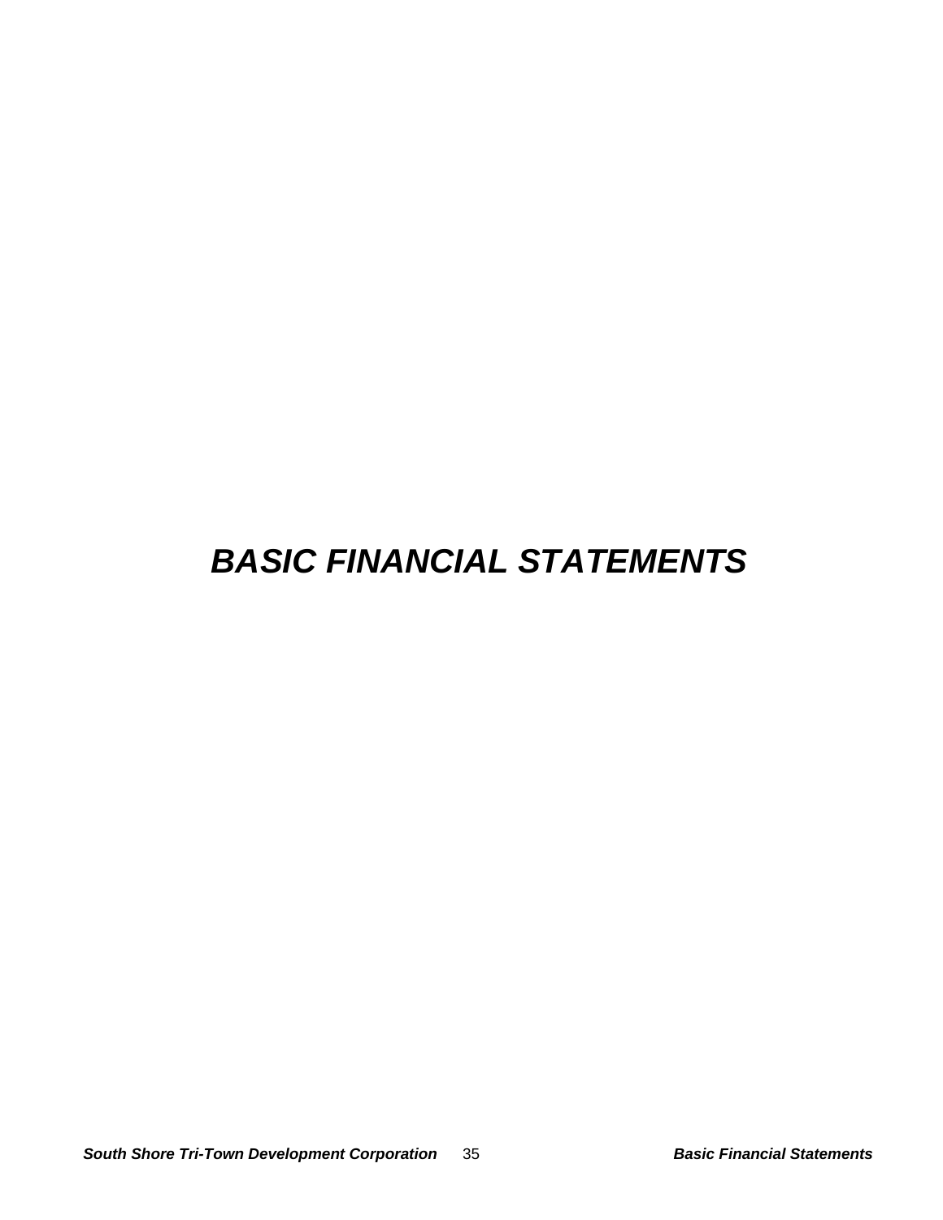# *BASIC FINANCIAL STATEMENTS*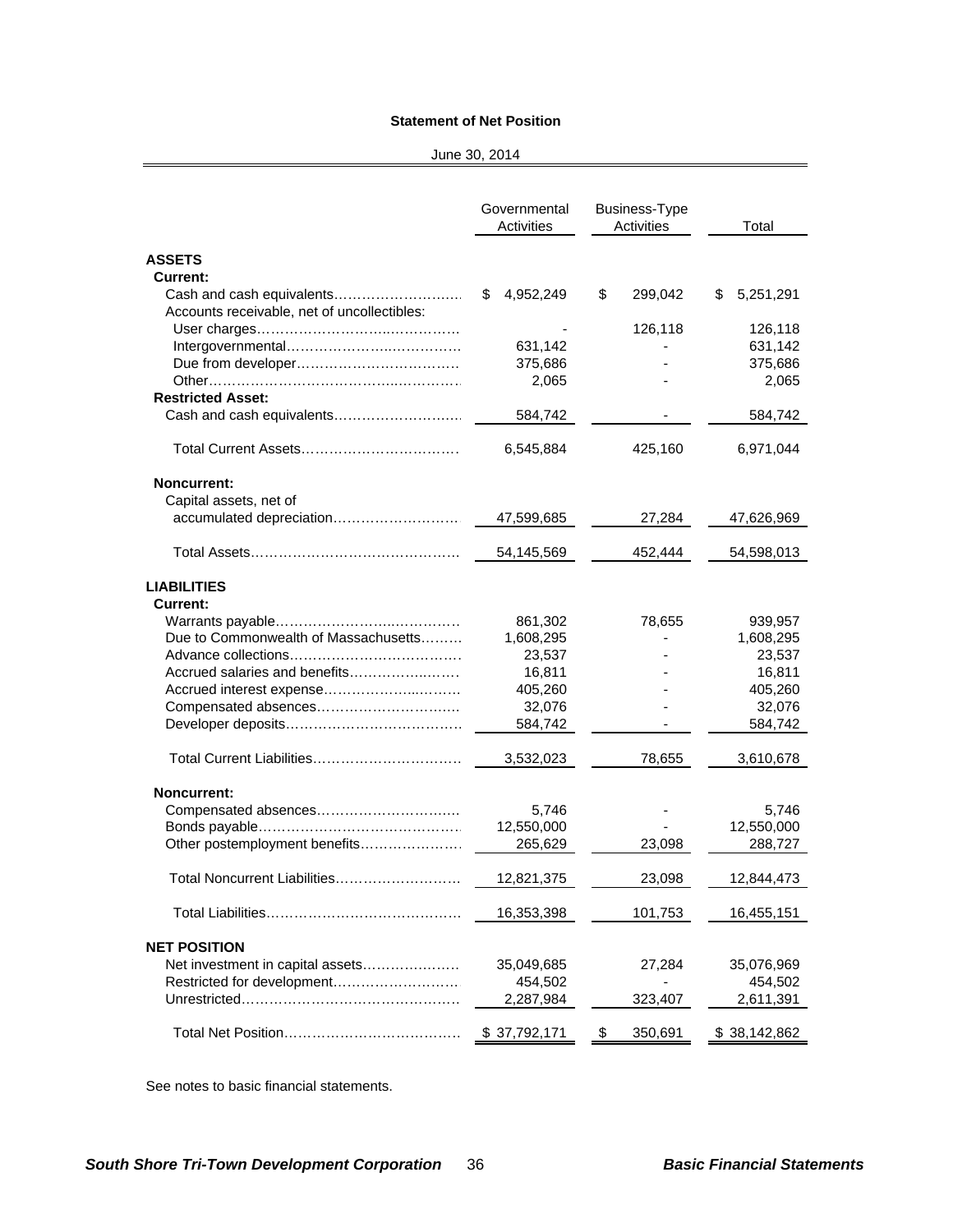**Statement of Net Position**

June 30, 2014

| | Governmental Activities | Business-Type Activities | Total |
|---|---|---|---|
| **ASSETS** | | | |
| **Current:** | | | |
| Cash and cash equivalents | $ 4,952,249 | $ 299,042 | $ 5,251,291 |
| Accounts receivable, net of uncollectibles: | | | |
| User charges | - | 126,118 | 126,118 |
| Intergovernmental | 631,142 | - | 631,142 |
| Due from developer | 375,686 | - | 375,686 |
| Other | 2,065 | - | 2,065 |
| **Restricted Asset:** | | | |
| Cash and cash equivalents | 584,742 | - | 584,742 |
| Total Current Assets | 6,545,884 | 425,160 | 6,971,044 |
| **Noncurrent:** | | | |
| Capital assets, net of accumulated depreciation | 47,599,685 | 27,284 | 47,626,969 |
| Total Assets | 54,145,569 | 452,444 | 54,598,013 |
| **LIABILITIES** | | | |
| **Current:** | | | |
| Warrants payable | 861,302 | 78,655 | 939,957 |
| Due to Commonwealth of Massachusetts | 1,608,295 | - | 1,608,295 |
| Advance collections | 23,537 | - | 23,537 |
| Accrued salaries and benefits | 16,811 | - | 16,811 |
| Accrued interest expense | 405,260 | - | 405,260 |
| Compensated absences | 32,076 | - | 32,076 |
| Developer deposits | 584,742 | - | 584,742 |
| Total Current Liabilities | 3,532,023 | 78,655 | 3,610,678 |
| **Noncurrent:** | | | |
| Compensated absences | 5,746 | - | 5,746 |
| Bonds payable | 12,550,000 | - | 12,550,000 |
| Other postemployment benefits | 265,629 | 23,098 | 288,727 |
| Total Noncurrent Liabilities | 12,821,375 | 23,098 | 12,844,473 |
| Total Liabilities | 16,353,398 | 101,753 | 16,455,151 |
| **NET POSITION** | | | |
| Net investment in capital assets | 35,049,685 | 27,284 | 35,076,969 |
| Restricted for development | 454,502 | - | 454,502 |
| Unrestricted | 2,287,984 | 323,407 | 2,611,391 |
| Total Net Position | $ 37,792,171 | $ 350,691 | $ 38,142,862 |

See notes to basic financial statements.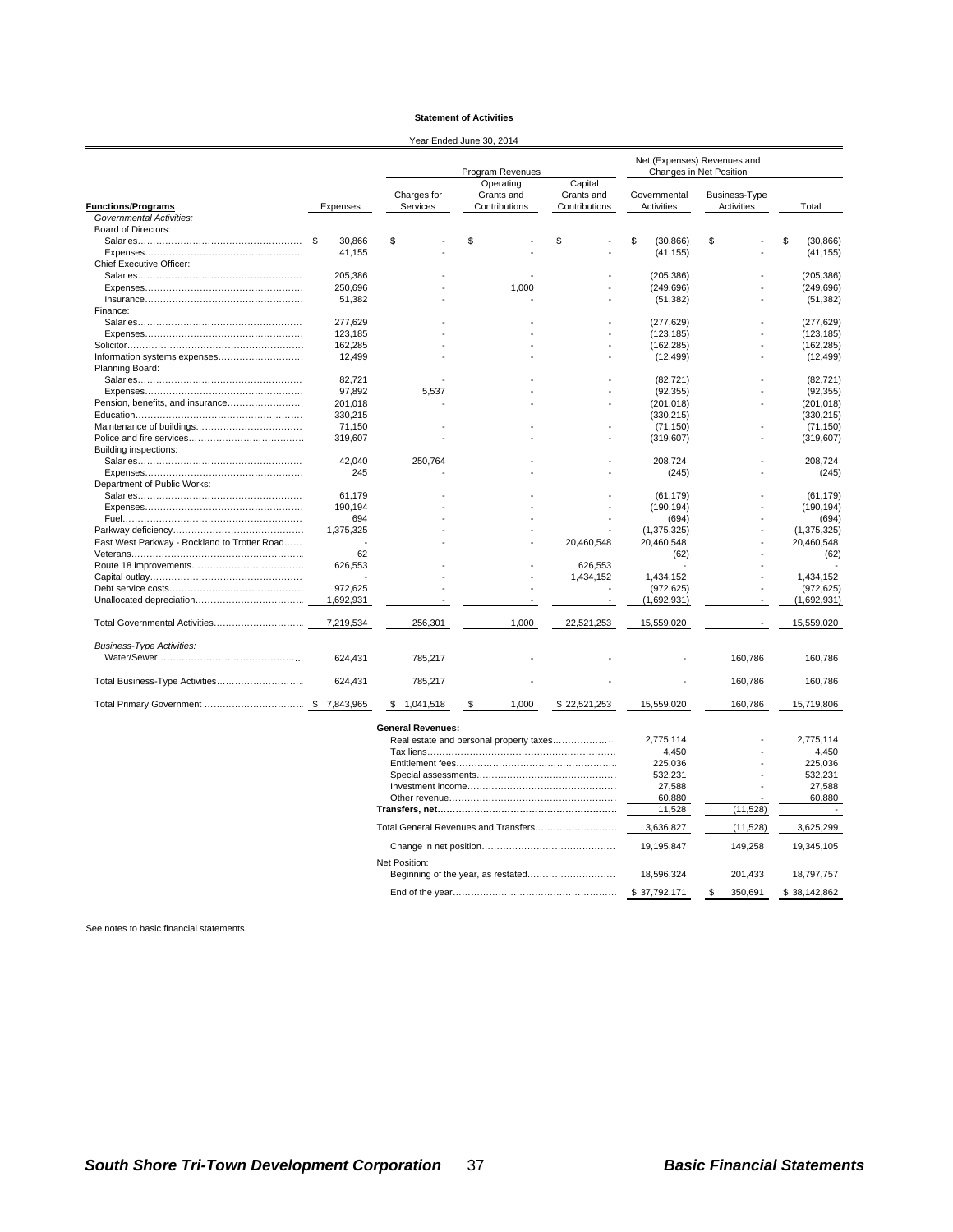**Statement of Activities**

Year Ended June 30, 2014

| Functions/Programs | Expenses | Program Revenues: Charges for Services | Program Revenues: Operating Grants and Contributions | Program Revenues: Capital Grants and Contributions | Net (Expenses) Revenues and Changes in Net Position: Governmental Activities | Net (Expenses) Revenues and Changes in Net Position: Business-Type Activities | Total |
|---|---|---|---|---|---|---|---|
| *Governmental Activities:* | | | | | | | |
| Board of Directors: | | | | | | | |
| Salaries | $ 30,866 | $ - | $ - | $ - | $ (30,866) | $ - | $ (30,866) |
| Expenses | 41,155 | - | - | - | (41,155) | - | (41,155) |
| Chief Executive Officer: | | | | | | | |
| Salaries | 205,386 | - | - | - | (205,386) | - | (205,386) |
| Expenses | 250,696 | - | 1,000 | - | (249,696) | - | (249,696) |
| Insurance | 51,382 | - | - | - | (51,382) | - | (51,382) |
| Finance: | | | | | | | |
| Salaries | 277,629 | - | - | - | (277,629) | - | (277,629) |
| Expenses | 123,185 | - | - | - | (123,185) | - | (123,185) |
| Solicitor | 162,285 | - | - | - | (162,285) | - | (162,285) |
| Information systems expenses | 12,499 | - | - | - | (12,499) | - | (12,499) |
| Planning Board: | | | | | | | |
| Salaries | 82,721 | - | - | - | (82,721) | - | (82,721) |
| Expenses | 97,892 | 5,537 | - | - | (92,355) | - | (92,355) |
| Pension, benefits, and insurance | 201,018 | - | - | - | (201,018) | - | (201,018) |
| Education | 330,215 | | | | (330,215) | | (330,215) |
| Maintenance of buildings | 71,150 | - | - | - | (71,150) | - | (71,150) |
| Police and fire services | 319,607 | - | - | - | (319,607) | - | (319,607) |
| Building inspections: | | | | | | | |
| Salaries | 42,040 | 250,764 | - | - | 208,724 | - | 208,724 |
| Expenses | 245 | - | - | - | (245) | - | (245) |
| Department of Public Works: | | | | | | | |
| Salaries | 61,179 | - | - | - | (61,179) | - | (61,179) |
| Expenses | 190,194 | - | - | - | (190,194) | - | (190,194) |
| Fuel | 694 | - | - | - | (694) | - | (694) |
| Parkway deficiency | 1,375,325 | - | - | - | (1,375,325) | - | (1,375,325) |
| East West Parkway - Rockland to Trotter Road | - | - | - | 20,460,548 | 20,460,548 | - | 20,460,548 |
| Veterans | 62 | | | | (62) | | (62) |
| Route 18 improvements | 626,553 | - | - | 626,553 | - | - | - |
| Capital outlay | - | - | - | 1,434,152 | 1,434,152 | - | 1,434,152 |
| Debt service costs | 972,625 | - | - | - | (972,625) | - | (972,625) |
| Unallocated depreciation | 1,692,931 | - | - | - | (1,692,931) | - | (1,692,931) |
| Total Governmental Activities | 7,219,534 | 256,301 | 1,000 | 22,521,253 | 15,559,020 | - | 15,559,020 |
| *Business-Type Activities:* | | | | | | | |
| Water/Sewer | 624,431 | 785,217 | - | - | - | 160,786 | 160,786 |
| Total Business-Type Activities | 624,431 | 785,217 | - | - | - | 160,786 | 160,786 |
| Total Primary Government | $ 7,843,965 | $ 1,041,518 | $ 1,000 | $ 22,521,253 | 15,559,020 | 160,786 | 15,719,806 |
| | | **General Revenues:** | | | | | |
| | | Real estate and personal property taxes | | | 2,775,114 | - | 2,775,114 |
| | | Tax liens | | | 4,450 | - | 4,450 |
| | | Entitlement fees | | | 225,036 | - | 225,036 |
| | | Special assessments | | | 532,231 | - | 532,231 |
| | | Investment income | | | 27,588 | - | 27,588 |
| | | Other revenue | | | 60,880 | - | 60,880 |
| | | **Transfers, net** | | | 11,528 | (11,528) | - |
| | | Total General Revenues and Transfers | | | 3,636,827 | (11,528) | 3,625,299 |
| | | Change in net position | | | 19,195,847 | 149,258 | 19,345,105 |
| | | Net Position: | | | | | |
| | | Beginning of the year, as restated | | | 18,596,324 | 201,433 | 18,797,757 |
| | | End of the year | | | $ 37,792,171 | $ 350,691 | $ 38,142,862 |

See notes to basic financial statements.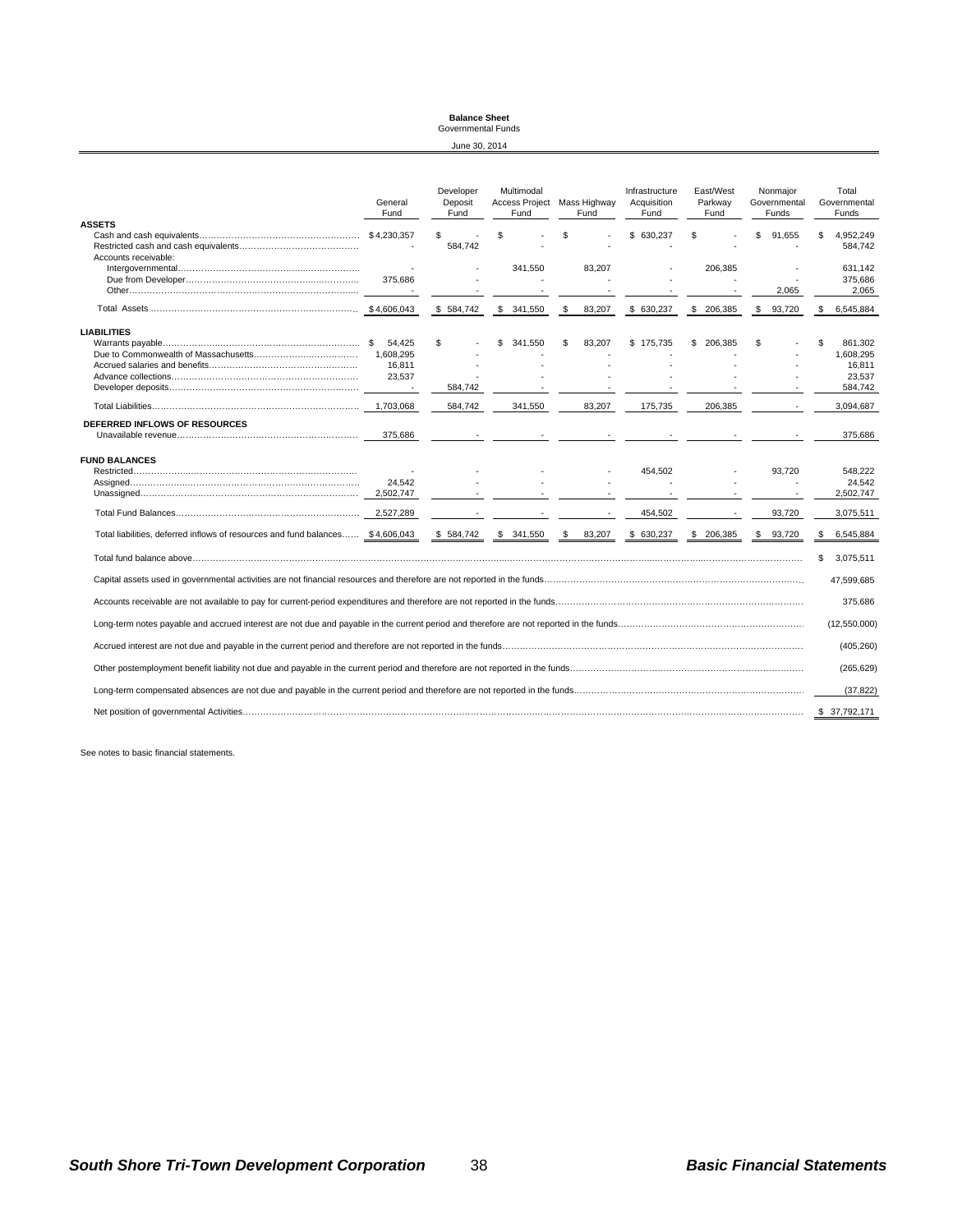**Balance Sheet**
Governmental Funds

June 30, 2014

| | General Fund | Developer Deposit Fund | Multimodal Access Project Fund | Mass Highway Fund | Infrastructure Acquisition Fund | East/West Parkway Fund | Nonmajor Governmental Funds | Total Governmental Funds |
|---|---|---|---|---|---|---|---|---|
| **ASSETS** | | | | | | | | |
| Cash and cash equivalents | $ 4,230,357 | $ - | $ - | $ - | $ 630,237 | $ - | $ 91,655 | $ 4,952,249 |
| Restricted cash and cash equivalents | - | 584,742 | - | - | - | - | - | 584,742 |
| Accounts receivable: | | | | | | | | |
| Intergovernmental | - | - | 341,550 | 83,207 | - | 206,385 | - | 631,142 |
| Due from Developer | 375,686 | - | - | - | - | - | - | 375,686 |
| Other | - | - | - | - | - | - | 2,065 | 2,065 |
| Total Assets | $ 4,606,043 | $ 584,742 | $ 341,550 | $ 83,207 | $ 630,237 | $ 206,385 | $ 93,720 | $ 6,545,884 |
| **LIABILITIES** | | | | | | | | |
| Warrants payable | $ 54,425 | $ - | $ 341,550 | $ 83,207 | $ 175,735 | $ 206,385 | $ - | $ 861,302 |
| Due to Commonwealth of Massachusetts | 1,608,295 | - | - | - | - | - | - | 1,608,295 |
| Accrued salaries and benefits | 16,811 | - | - | - | - | - | - | 16,811 |
| Advance collections | 23,537 | - | - | - | - | - | - | 23,537 |
| Developer deposits | - | 584,742 | - | - | - | - | - | 584,742 |
| Total Liabilities | 1,703,068 | 584,742 | 341,550 | 83,207 | 175,735 | 206,385 | - | 3,094,687 |
| **DEFERRED INFLOWS OF RESOURCES** | | | | | | | | |
| Unavailable revenue | 375,686 | - | - | - | - | - | - | 375,686 |
| **FUND BALANCES** | | | | | | | | |
| Restricted | - | - | - | - | 454,502 | - | 93,720 | 548,222 |
| Assigned | 24,542 | - | - | - | - | - | - | 24,542 |
| Unassigned | 2,502,747 | - | - | - | - | - | - | 2,502,747 |
| Total Fund Balances | 2,527,289 | - | - | - | 454,502 | - | 93,720 | 3,075,511 |
| Total liabilities, deferred inflows of resources and fund balances | $ 4,606,043 | $ 584,742 | $ 341,550 | $ 83,207 | $ 630,237 | $ 206,385 | $ 93,720 | $ 6,545,884 |

| | |
|---|---|
| Total fund balance above | $ 3,075,511 |
| Capital assets used in governmental activities are not financial resources and therefore are not reported in the funds | 47,599,685 |
| Accounts receivable are not available to pay for current-period expenditures and therefore are not reported in the funds | 375,686 |
| Long-term notes payable and accrued interest are not due and payable in the current period and therefore are not reported in the funds | (12,550,000) |
| Accrued interest are not due and payable in the current period and therefore are not reported in the funds | (405,260) |
| Other postemployment benefit liability not due and payable in the current period and therefore are not reported in the funds | (265,629) |
| Long-term compensated absences are not due and payable in the current period and therefore are not reported in the funds | (37,822) |
| Net position of governmental Activities | $ 37,792,171 |

See notes to basic financial statements.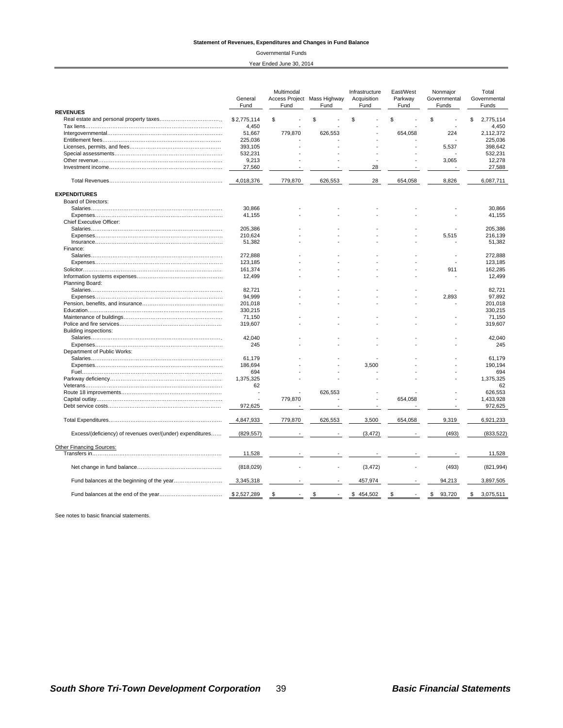**Statement of Revenues, Expenditures and Changes in Fund Balance**

Governmental Funds

Year Ended June 30, 2014

| | General Fund | Multimodal Access Project Fund | Mass Highway Fund | Infrastructure Acquisition Fund | East/West Parkway Fund | Nonmajor Governmental Funds | Total Governmental Funds |
|---|---|---|---|---|---|---|---|
| **REVENUES** | | | | | | | |
| Real estate and personal property taxes | $ 2,775,114 | $ - | $ - | $ - | $ - | $ - | $ 2,775,114 |
| Tax liens | 4,450 | - | - | - | - | - | 4,450 |
| Intergovernmental | 51,667 | 779,870 | 626,553 | - | 654,058 | 224 | 2,112,372 |
| Entitlement fees | 225,036 | - | - | - | - | - | 225,036 |
| Licenses, permits, and fees | 393,105 | - | - | - | - | 5,537 | 398,642 |
| Special assessments | 532,231 | - | - | - | - | - | 532,231 |
| Other revenue | 9,213 | - | - | - | - | 3,065 | 12,278 |
| Investment income | 27,560 | - | - | 28 | - | - | 27,588 |
| Total Revenues | 4,018,376 | 779,870 | 626,553 | 28 | 654,058 | 8,826 | 6,087,711 |
| **EXPENDITURES** | | | | | | | |
| Board of Directors: | | | | | | | |
| Salaries | 30,866 | - | - | - | - | - | 30,866 |
| Expenses | 41,155 | - | - | - | - | - | 41,155 |
| Chief Executive Officer: | | | | | | | |
| Salaries | 205,386 | - | - | - | - | - | 205,386 |
| Expenses | 210,624 | - | - | - | - | 5,515 | 216,139 |
| Insurance | 51,382 | - | - | - | - | - | 51,382 |
| Finance: | | | | | | | |
| Salaries | 272,888 | - | - | - | - | - | 272,888 |
| Expenses | 123,185 | - | - | - | - | - | 123,185 |
| Solicitor | 161,374 | - | - | - | - | 911 | 162,285 |
| Information systems expenses | 12,499 | - | - | - | - | - | 12,499 |
| Planning Board: | | | | | | | |
| Salaries | 82,721 | - | - | - | - | - | 82,721 |
| Expenses | 94,999 | - | - | - | - | 2,893 | 97,892 |
| Pension, benefits, and insurance | 201,018 | - | - | - | - | - | 201,018 |
| Education | 330,215 | | | | | | 330,215 |
| Maintenance of buildings | 71,150 | - | - | - | - | - | 71,150 |
| Police and fire services | 319,607 | - | - | - | - | - | 319,607 |
| Building inspections: | | | | | | | |
| Salaries | 42,040 | - | - | - | - | - | 42,040 |
| Expenses | 245 | - | - | - | - | - | 245 |
| Department of Public Works: | | | | | | | |
| Salaries | 61,179 | - | - | - | - | - | 61,179 |
| Expenses | 186,694 | - | - | 3,500 | - | - | 190,194 |
| Fuel | 694 | - | - | - | - | - | 694 |
| Parkway deficiency | 1,375,325 | - | - | - | - | - | 1,375,325 |
| Veterans | 62 | | | | | | 62 |
| Route 18 improvements | - | - | 626,553 | - | - | - | 626,553 |
| Capital outlay | - | 779,870 | - | - | 654,058 | - | 1,433,928 |
| Debt service costs | 972,625 | - | - | - | - | - | 972,625 |
| Total Expenditures | 4,847,933 | 779,870 | 626,553 | 3,500 | 654,058 | 9,319 | 6,921,233 |
| Excess/(deficiency) of revenues over/(under) expenditures | (829,557) | - | - | (3,472) | - | (493) | (833,522) |
| Other Financing Sources: | | | | | | | |
| Transfers in | 11,528 | - | - | - | - | - | 11,528 |
| Net change in fund balance | (818,029) | - | - | (3,472) | - | (493) | (821,994) |
| Fund balances at the beginning of the year | 3,345,318 | - | - | 457,974 | - | 94,213 | 3,897,505 |
| Fund balances at the end of the year | $ 2,527,289 | $ - | $ - | $ 454,502 | $ - | $ 93,720 | $ 3,075,511 |

See notes to basic financial statements.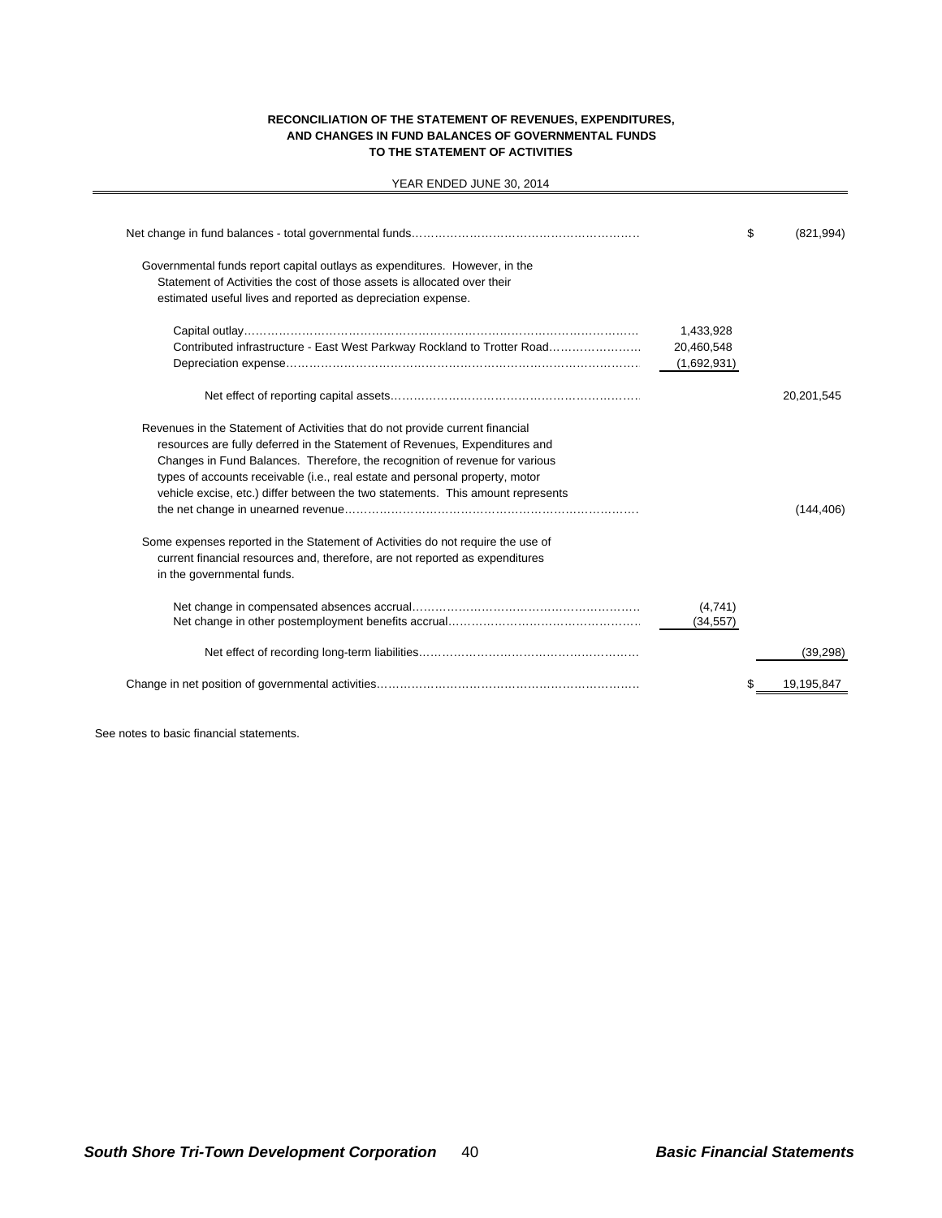**RECONCILIATION OF THE STATEMENT OF REVENUES, EXPENDITURES, AND CHANGES IN FUND BALANCES OF GOVERNMENTAL FUNDS TO THE STATEMENT OF ACTIVITIES**

YEAR ENDED JUNE 30, 2014

| | | |
|---|---|---|
| Net change in fund balances - total governmental funds | | $ (821,994) |
| Governmental funds report capital outlays as expenditures. However, in the Statement of Activities the cost of those assets is allocated over their estimated useful lives and reported as depreciation expense. | | |
| Capital outlay | 1,433,928 | |
| Contributed infrastructure - East West Parkway Rockland to Trotter Road | 20,460,548 | |
| Depreciation expense | (1,692,931) | |
| Net effect of reporting capital assets | | 20,201,545 |
| Revenues in the Statement of Activities that do not provide current financial resources are fully deferred in the Statement of Revenues, Expenditures and Changes in Fund Balances. Therefore, the recognition of revenue for various types of accounts receivable (i.e., real estate and personal property, motor vehicle excise, etc.) differ between the two statements. This amount represents the net change in unearned revenue | | (144,406) |
| Some expenses reported in the Statement of Activities do not require the use of current financial resources and, therefore, are not reported as expenditures in the governmental funds. | | |
| Net change in compensated absences accrual | (4,741) | |
| Net change in other postemployment benefits accrual | (34,557) | |
| Net effect of recording long-term liabilities | | (39,298) |
| Change in net position of governmental activities | | $ 19,195,847 |

See notes to basic financial statements.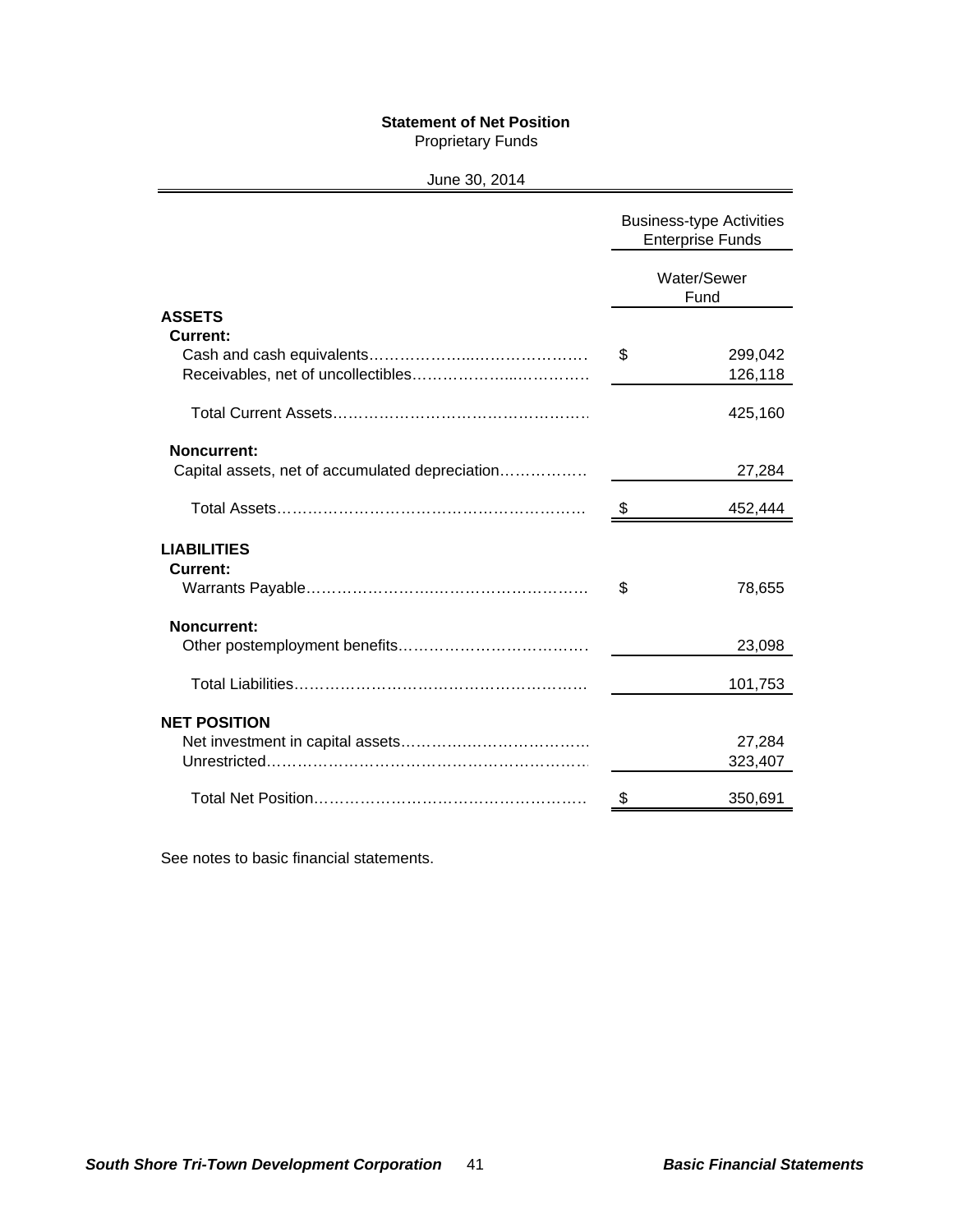**Statement of Net Position**
Proprietary Funds

June 30, 2014

| | Business-type Activities Enterprise Funds |
|---|---|
| | Water/Sewer Fund |
| **ASSETS** | |
| **Current:** | |
| Cash and cash equivalents | $ 299,042 |
| Receivables, net of uncollectibles | 126,118 |
| Total Current Assets | 425,160 |
| **Noncurrent:** | |
| Capital assets, net of accumulated depreciation | 27,284 |
| Total Assets | $ 452,444 |
| **LIABILITIES** | |
| **Current:** | |
| Warrants Payable | $ 78,655 |
| **Noncurrent:** | |
| Other postemployment benefits | 23,098 |
| Total Liabilities | 101,753 |
| **NET POSITION** | |
| Net investment in capital assets | 27,284 |
| Unrestricted | 323,407 |
| Total Net Position | $ 350,691 |

See notes to basic financial statements.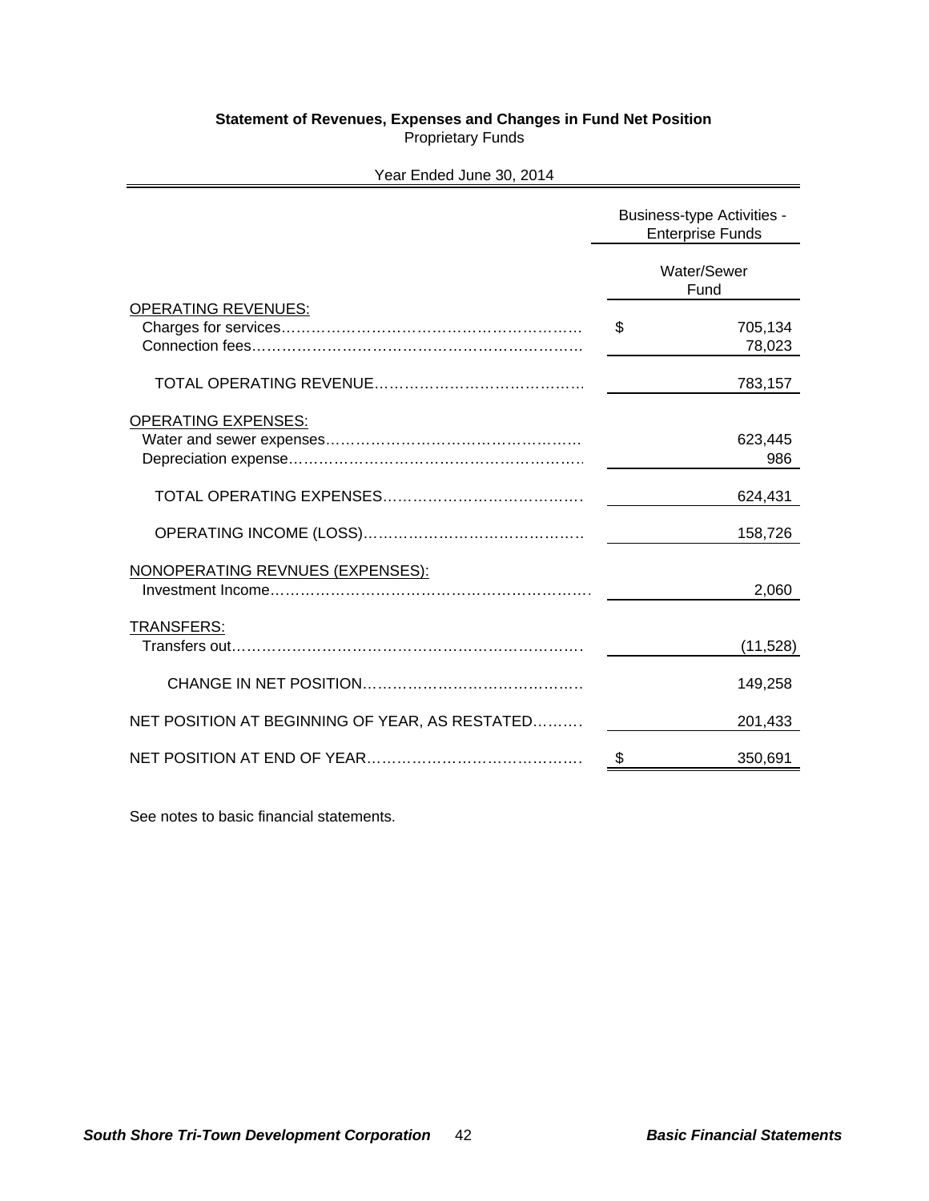**Statement of Revenues, Expenses and Changes in Fund Net Position**
Proprietary Funds

Year Ended June 30, 2014

| | Business-type Activities - Enterprise Funds |
|---|---|
| | Water/Sewer Fund |
| OPERATING REVENUES: | |
| Charges for services | $ 705,134 |
| Connection fees | 78,023 |
| TOTAL OPERATING REVENUE | 783,157 |
| OPERATING EXPENSES: | |
| Water and sewer expenses | 623,445 |
| Depreciation expense | 986 |
| TOTAL OPERATING EXPENSES | 624,431 |
| OPERATING INCOME (LOSS) | 158,726 |
| NONOPERATING REVNUES (EXPENSES): | |
| Investment Income | 2,060 |
| TRANSFERS: | |
| Transfers out | (11,528) |
| CHANGE IN NET POSITION | 149,258 |
| NET POSITION AT BEGINNING OF YEAR, AS RESTATED | 201,433 |
| NET POSITION AT END OF YEAR | $ 350,691 |

See notes to basic financial statements.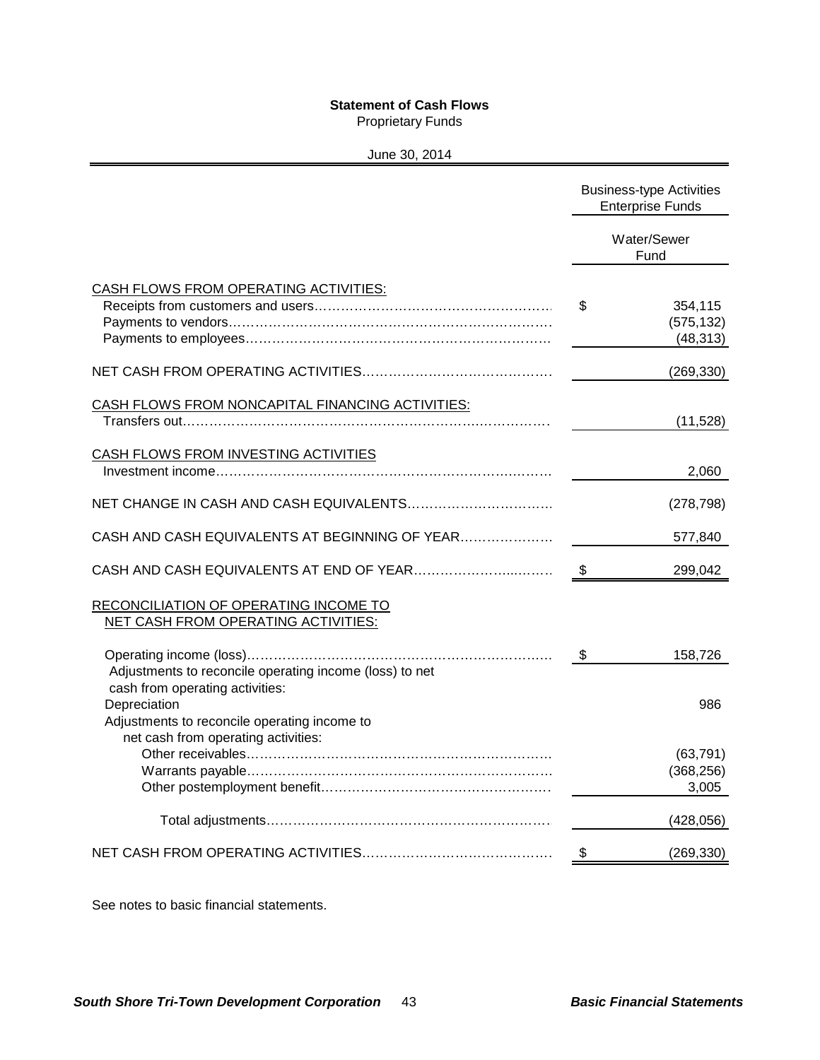# Statement of Cash Flows

Proprietary Funds

June 30, 2014

| | Business-type Activities Enterprise Funds |
|---|---|
| | Water/Sewer Fund |
| CASH FLOWS FROM OPERATING ACTIVITIES: | |
| Receipts from customers and users | $ 354,115 |
| Payments to vendors | (575,132) |
| Payments to employees | (48,313) |
| NET CASH FROM OPERATING ACTIVITIES | (269,330) |
| CASH FLOWS FROM NONCAPITAL FINANCING ACTIVITIES: | |
| Transfers out | (11,528) |
| CASH FLOWS FROM INVESTING ACTIVITIES | |
| Investment income | 2,060 |
| NET CHANGE IN CASH AND CASH EQUIVALENTS | (278,798) |
| CASH AND CASH EQUIVALENTS AT BEGINNING OF YEAR | 577,840 |
| CASH AND CASH EQUIVALENTS AT END OF YEAR | $ 299,042 |
| RECONCILIATION OF OPERATING INCOME TO NET CASH FROM OPERATING ACTIVITIES: | |
| Operating income (loss) | $ 158,726 |
| Adjustments to reconcile operating income (loss) to net cash from operating activities: | |
| Depreciation | 986 |
| Adjustments to reconcile operating income to net cash from operating activities: | |
| Other receivables | (63,791) |
| Warrants payable | (368,256) |
| Other postemployment benefit | 3,005 |
| Total adjustments | (428,056) |
| NET CASH FROM OPERATING ACTIVITIES | $ (269,330) |

See notes to basic financial statements.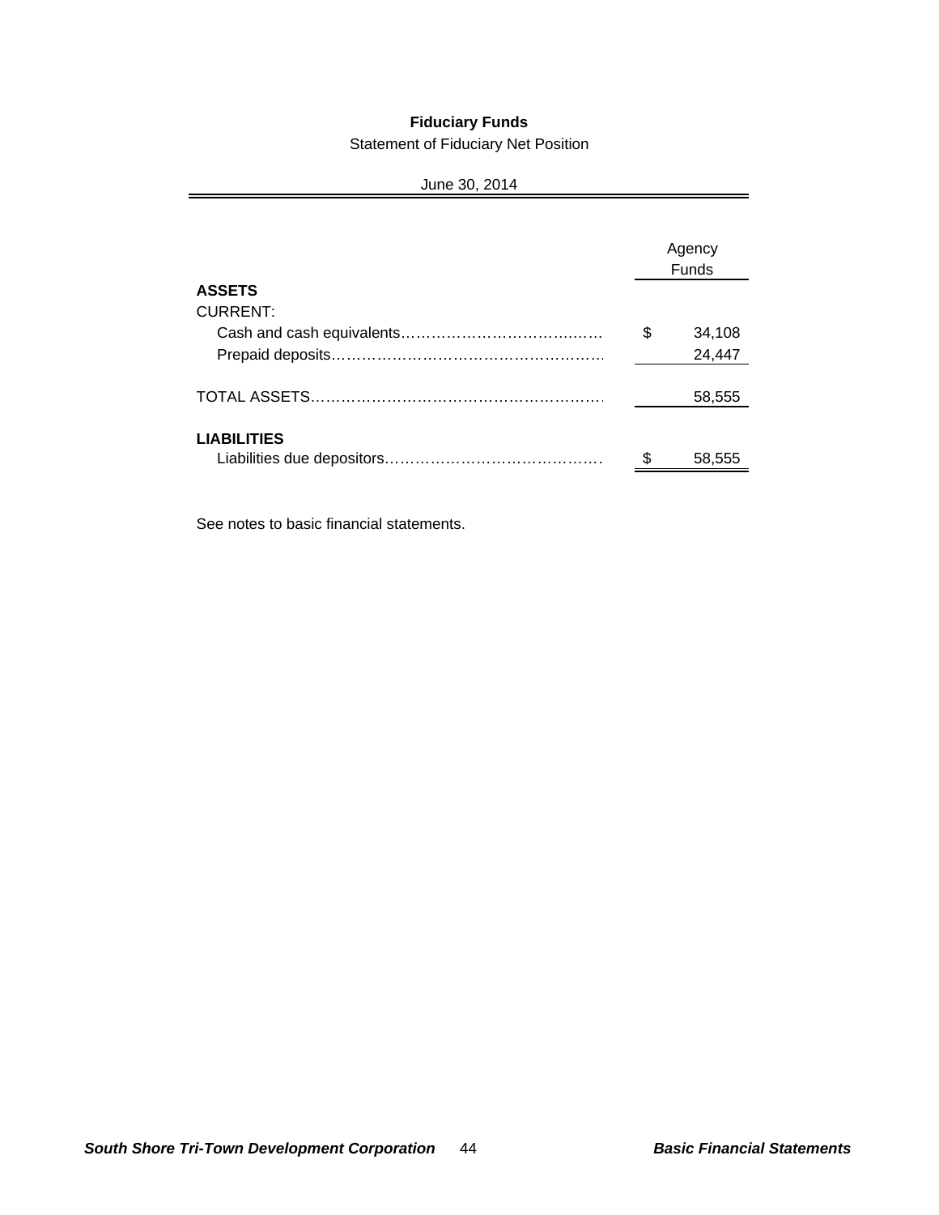# Fiduciary Funds

Statement of Fiduciary Net Position

June 30, 2014

| | Agency Funds |
|---|---|
| **ASSETS** | |
| CURRENT: | |
| Cash and cash equivalents | $ 34,108 |
| Prepaid deposits | 24,447 |
| TOTAL ASSETS | 58,555 |
| **LIABILITIES** | |
| Liabilities due depositors | $ 58,555 |

See notes to basic financial statements.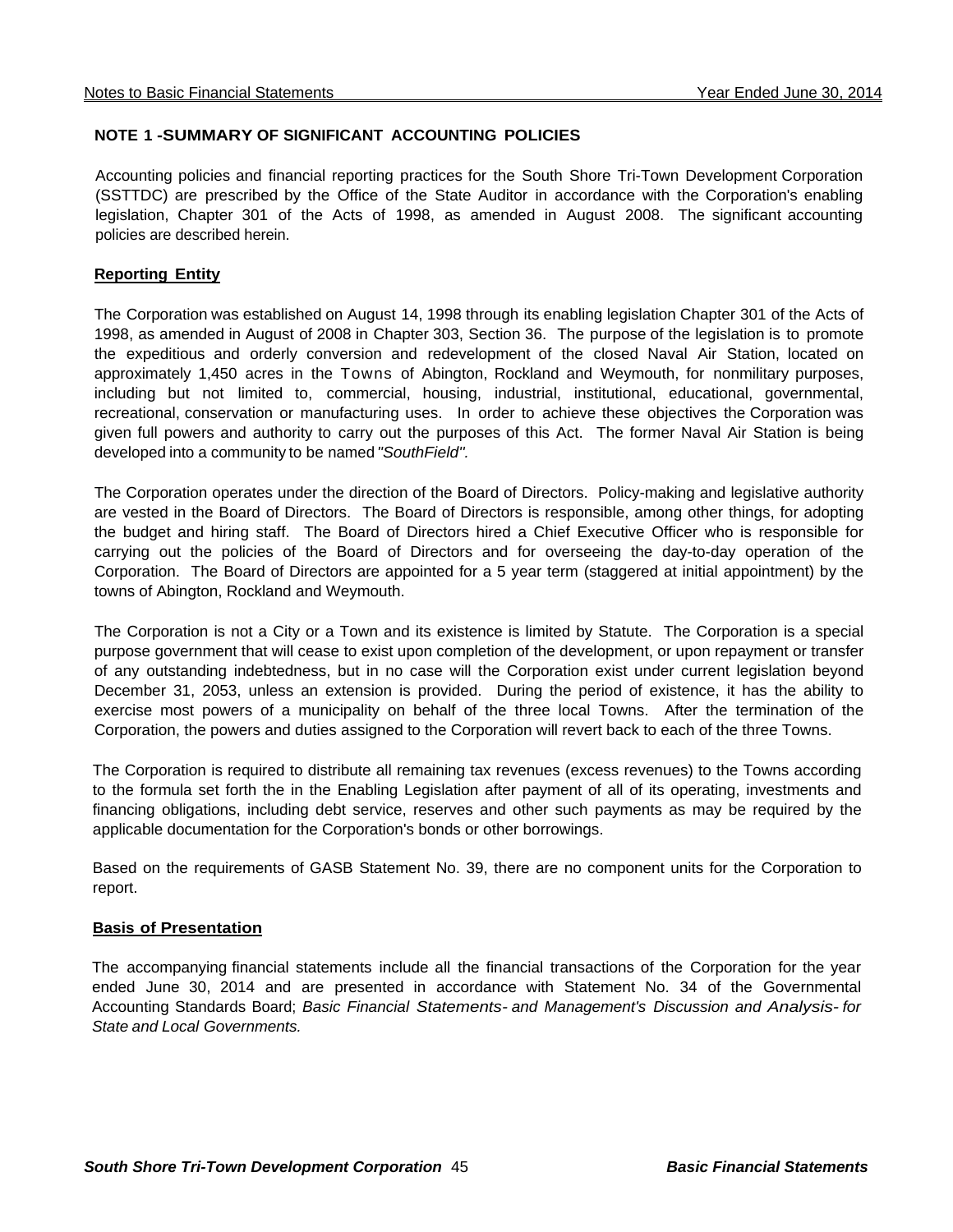## NOTE 1 -SUMMARY OF SIGNIFICANT ACCOUNTING POLICIES

Accounting policies and financial reporting practices for the South Shore Tri-Town Development Corporation (SSTTDC) are prescribed by the Office of the State Auditor in accordance with the Corporation's enabling legislation, Chapter 301 of the Acts of 1998, as amended in August 2008. The significant accounting policies are described herein.

### Reporting Entity

The Corporation was established on August 14, 1998 through its enabling legislation Chapter 301 of the Acts of 1998, as amended in August of 2008 in Chapter 303, Section 36. The purpose of the legislation is to promote the expeditious and orderly conversion and redevelopment of the closed Naval Air Station, located on approximately 1,450 acres in the Towns of Abington, Rockland and Weymouth, for nonmilitary purposes, including but not limited to, commercial, housing, industrial, institutional, educational, governmental, recreational, conservation or manufacturing uses. In order to achieve these objectives the Corporation was given full powers and authority to carry out the purposes of this Act. The former Naval Air Station is being developed into a community to be named *"SouthField"*.

The Corporation operates under the direction of the Board of Directors. Policy-making and legislative authority are vested in the Board of Directors. The Board of Directors is responsible, among other things, for adopting the budget and hiring staff. The Board of Directors hired a Chief Executive Officer who is responsible for carrying out the policies of the Board of Directors and for overseeing the day-to-day operation of the Corporation. The Board of Directors are appointed for a 5 year term (staggered at initial appointment) by the towns of Abington, Rockland and Weymouth.

The Corporation is not a City or a Town and its existence is limited by Statute. The Corporation is a special purpose government that will cease to exist upon completion of the development, or upon repayment or transfer of any outstanding indebtedness, but in no case will the Corporation exist under current legislation beyond December 31, 2053, unless an extension is provided. During the period of existence, it has the ability to exercise most powers of a municipality on behalf of the three local Towns. After the termination of the Corporation, the powers and duties assigned to the Corporation will revert back to each of the three Towns.

The Corporation is required to distribute all remaining tax revenues (excess revenues) to the Towns according to the formula set forth the in the Enabling Legislation after payment of all of its operating, investments and financing obligations, including debt service, reserves and other such payments as may be required by the applicable documentation for the Corporation's bonds or other borrowings.

Based on the requirements of GASB Statement No. 39, there are no component units for the Corporation to report.

### Basis of Presentation

The accompanying financial statements include all the financial transactions of the Corporation for the year ended June 30, 2014 and are presented in accordance with Statement No. 34 of the Governmental Accounting Standards Board; *Basic Financial Statements- and Management's Discussion and Analysis- for State and Local Governments.*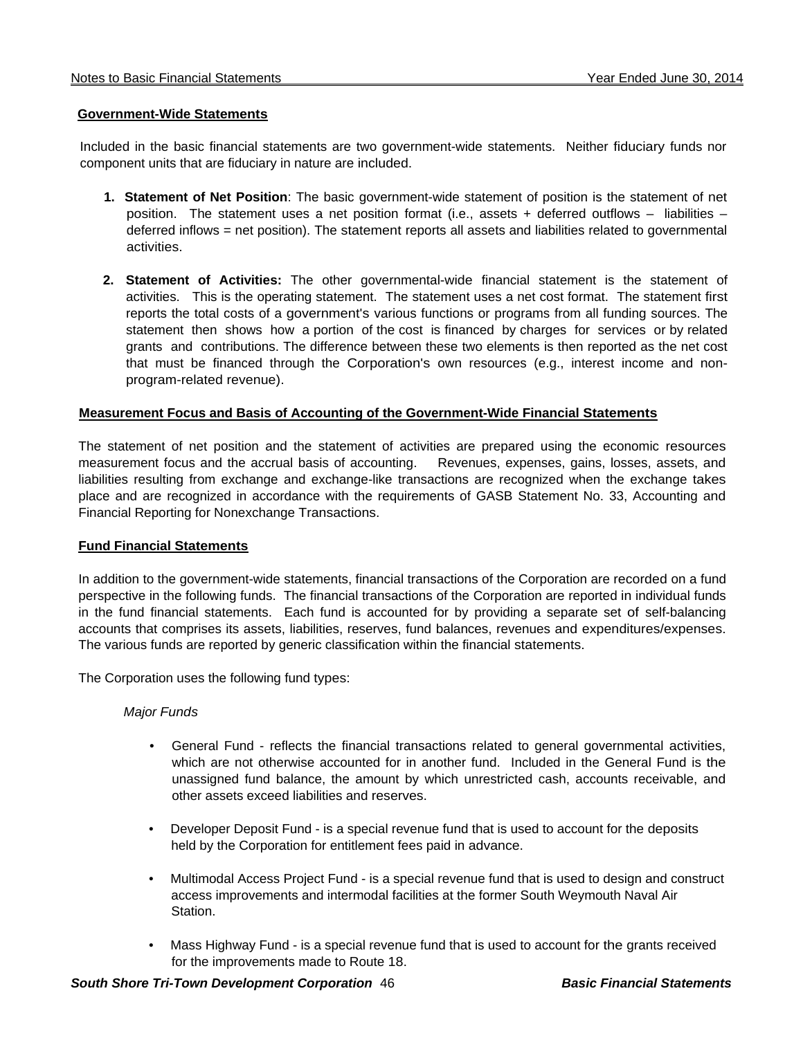## Government-Wide Statements

Included in the basic financial statements are two government-wide statements. Neither fiduciary funds nor component units that are fiduciary in nature are included.

1. **Statement of Net Position**: The basic government-wide statement of position is the statement of net position. The statement uses a net position format (i.e., assets + deferred outflows – liabilities – deferred inflows = net position). The statement reports all assets and liabilities related to governmental activities.

2. **Statement of Activities:** The other governmental-wide financial statement is the statement of activities. This is the operating statement. The statement uses a net cost format. The statement first reports the total costs of a government's various functions or programs from all funding sources. The statement then shows how a portion of the cost is financed by charges for services or by related grants and contributions. The difference between these two elements is then reported as the net cost that must be financed through the Corporation's own resources (e.g., interest income and non-program-related revenue).

## Measurement Focus and Basis of Accounting of the Government-Wide Financial Statements

The statement of net position and the statement of activities are prepared using the economic resources measurement focus and the accrual basis of accounting. Revenues, expenses, gains, losses, assets, and liabilities resulting from exchange and exchange-like transactions are recognized when the exchange takes place and are recognized in accordance with the requirements of GASB Statement No. 33, Accounting and Financial Reporting for Nonexchange Transactions.

## Fund Financial Statements

In addition to the government-wide statements, financial transactions of the Corporation are recorded on a fund perspective in the following funds. The financial transactions of the Corporation are reported in individual funds in the fund financial statements. Each fund is accounted for by providing a separate set of self-balancing accounts that comprises its assets, liabilities, reserves, fund balances, revenues and expenditures/expenses. The various funds are reported by generic classification within the financial statements.

The Corporation uses the following fund types:

*Major Funds*

- General Fund - reflects the financial transactions related to general governmental activities, which are not otherwise accounted for in another fund. Included in the General Fund is the unassigned fund balance, the amount by which unrestricted cash, accounts receivable, and other assets exceed liabilities and reserves.

- Developer Deposit Fund - is a special revenue fund that is used to account for the deposits held by the Corporation for entitlement fees paid in advance.

- Multimodal Access Project Fund - is a special revenue fund that is used to design and construct access improvements and intermodal facilities at the former South Weymouth Naval Air Station.

- Mass Highway Fund - is a special revenue fund that is used to account for the grants received for the improvements made to Route 18.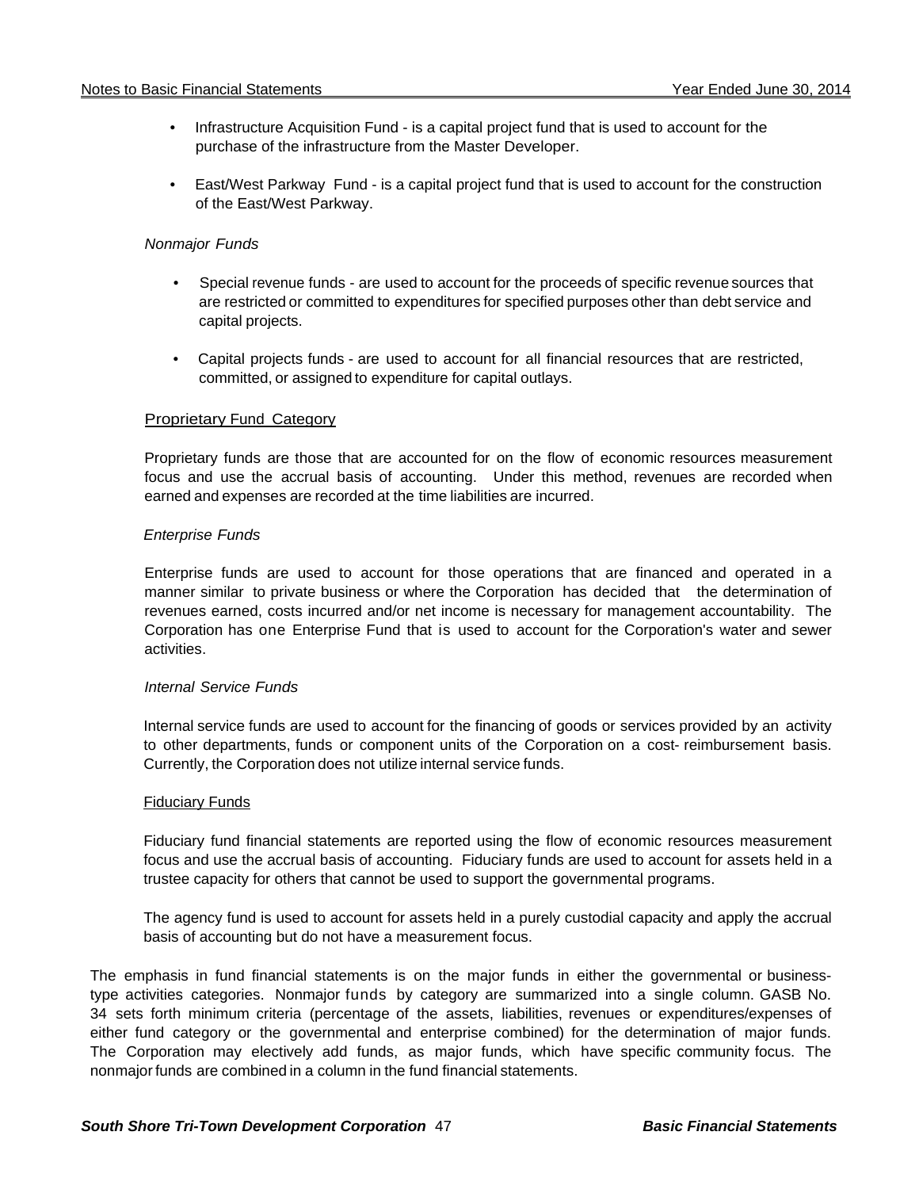- Infrastructure Acquisition Fund - is a capital project fund that is used to account for the purchase of the infrastructure from the Master Developer.

- East/West Parkway Fund - is a capital project fund that is used to account for the construction of the East/West Parkway.

*Nonmajor Funds*

- Special revenue funds - are used to account for the proceeds of specific revenue sources that are restricted or committed to expenditures for specified purposes other than debt service and capital projects.

- Capital projects funds - are used to account for all financial resources that are restricted, committed, or assigned to expenditure for capital outlays.

<u>Proprietary Fund Category</u>

Proprietary funds are those that are accounted for on the flow of economic resources measurement focus and use the accrual basis of accounting. Under this method, revenues are recorded when earned and expenses are recorded at the time liabilities are incurred.

*Enterprise Funds*

Enterprise funds are used to account for those operations that are financed and operated in a manner similar to private business or where the Corporation has decided that the determination of revenues earned, costs incurred and/or net income is necessary for management accountability. The Corporation has one Enterprise Fund that is used to account for the Corporation's water and sewer activities.

*Internal Service Funds*

Internal service funds are used to account for the financing of goods or services provided by an activity to other departments, funds or component units of the Corporation on a cost- reimbursement basis. Currently, the Corporation does not utilize internal service funds.

<u>Fiduciary Funds</u>

Fiduciary fund financial statements are reported using the flow of economic resources measurement focus and use the accrual basis of accounting. Fiduciary funds are used to account for assets held in a trustee capacity for others that cannot be used to support the governmental programs.

The agency fund is used to account for assets held in a purely custodial capacity and apply the accrual basis of accounting but do not have a measurement focus.

The emphasis in fund financial statements is on the major funds in either the governmental or business-type activities categories. Nonmajor funds by category are summarized into a single column. GASB No. 34 sets forth minimum criteria (percentage of the assets, liabilities, revenues or expenditures/expenses of either fund category or the governmental and enterprise combined) for the determination of major funds. The Corporation may electively add funds, as major funds, which have specific community focus. The nonmajor funds are combined in a column in the fund financial statements.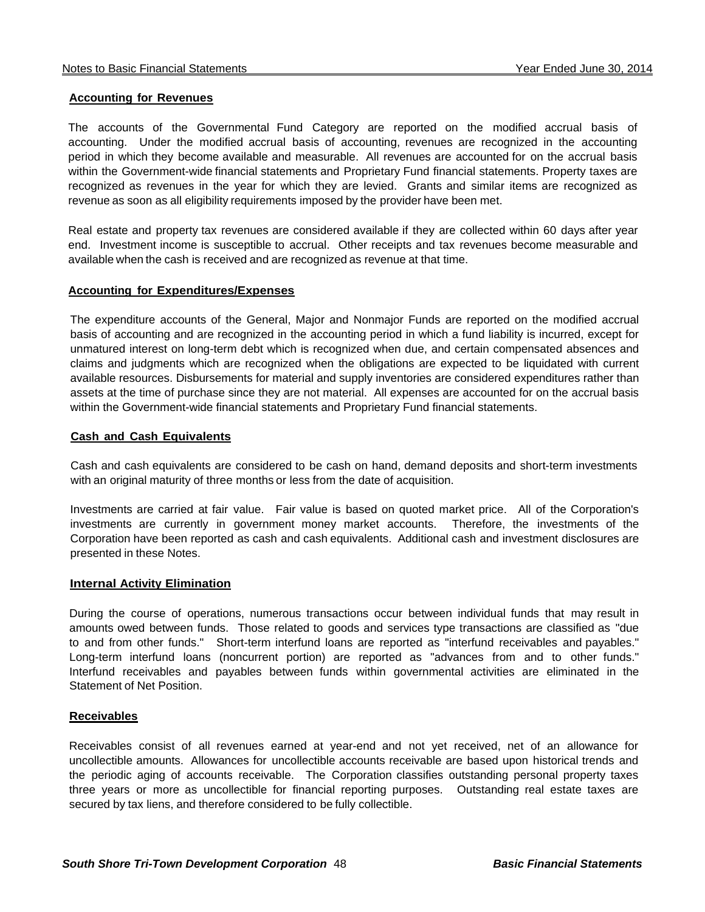### Accounting for Revenues

The accounts of the Governmental Fund Category are reported on the modified accrual basis of accounting. Under the modified accrual basis of accounting, revenues are recognized in the accounting period in which they become available and measurable. All revenues are accounted for on the accrual basis within the Government-wide financial statements and Proprietary Fund financial statements. Property taxes are recognized as revenues in the year for which they are levied. Grants and similar items are recognized as revenue as soon as all eligibility requirements imposed by the provider have been met.

Real estate and property tax revenues are considered available if they are collected within 60 days after year end. Investment income is susceptible to accrual. Other receipts and tax revenues become measurable and available when the cash is received and are recognized as revenue at that time.

### Accounting for Expenditures/Expenses

The expenditure accounts of the General, Major and Nonmajor Funds are reported on the modified accrual basis of accounting and are recognized in the accounting period in which a fund liability is incurred, except for unmatured interest on long-term debt which is recognized when due, and certain compensated absences and claims and judgments which are recognized when the obligations are expected to be liquidated with current available resources. Disbursements for material and supply inventories are considered expenditures rather than assets at the time of purchase since they are not material. All expenses are accounted for on the accrual basis within the Government-wide financial statements and Proprietary Fund financial statements.

### Cash and Cash Equivalents

Cash and cash equivalents are considered to be cash on hand, demand deposits and short-term investments with an original maturity of three months or less from the date of acquisition.

Investments are carried at fair value. Fair value is based on quoted market price. All of the Corporation's investments are currently in government money market accounts. Therefore, the investments of the Corporation have been reported as cash and cash equivalents. Additional cash and investment disclosures are presented in these Notes.

### Internal Activity Elimination

During the course of operations, numerous transactions occur between individual funds that may result in amounts owed between funds. Those related to goods and services type transactions are classified as "due to and from other funds." Short-term interfund loans are reported as "interfund receivables and payables." Long-term interfund loans (noncurrent portion) are reported as "advances from and to other funds." Interfund receivables and payables between funds within governmental activities are eliminated in the Statement of Net Position.

### Receivables

Receivables consist of all revenues earned at year-end and not yet received, net of an allowance for uncollectible amounts. Allowances for uncollectible accounts receivable are based upon historical trends and the periodic aging of accounts receivable. The Corporation classifies outstanding personal property taxes three years or more as uncollectible for financial reporting purposes. Outstanding real estate taxes are secured by tax liens, and therefore considered to be fully collectible.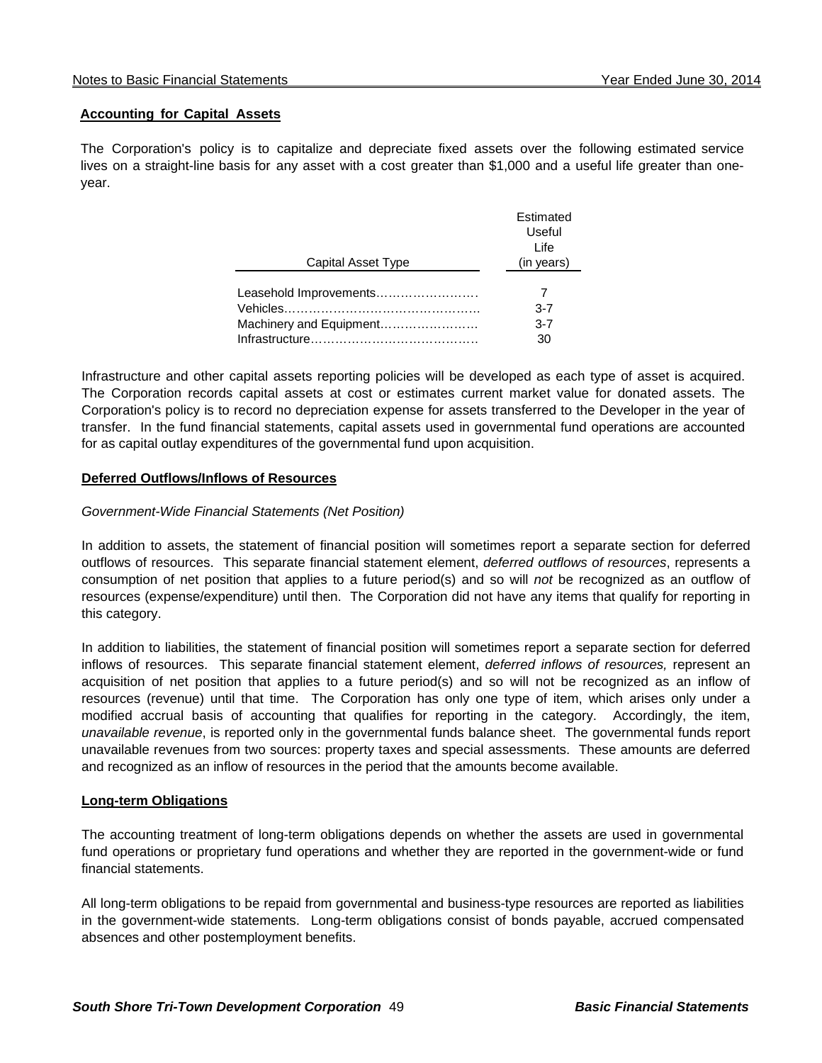## Accounting for Capital Assets

The Corporation's policy is to capitalize and depreciate fixed assets over the following estimated service lives on a straight-line basis for any asset with a cost greater than $1,000 and a useful life greater than one-year.

| Capital Asset Type | Estimated Useful Life (in years) |
|---|---|
| Leasehold Improvements | 7 |
| Vehicles | 3-7 |
| Machinery and Equipment | 3-7 |
| Infrastructure | 30 |

Infrastructure and other capital assets reporting policies will be developed as each type of asset is acquired. The Corporation records capital assets at cost or estimates current market value for donated assets. The Corporation's policy is to record no depreciation expense for assets transferred to the Developer in the year of transfer. In the fund financial statements, capital assets used in governmental fund operations are accounted for as capital outlay expenditures of the governmental fund upon acquisition.

## Deferred Outflows/Inflows of Resources

*Government-Wide Financial Statements (Net Position)*

In addition to assets, the statement of financial position will sometimes report a separate section for deferred outflows of resources. This separate financial statement element, *deferred outflows of resources*, represents a consumption of net position that applies to a future period(s) and so will *not* be recognized as an outflow of resources (expense/expenditure) until then. The Corporation did not have any items that qualify for reporting in this category.

In addition to liabilities, the statement of financial position will sometimes report a separate section for deferred inflows of resources. This separate financial statement element, *deferred inflows of resources,* represent an acquisition of net position that applies to a future period(s) and so will not be recognized as an inflow of resources (revenue) until that time. The Corporation has only one type of item, which arises only under a modified accrual basis of accounting that qualifies for reporting in the category. Accordingly, the item, *unavailable revenue*, is reported only in the governmental funds balance sheet. The governmental funds report unavailable revenues from two sources: property taxes and special assessments. These amounts are deferred and recognized as an inflow of resources in the period that the amounts become available.

## Long-term Obligations

The accounting treatment of long-term obligations depends on whether the assets are used in governmental fund operations or proprietary fund operations and whether they are reported in the government-wide or fund financial statements.

All long-term obligations to be repaid from governmental and business-type resources are reported as liabilities in the government-wide statements. Long-term obligations consist of bonds payable, accrued compensated absences and other postemployment benefits.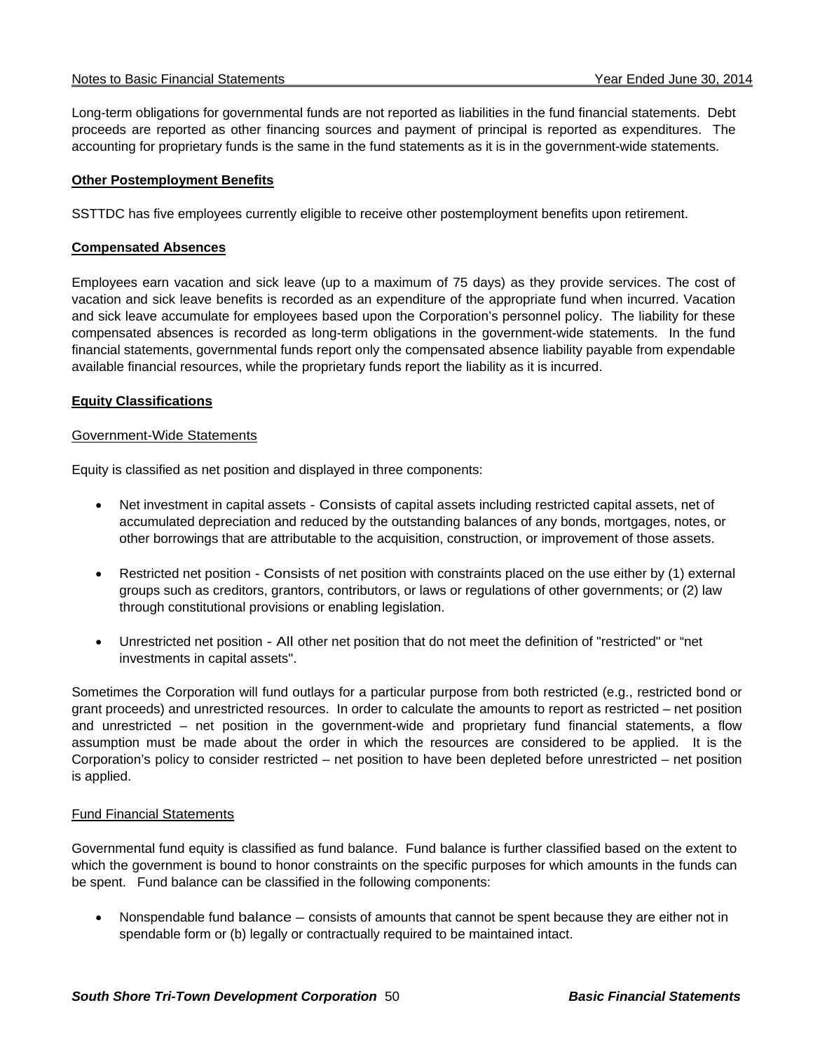Long-term obligations for governmental funds are not reported as liabilities in the fund financial statements. Debt proceeds are reported as other financing sources and payment of principal is reported as expenditures. The accounting for proprietary funds is the same in the fund statements as it is in the government-wide statements.

**Other Postemployment Benefits**

SSTTDC has five employees currently eligible to receive other postemployment benefits upon retirement.

**Compensated Absences**

Employees earn vacation and sick leave (up to a maximum of 75 days) as they provide services. The cost of vacation and sick leave benefits is recorded as an expenditure of the appropriate fund when incurred. Vacation and sick leave accumulate for employees based upon the Corporation's personnel policy. The liability for these compensated absences is recorded as long-term obligations in the government-wide statements. In the fund financial statements, governmental funds report only the compensated absence liability payable from expendable available financial resources, while the proprietary funds report the liability as it is incurred.

**Equity Classifications**

Government-Wide Statements

Equity is classified as net position and displayed in three components:

- Net investment in capital assets - Consists of capital assets including restricted capital assets, net of accumulated depreciation and reduced by the outstanding balances of any bonds, mortgages, notes, or other borrowings that are attributable to the acquisition, construction, or improvement of those assets.

- Restricted net position - Consists of net position with constraints placed on the use either by (1) external groups such as creditors, grantors, contributors, or laws or regulations of other governments; or (2) law through constitutional provisions or enabling legislation.

- Unrestricted net position - All other net position that do not meet the definition of "restricted" or "net investments in capital assets".

Sometimes the Corporation will fund outlays for a particular purpose from both restricted (e.g., restricted bond or grant proceeds) and unrestricted resources. In order to calculate the amounts to report as restricted – net position and unrestricted – net position in the government-wide and proprietary fund financial statements, a flow assumption must be made about the order in which the resources are considered to be applied. It is the Corporation's policy to consider restricted – net position to have been depleted before unrestricted – net position is applied.

Fund Financial Statements

Governmental fund equity is classified as fund balance. Fund balance is further classified based on the extent to which the government is bound to honor constraints on the specific purposes for which amounts in the funds can be spent. Fund balance can be classified in the following components:

- Nonspendable fund balance – consists of amounts that cannot be spent because they are either not in spendable form or (b) legally or contractually required to be maintained intact.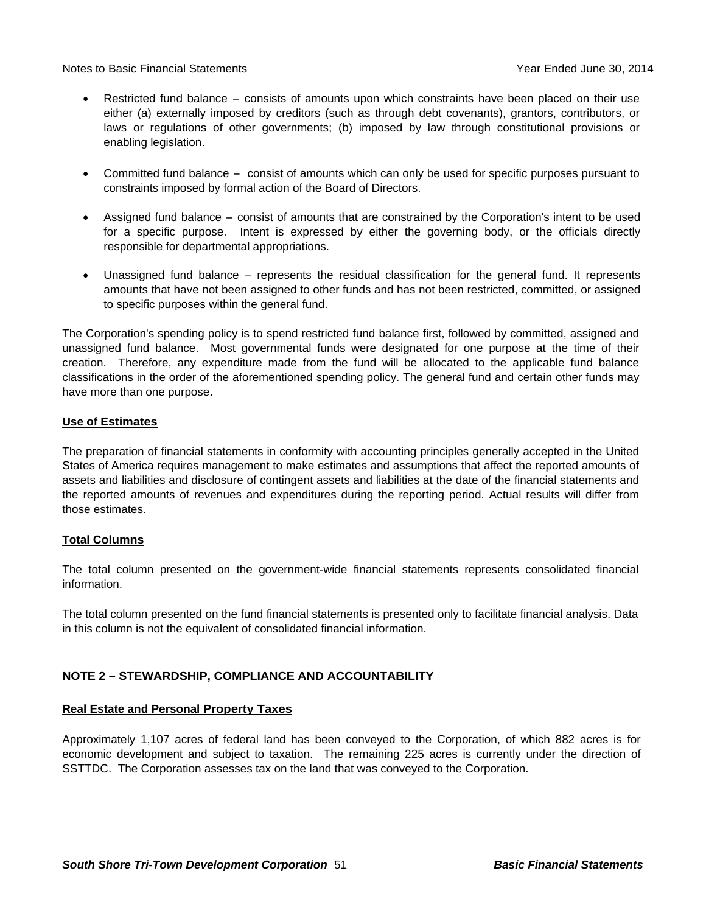- Restricted fund balance – consists of amounts upon which constraints have been placed on their use either (a) externally imposed by creditors (such as through debt covenants), grantors, contributors, or laws or regulations of other governments; (b) imposed by law through constitutional provisions or enabling legislation.

- Committed fund balance – consist of amounts which can only be used for specific purposes pursuant to constraints imposed by formal action of the Board of Directors.

- Assigned fund balance – consist of amounts that are constrained by the Corporation's intent to be used for a specific purpose. Intent is expressed by either the governing body, or the officials directly responsible for departmental appropriations.

- Unassigned fund balance – represents the residual classification for the general fund. It represents amounts that have not been assigned to other funds and has not been restricted, committed, or assigned to specific purposes within the general fund.

The Corporation's spending policy is to spend restricted fund balance first, followed by committed, assigned and unassigned fund balance. Most governmental funds were designated for one purpose at the time of their creation. Therefore, any expenditure made from the fund will be allocated to the applicable fund balance classifications in the order of the aforementioned spending policy. The general fund and certain other funds may have more than one purpose.

**Use of Estimates**

The preparation of financial statements in conformity with accounting principles generally accepted in the United States of America requires management to make estimates and assumptions that affect the reported amounts of assets and liabilities and disclosure of contingent assets and liabilities at the date of the financial statements and the reported amounts of revenues and expenditures during the reporting period. Actual results will differ from those estimates.

**Total Columns**

The total column presented on the government-wide financial statements represents consolidated financial information.

The total column presented on the fund financial statements is presented only to facilitate financial analysis. Data in this column is not the equivalent of consolidated financial information.

## NOTE 2 – STEWARDSHIP, COMPLIANCE AND ACCOUNTABILITY

**Real Estate and Personal Property Taxes**

Approximately 1,107 acres of federal land has been conveyed to the Corporation, of which 882 acres is for economic development and subject to taxation. The remaining 225 acres is currently under the direction of SSTTDC. The Corporation assesses tax on the land that was conveyed to the Corporation.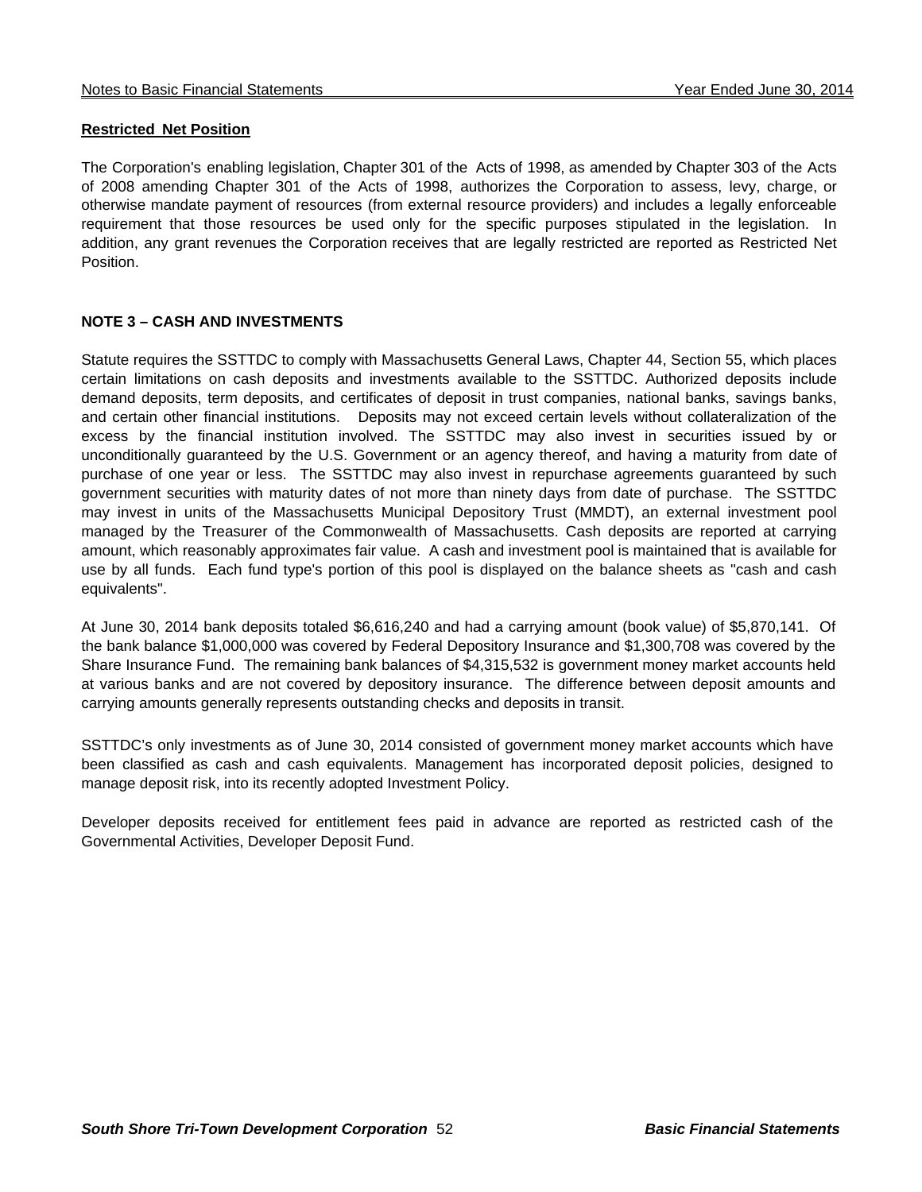**Restricted Net Position**

The Corporation's enabling legislation, Chapter 301 of the Acts of 1998, as amended by Chapter 303 of the Acts of 2008 amending Chapter 301 of the Acts of 1998, authorizes the Corporation to assess, levy, charge, or otherwise mandate payment of resources (from external resource providers) and includes a legally enforceable requirement that those resources be used only for the specific purposes stipulated in the legislation. In addition, any grant revenues the Corporation receives that are legally restricted are reported as Restricted Net Position.

## NOTE 3 – CASH AND INVESTMENTS

Statute requires the SSTTDC to comply with Massachusetts General Laws, Chapter 44, Section 55, which places certain limitations on cash deposits and investments available to the SSTTDC. Authorized deposits include demand deposits, term deposits, and certificates of deposit in trust companies, national banks, savings banks, and certain other financial institutions. Deposits may not exceed certain levels without collateralization of the excess by the financial institution involved. The SSTTDC may also invest in securities issued by or unconditionally guaranteed by the U.S. Government or an agency thereof, and having a maturity from date of purchase of one year or less. The SSTTDC may also invest in repurchase agreements guaranteed by such government securities with maturity dates of not more than ninety days from date of purchase. The SSTTDC may invest in units of the Massachusetts Municipal Depository Trust (MMDT), an external investment pool managed by the Treasurer of the Commonwealth of Massachusetts. Cash deposits are reported at carrying amount, which reasonably approximates fair value. A cash and investment pool is maintained that is available for use by all funds. Each fund type's portion of this pool is displayed on the balance sheets as "cash and cash equivalents".

At June 30, 2014 bank deposits totaled $6,616,240 and had a carrying amount (book value) of $5,870,141. Of the bank balance $1,000,000 was covered by Federal Depository Insurance and $1,300,708 was covered by the Share Insurance Fund. The remaining bank balances of $4,315,532 is government money market accounts held at various banks and are not covered by depository insurance. The difference between deposit amounts and carrying amounts generally represents outstanding checks and deposits in transit.

SSTTDC's only investments as of June 30, 2014 consisted of government money market accounts which have been classified as cash and cash equivalents. Management has incorporated deposit policies, designed to manage deposit risk, into its recently adopted Investment Policy.

Developer deposits received for entitlement fees paid in advance are reported as restricted cash of the Governmental Activities, Developer Deposit Fund.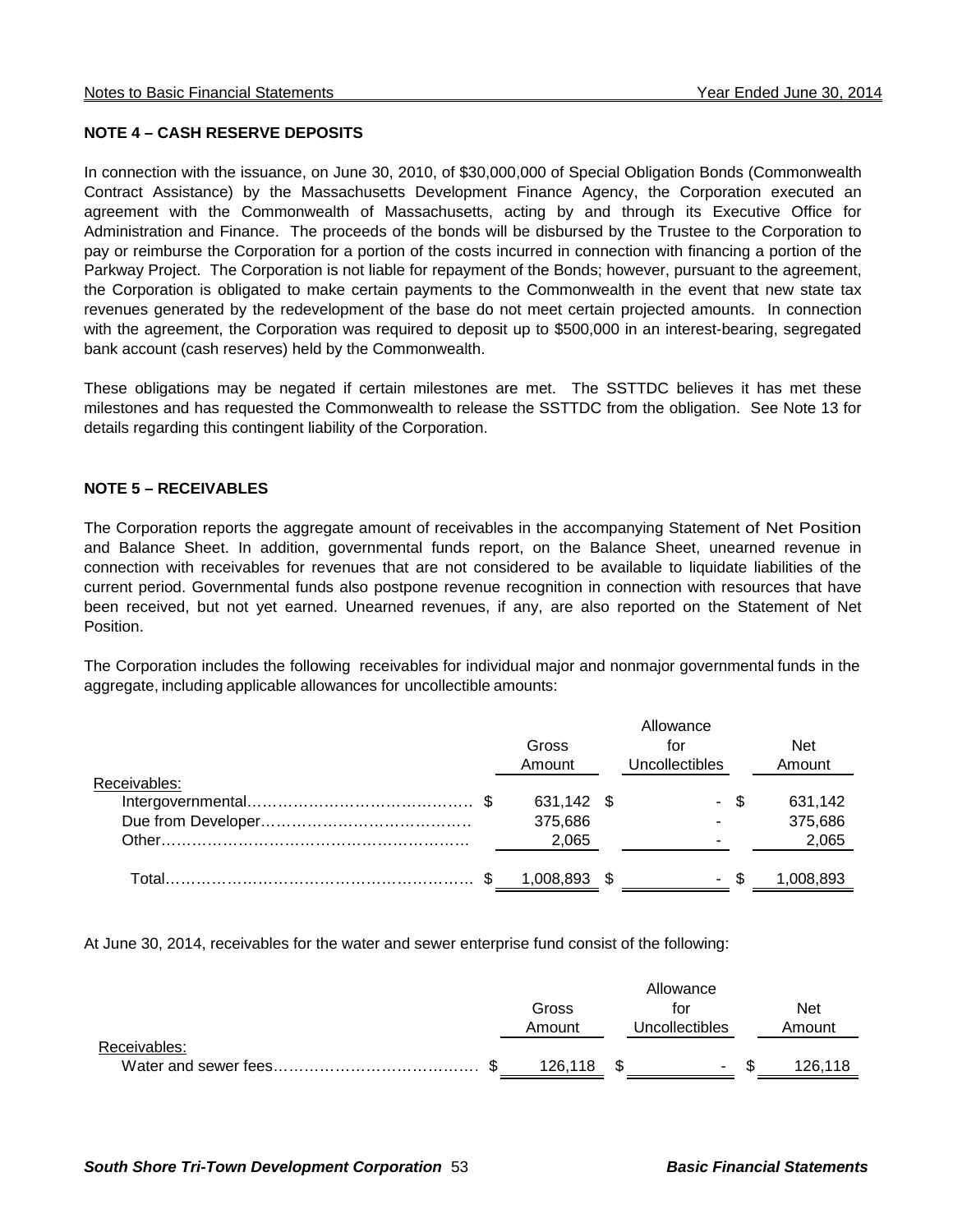## NOTE 4 – CASH RESERVE DEPOSITS

In connection with the issuance, on June 30, 2010, of $30,000,000 of Special Obligation Bonds (Commonwealth Contract Assistance) by the Massachusetts Development Finance Agency, the Corporation executed an agreement with the Commonwealth of Massachusetts, acting by and through its Executive Office for Administration and Finance. The proceeds of the bonds will be disbursed by the Trustee to the Corporation to pay or reimburse the Corporation for a portion of the costs incurred in connection with financing a portion of the Parkway Project. The Corporation is not liable for repayment of the Bonds; however, pursuant to the agreement, the Corporation is obligated to make certain payments to the Commonwealth in the event that new state tax revenues generated by the redevelopment of the base do not meet certain projected amounts. In connection with the agreement, the Corporation was required to deposit up to $500,000 in an interest-bearing, segregated bank account (cash reserves) held by the Commonwealth.

These obligations may be negated if certain milestones are met. The SSTTDC believes it has met these milestones and has requested the Commonwealth to release the SSTTDC from the obligation. See Note 13 for details regarding this contingent liability of the Corporation.

## NOTE 5 – RECEIVABLES

The Corporation reports the aggregate amount of receivables in the accompanying Statement of Net Position and Balance Sheet. In addition, governmental funds report, on the Balance Sheet, unearned revenue in connection with receivables for revenues that are not considered to be available to liquidate liabilities of the current period. Governmental funds also postpone revenue recognition in connection with resources that have been received, but not yet earned. Unearned revenues, if any, are also reported on the Statement of Net Position.

The Corporation includes the following receivables for individual major and nonmajor governmental funds in the aggregate, including applicable allowances for uncollectible amounts:

| | Gross Amount | Allowance for Uncollectibles | Net Amount |
|---|---|---|---|
| Receivables: | | | |
| Intergovernmental | $ 631,142 | $ - | $ 631,142 |
| Due from Developer | 375,686 | - | 375,686 |
| Other | 2,065 | - | 2,065 |
| Total | $ 1,008,893 | $ - | $ 1,008,893 |

At June 30, 2014, receivables for the water and sewer enterprise fund consist of the following:

| | Gross Amount | Allowance for Uncollectibles | Net Amount |
|---|---|---|---|
| Receivables: | | | |
| Water and sewer fees | $ 126,118 | $ - | $ 126,118 |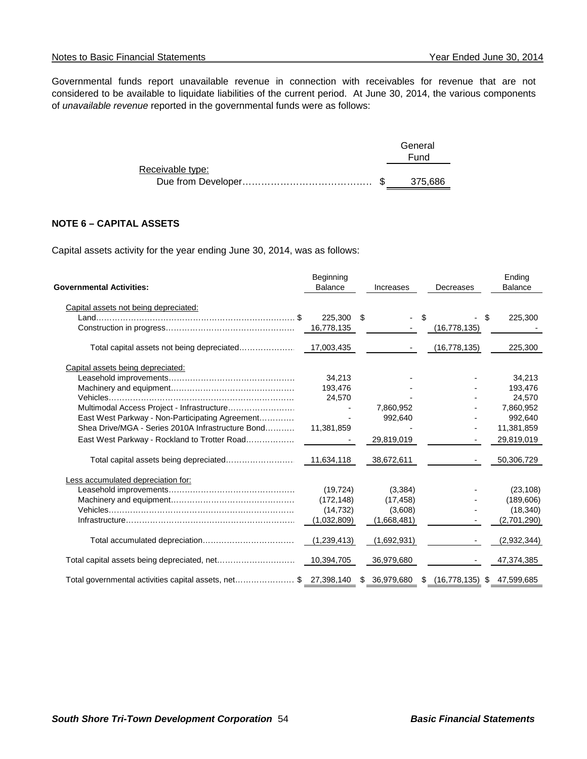Governmental funds report unavailable revenue in connection with receivables for revenue that are not considered to be available to liquidate liabilities of the current period. At June 30, 2014, the various components of *unavailable revenue* reported in the governmental funds were as follows:

| | General Fund |
|---|---|
| Receivable type: | |
| Due from Developer | $ 375,686 |

**NOTE 6 – CAPITAL ASSETS**

Capital assets activity for the year ending June 30, 2014, was as follows:

| Governmental Activities: | Beginning Balance | Increases | Decreases | Ending Balance |
|---|---|---|---|---|
| Capital assets not being depreciated: | | | | |
| Land | $ 225,300 | $ - | $ - | $ 225,300 |
| Construction in progress | 16,778,135 | - | (16,778,135) | - |
| Total capital assets not being depreciated | 17,003,435 | - | (16,778,135) | 225,300 |
| Capital assets being depreciated: | | | | |
| Leasehold improvements | 34,213 | - | - | 34,213 |
| Machinery and equipment | 193,476 | - | - | 193,476 |
| Vehicles | 24,570 | - | - | 24,570 |
| Multimodal Access Project - Infrastructure | - | 7,860,952 | - | 7,860,952 |
| East West Parkway - Non-Participating Agreement | - | 992,640 | - | 992,640 |
| Shea Drive/MGA - Series 2010A Infrastructure Bond | 11,381,859 | - | - | 11,381,859 |
| East West Parkway - Rockland to Trotter Road | - | 29,819,019 | - | 29,819,019 |
| Total capital assets being depreciated | 11,634,118 | 38,672,611 | - | 50,306,729 |
| Less accumulated depreciation for: | | | | |
| Leasehold improvements | (19,724) | (3,384) | - | (23,108) |
| Machinery and equipment | (172,148) | (17,458) | - | (189,606) |
| Vehicles | (14,732) | (3,608) | - | (18,340) |
| Infrastructure | (1,032,809) | (1,668,481) | - | (2,701,290) |
| Total accumulated depreciation | (1,239,413) | (1,692,931) | - | (2,932,344) |
| Total capital assets being depreciated, net | 10,394,705 | 36,979,680 | - | 47,374,385 |
| Total governmental activities capital assets, net | $ 27,398,140 | $ 36,979,680 | $ (16,778,135) | $ 47,599,685 |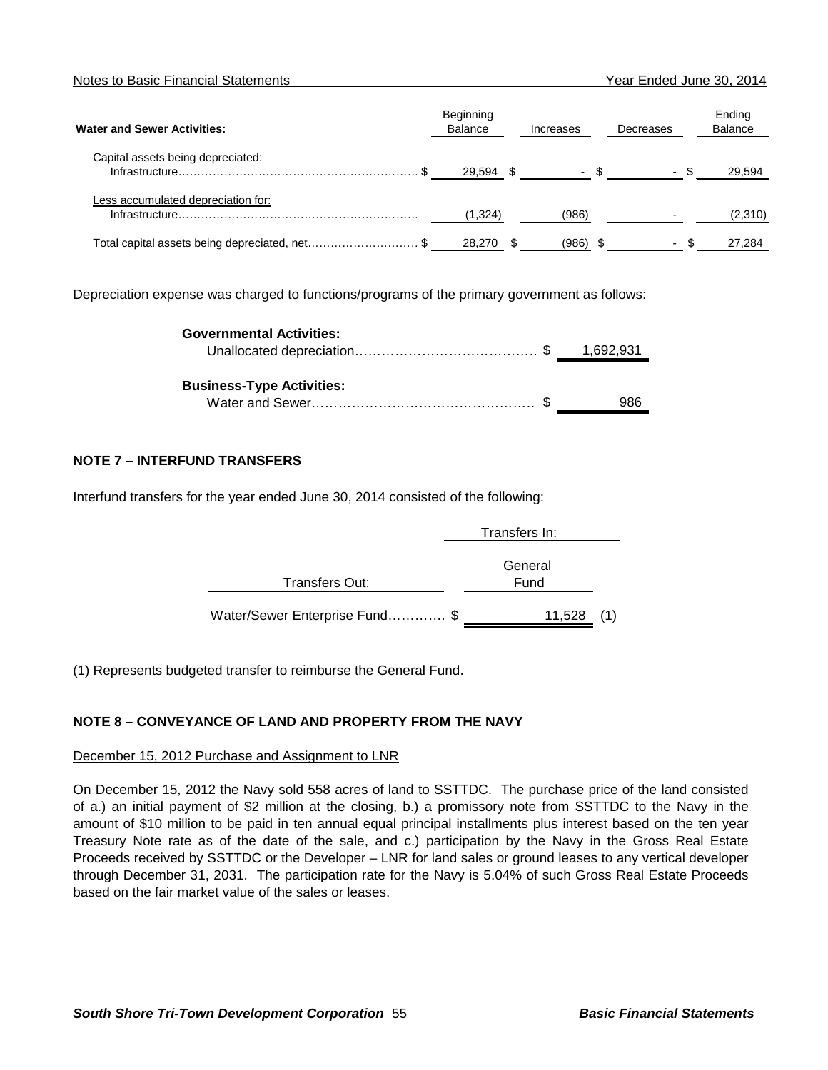| Water and Sewer Activities: | Beginning Balance | Increases | Decreases | Ending Balance |
|---|---|---|---|---|
| Capital assets being depreciated: | | | | |
| Infrastructure | $ 29,594 | $ - | $ - | $ 29,594 |
| Less accumulated depreciation for: | | | | |
| Infrastructure | (1,324) | (986) | - | (2,310) |
| Total capital assets being depreciated, net | $ 28,270 | $ (986) | $ - | $ 27,284 |

Depreciation expense was charged to functions/programs of the primary government as follows:

| | |
|---|---|
| **Governmental Activities:** | |
| Unallocated depreciation | $ 1,692,931 |
| **Business-Type Activities:** | |
| Water and Sewer | $ 986 |

## NOTE 7 – INTERFUND TRANSFERS

Interfund transfers for the year ended June 30, 2014 consisted of the following:

| | Transfers In: |
|---|---|
| Transfers Out: | General Fund |
| Water/Sewer Enterprise Fund | $ 11,528 (1) |

(1) Represents budgeted transfer to reimburse the General Fund.

## NOTE 8 – CONVEYANCE OF LAND AND PROPERTY FROM THE NAVY

December 15, 2012 Purchase and Assignment to LNR

On December 15, 2012 the Navy sold 558 acres of land to SSTTDC. The purchase price of the land consisted of a.) an initial payment of $2 million at the closing, b.) a promissory note from SSTTDC to the Navy in the amount of $10 million to be paid in ten annual equal principal installments plus interest based on the ten year Treasury Note rate as of the date of the sale, and c.) participation by the Navy in the Gross Real Estate Proceeds received by SSTTDC or the Developer – LNR for land sales or ground leases to any vertical developer through December 31, 2031. The participation rate for the Navy is 5.04% of such Gross Real Estate Proceeds based on the fair market value of the sales or leases.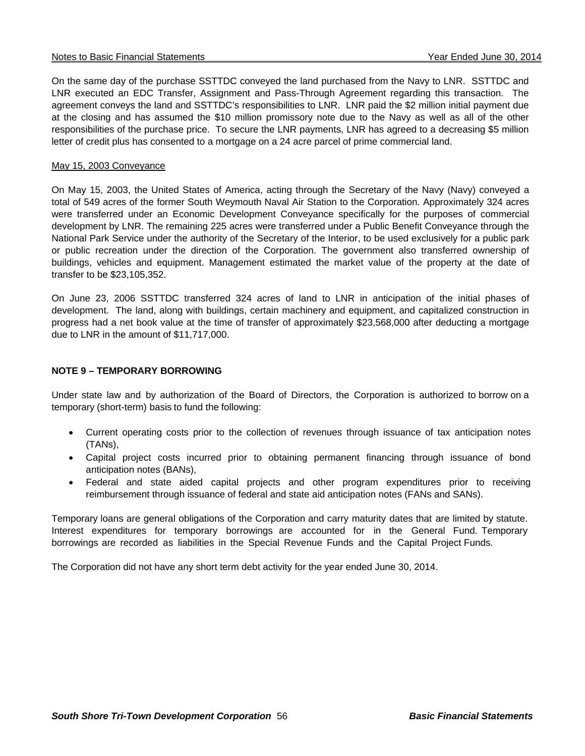On the same day of the purchase SSTTDC conveyed the land purchased from the Navy to LNR. SSTTDC and LNR executed an EDC Transfer, Assignment and Pass-Through Agreement regarding this transaction. The agreement conveys the land and SSTTDC's responsibilities to LNR. LNR paid the $2 million initial payment due at the closing and has assumed the $10 million promissory note due to the Navy as well as all of the other responsibilities of the purchase price. To secure the LNR payments, LNR has agreed to a decreasing $5 million letter of credit plus has consented to a mortgage on a 24 acre parcel of prime commercial land.

May 15, 2003 Conveyance

On May 15, 2003, the United States of America, acting through the Secretary of the Navy (Navy) conveyed a total of 549 acres of the former South Weymouth Naval Air Station to the Corporation. Approximately 324 acres were transferred under an Economic Development Conveyance specifically for the purposes of commercial development by LNR. The remaining 225 acres were transferred under a Public Benefit Conveyance through the National Park Service under the authority of the Secretary of the Interior, to be used exclusively for a public park or public recreation under the direction of the Corporation. The government also transferred ownership of buildings, vehicles and equipment. Management estimated the market value of the property at the date of transfer to be $23,105,352.

On June 23, 2006 SSTTDC transferred 324 acres of land to LNR in anticipation of the initial phases of development. The land, along with buildings, certain machinery and equipment, and capitalized construction in progress had a net book value at the time of transfer of approximately $23,568,000 after deducting a mortgage due to LNR in the amount of $11,717,000.

## NOTE 9 – TEMPORARY BORROWING

Under state law and by authorization of the Board of Directors, the Corporation is authorized to borrow on a temporary (short-term) basis to fund the following:

- Current operating costs prior to the collection of revenues through issuance of tax anticipation notes (TANs),
- Capital project costs incurred prior to obtaining permanent financing through issuance of bond anticipation notes (BANs),
- Federal and state aided capital projects and other program expenditures prior to receiving reimbursement through issuance of federal and state aid anticipation notes (FANs and SANs).

Temporary loans are general obligations of the Corporation and carry maturity dates that are limited by statute. Interest expenditures for temporary borrowings are accounted for in the General Fund. Temporary borrowings are recorded as liabilities in the Special Revenue Funds and the Capital Project Funds.

The Corporation did not have any short term debt activity for the year ended June 30, 2014.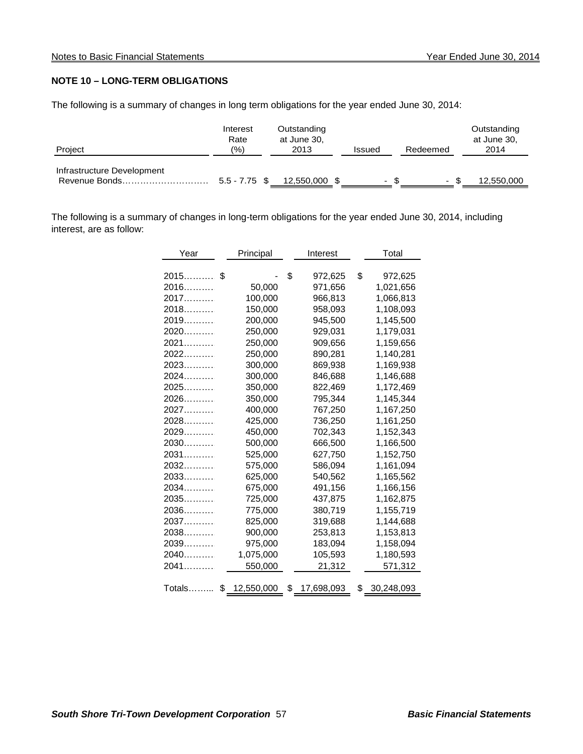## NOTE 10 – LONG-TERM OBLIGATIONS

The following is a summary of changes in long term obligations for the year ended June 30, 2014:

| Project | Interest Rate (%) | Outstanding at June 30, 2013 | Issued | Redeemed | Outstanding at June 30, 2014 |
|---|---|---|---|---|---|
| Infrastructure Development Revenue Bonds………………………… | 5.5 - 7.75 | $ 12,550,000 | $ - | $ - | $ 12,550,000 |

The following is a summary of changes in long-term obligations for the year ended June 30, 2014, including interest, are as follow:

| Year | Principal | Interest | Total |
|---|---|---|---|
| 2015………. | $ - | $ 972,625 | $ 972,625 |
| 2016………. | 50,000 | 971,656 | 1,021,656 |
| 2017………. | 100,000 | 966,813 | 1,066,813 |
| 2018………. | 150,000 | 958,093 | 1,108,093 |
| 2019………. | 200,000 | 945,500 | 1,145,500 |
| 2020………. | 250,000 | 929,031 | 1,179,031 |
| 2021………. | 250,000 | 909,656 | 1,159,656 |
| 2022………. | 250,000 | 890,281 | 1,140,281 |
| 2023………. | 300,000 | 869,938 | 1,169,938 |
| 2024………. | 300,000 | 846,688 | 1,146,688 |
| 2025………. | 350,000 | 822,469 | 1,172,469 |
| 2026………. | 350,000 | 795,344 | 1,145,344 |
| 2027………. | 400,000 | 767,250 | 1,167,250 |
| 2028………. | 425,000 | 736,250 | 1,161,250 |
| 2029………. | 450,000 | 702,343 | 1,152,343 |
| 2030………. | 500,000 | 666,500 | 1,166,500 |
| 2031………. | 525,000 | 627,750 | 1,152,750 |
| 2032………. | 575,000 | 586,094 | 1,161,094 |
| 2033………. | 625,000 | 540,562 | 1,165,562 |
| 2034………. | 675,000 | 491,156 | 1,166,156 |
| 2035………. | 725,000 | 437,875 | 1,162,875 |
| 2036………. | 775,000 | 380,719 | 1,155,719 |
| 2037………. | 825,000 | 319,688 | 1,144,688 |
| 2038………. | 900,000 | 253,813 | 1,153,813 |
| 2039………. | 975,000 | 183,094 | 1,158,094 |
| 2040………. | 1,075,000 | 105,593 | 1,180,593 |
| 2041………. | 550,000 | 21,312 | 571,312 |
| Totals……... | $ 12,550,000 | $ 17,698,093 | $ 30,248,093 |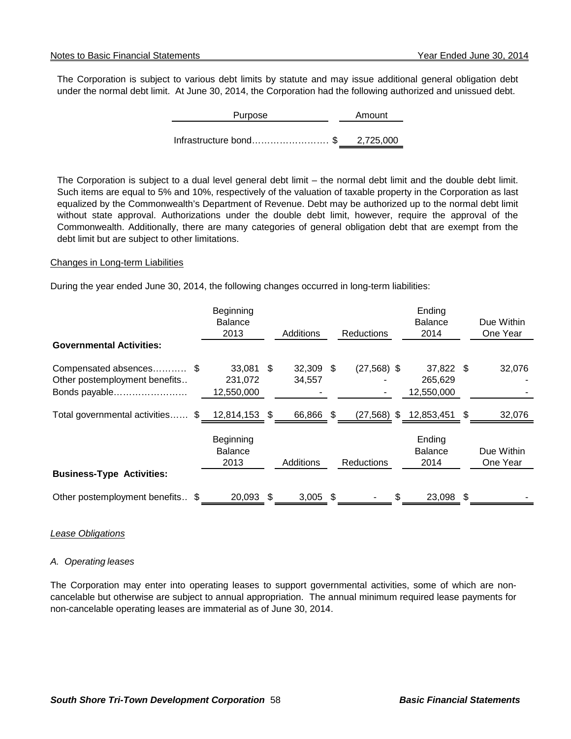The Corporation is subject to various debt limits by statute and may issue additional general obligation debt under the normal debt limit. At June 30, 2014, the Corporation had the following authorized and unissued debt.

| Purpose | Amount |
|---|---|
| Infrastructure bond…………………… | $ 2,725,000 |

The Corporation is subject to a dual level general debt limit – the normal debt limit and the double debt limit. Such items are equal to 5% and 10%, respectively of the valuation of taxable property in the Corporation as last equalized by the Commonwealth's Department of Revenue. Debt may be authorized up to the normal debt limit without state approval. Authorizations under the double debt limit, however, require the approval of the Commonwealth. Additionally, there are many categories of general obligation debt that are exempt from the debt limit but are subject to other limitations.

Changes in Long-term Liabilities

During the year ended June 30, 2014, the following changes occurred in long-term liabilities:

| Governmental Activities: | Beginning Balance 2013 | Additions | Reductions | Ending Balance 2014 | Due Within One Year |
|---|---|---|---|---|---|
| Compensated absences……….. | $ 33,081 | $ 32,309 | $ (27,568) | $ 37,822 | $ 32,076 |
| Other postemployment benefits.. | 231,072 | 34,557 | - | 265,629 | - |
| Bonds payable……………………. | 12,550,000 | - | - | 12,550,000 | - |
| Total governmental activities…… | $ 12,814,153 | $ 66,866 | $ (27,568) | $ 12,853,451 | $ 32,076 |

| Business-Type Activities: | Beginning Balance 2013 | Additions | Reductions | Ending Balance 2014 | Due Within One Year |
|---|---|---|---|---|---|
| Other postemployment benefits.. | $ 20,093 | $ 3,005 | $ - | $ 23,098 | $ - |

*Lease Obligations*

*A. Operating leases*

The Corporation may enter into operating leases to support governmental activities, some of which are non-cancelable but otherwise are subject to annual appropriation. The annual minimum required lease payments for non-cancelable operating leases are immaterial as of June 30, 2014.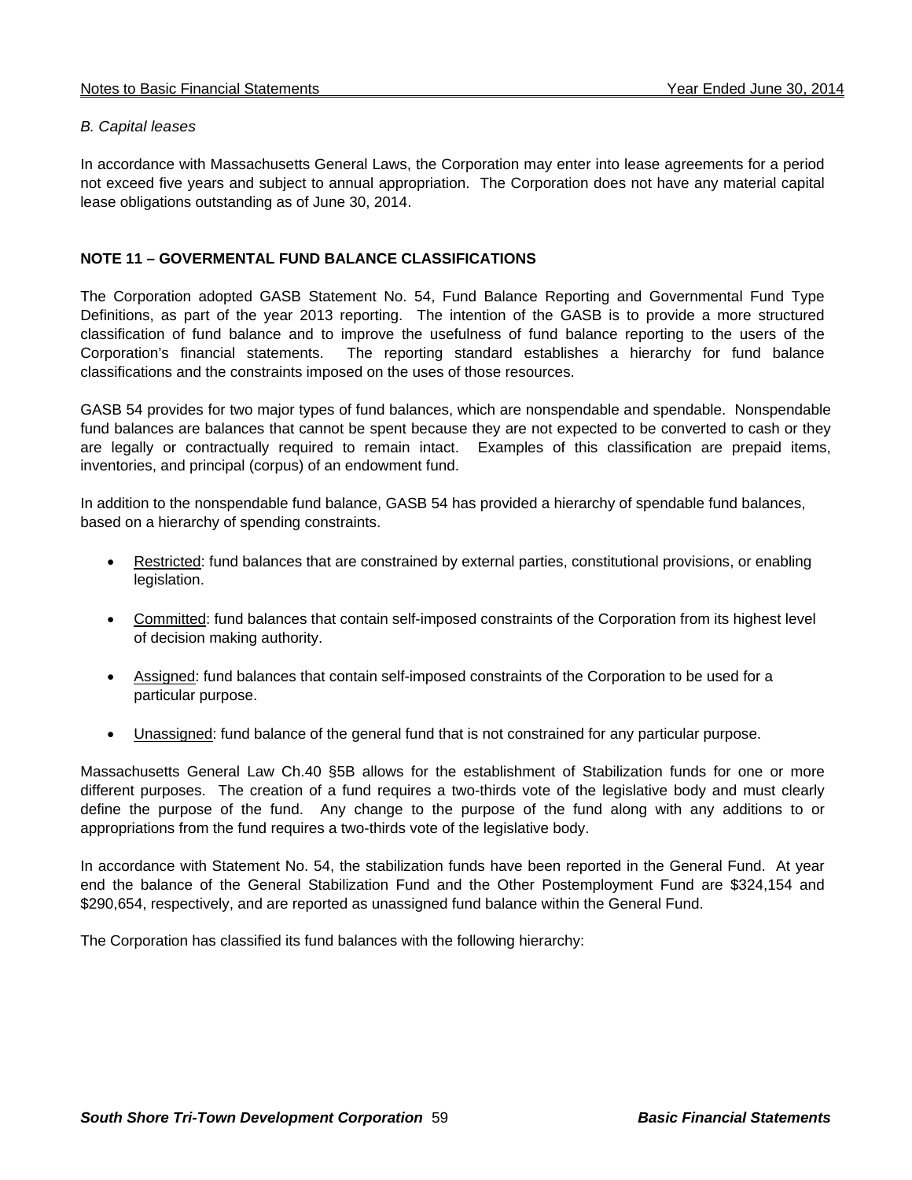*B. Capital leases*

In accordance with Massachusetts General Laws, the Corporation may enter into lease agreements for a period not exceed five years and subject to annual appropriation. The Corporation does not have any material capital lease obligations outstanding as of June 30, 2014.

**NOTE 11 – GOVERMENTAL FUND BALANCE CLASSIFICATIONS**

The Corporation adopted GASB Statement No. 54, Fund Balance Reporting and Governmental Fund Type Definitions, as part of the year 2013 reporting. The intention of the GASB is to provide a more structured classification of fund balance and to improve the usefulness of fund balance reporting to the users of the Corporation's financial statements. The reporting standard establishes a hierarchy for fund balance classifications and the constraints imposed on the uses of those resources.

GASB 54 provides for two major types of fund balances, which are nonspendable and spendable. Nonspendable fund balances are balances that cannot be spent because they are not expected to be converted to cash or they are legally or contractually required to remain intact. Examples of this classification are prepaid items, inventories, and principal (corpus) of an endowment fund.

In addition to the nonspendable fund balance, GASB 54 has provided a hierarchy of spendable fund balances, based on a hierarchy of spending constraints.

- Restricted: fund balances that are constrained by external parties, constitutional provisions, or enabling legislation.
- Committed: fund balances that contain self-imposed constraints of the Corporation from its highest level of decision making authority.
- Assigned: fund balances that contain self-imposed constraints of the Corporation to be used for a particular purpose.
- Unassigned: fund balance of the general fund that is not constrained for any particular purpose.

Massachusetts General Law Ch.40 §5B allows for the establishment of Stabilization funds for one or more different purposes. The creation of a fund requires a two-thirds vote of the legislative body and must clearly define the purpose of the fund. Any change to the purpose of the fund along with any additions to or appropriations from the fund requires a two-thirds vote of the legislative body.

In accordance with Statement No. 54, the stabilization funds have been reported in the General Fund. At year end the balance of the General Stabilization Fund and the Other Postemployment Fund are $324,154 and $290,654, respectively, and are reported as unassigned fund balance within the General Fund.

The Corporation has classified its fund balances with the following hierarchy: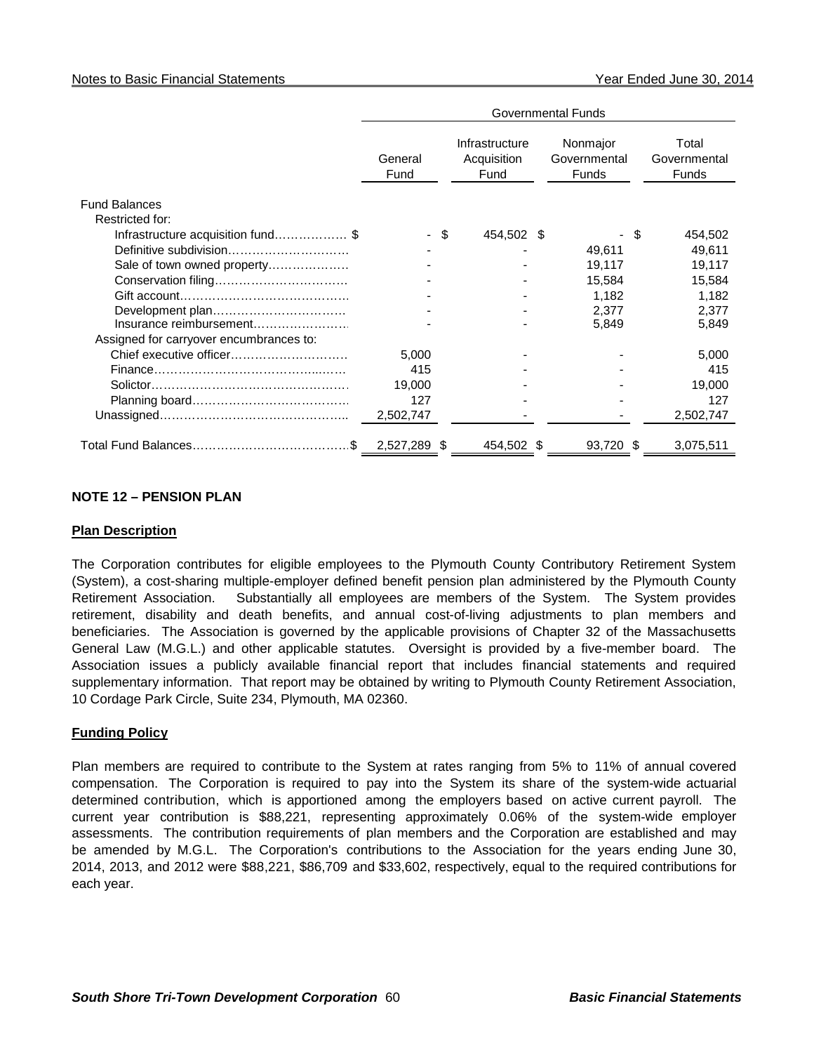| | Governmental Funds | | | |
|---|---|---|---|---|
| | General Fund | Infrastructure Acquisition Fund | Nonmajor Governmental Funds | Total Governmental Funds |
| Fund Balances | | | | |
| Restricted for: | | | | |
| Infrastructure acquisition fund……………… $ | - | $ 454,502 | $ - | $ 454,502 |
| Definitive subdivision………………………… | - | - | 49,611 | 49,611 |
| Sale of town owned property………………… | - | - | 19,117 | 19,117 |
| Conservation filing…………………………… | - | - | 15,584 | 15,584 |
| Gift account…………………………………… | - | - | 1,182 | 1,182 |
| Development plan…………………………… | - | - | 2,377 | 2,377 |
| Insurance reimbursement…………………… | - | - | 5,849 | 5,849 |
| Assigned for carryover encumbrances to: | | | | |
| Chief executive officer………………………… | 5,000 | - | - | 5,000 |
| Finance………………………………………… | 415 | - | - | 415 |
| Solicitor………………………………………… | 19,000 | - | - | 19,000 |
| Planning board………………………………… | 127 | - | - | 127 |
| Unassigned……………………………………… | 2,502,747 | - | - | 2,502,747 |
| Total Fund Balances………………………………$ | 2,527,289 | $ 454,502 | $ 93,720 | $ 3,075,511 |

## NOTE 12 – PENSION PLAN

### Plan Description

The Corporation contributes for eligible employees to the Plymouth County Contributory Retirement System (System), a cost-sharing multiple-employer defined benefit pension plan administered by the Plymouth County Retirement Association. Substantially all employees are members of the System. The System provides retirement, disability and death benefits, and annual cost-of-living adjustments to plan members and beneficiaries. The Association is governed by the applicable provisions of Chapter 32 of the Massachusetts General Law (M.G.L.) and other applicable statutes. Oversight is provided by a five-member board. The Association issues a publicly available financial report that includes financial statements and required supplementary information. That report may be obtained by writing to Plymouth County Retirement Association, 10 Cordage Park Circle, Suite 234, Plymouth, MA 02360.

### Funding Policy

Plan members are required to contribute to the System at rates ranging from 5% to 11% of annual covered compensation. The Corporation is required to pay into the System its share of the system-wide actuarial determined contribution, which is apportioned among the employers based on active current payroll. The current year contribution is $88,221, representing approximately 0.06% of the system-wide employer assessments. The contribution requirements of plan members and the Corporation are established and may be amended by M.G.L. The Corporation's contributions to the Association for the years ending June 30, 2014, 2013, and 2012 were $88,221, $86,709 and $33,602, respectively, equal to the required contributions for each year.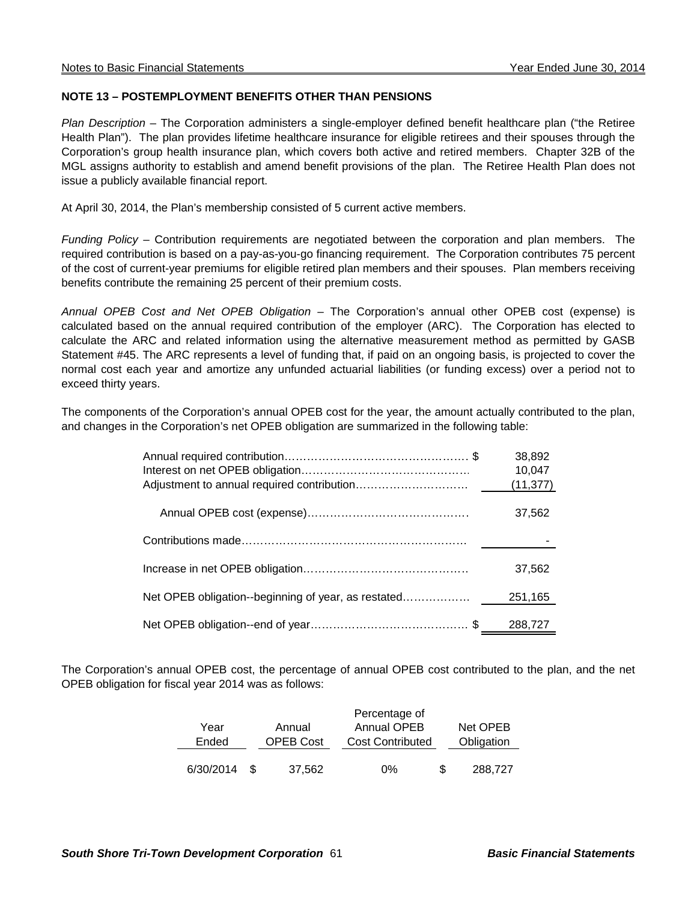## NOTE 13 – POSTEMPLOYMENT BENEFITS OTHER THAN PENSIONS

*Plan Description* – The Corporation administers a single-employer defined benefit healthcare plan ("the Retiree Health Plan"). The plan provides lifetime healthcare insurance for eligible retirees and their spouses through the Corporation's group health insurance plan, which covers both active and retired members. Chapter 32B of the MGL assigns authority to establish and amend benefit provisions of the plan. The Retiree Health Plan does not issue a publicly available financial report.

At April 30, 2014, the Plan's membership consisted of 5 current active members.

*Funding Policy* – Contribution requirements are negotiated between the corporation and plan members. The required contribution is based on a pay-as-you-go financing requirement. The Corporation contributes 75 percent of the cost of current-year premiums for eligible retired plan members and their spouses. Plan members receiving benefits contribute the remaining 25 percent of their premium costs.

*Annual OPEB Cost and Net OPEB Obligation* – The Corporation's annual other OPEB cost (expense) is calculated based on the annual required contribution of the employer (ARC). The Corporation has elected to calculate the ARC and related information using the alternative measurement method as permitted by GASB Statement #45. The ARC represents a level of funding that, if paid on an ongoing basis, is projected to cover the normal cost each year and amortize any unfunded actuarial liabilities (or funding excess) over a period not to exceed thirty years.

The components of the Corporation's annual OPEB cost for the year, the amount actually contributed to the plan, and changes in the Corporation's net OPEB obligation are summarized in the following table:

| | |
|---|---|
| Annual required contribution | $ 38,892 |
| Interest on net OPEB obligation | 10,047 |
| Adjustment to annual required contribution | (11,377) |
| Annual OPEB cost (expense) | 37,562 |
| Contributions made | - |
| Increase in net OPEB obligation | 37,562 |
| Net OPEB obligation--beginning of year, as restated | 251,165 |
| Net OPEB obligation--end of year | $ 288,727 |

The Corporation's annual OPEB cost, the percentage of annual OPEB cost contributed to the plan, and the net OPEB obligation for fiscal year 2014 was as follows:

| Year Ended | Annual OPEB Cost | Percentage of Annual OPEB Cost Contributed | Net OPEB Obligation |
|---|---|---|---|
| 6/30/2014 | $ 37,562 | 0% | $ 288,727 |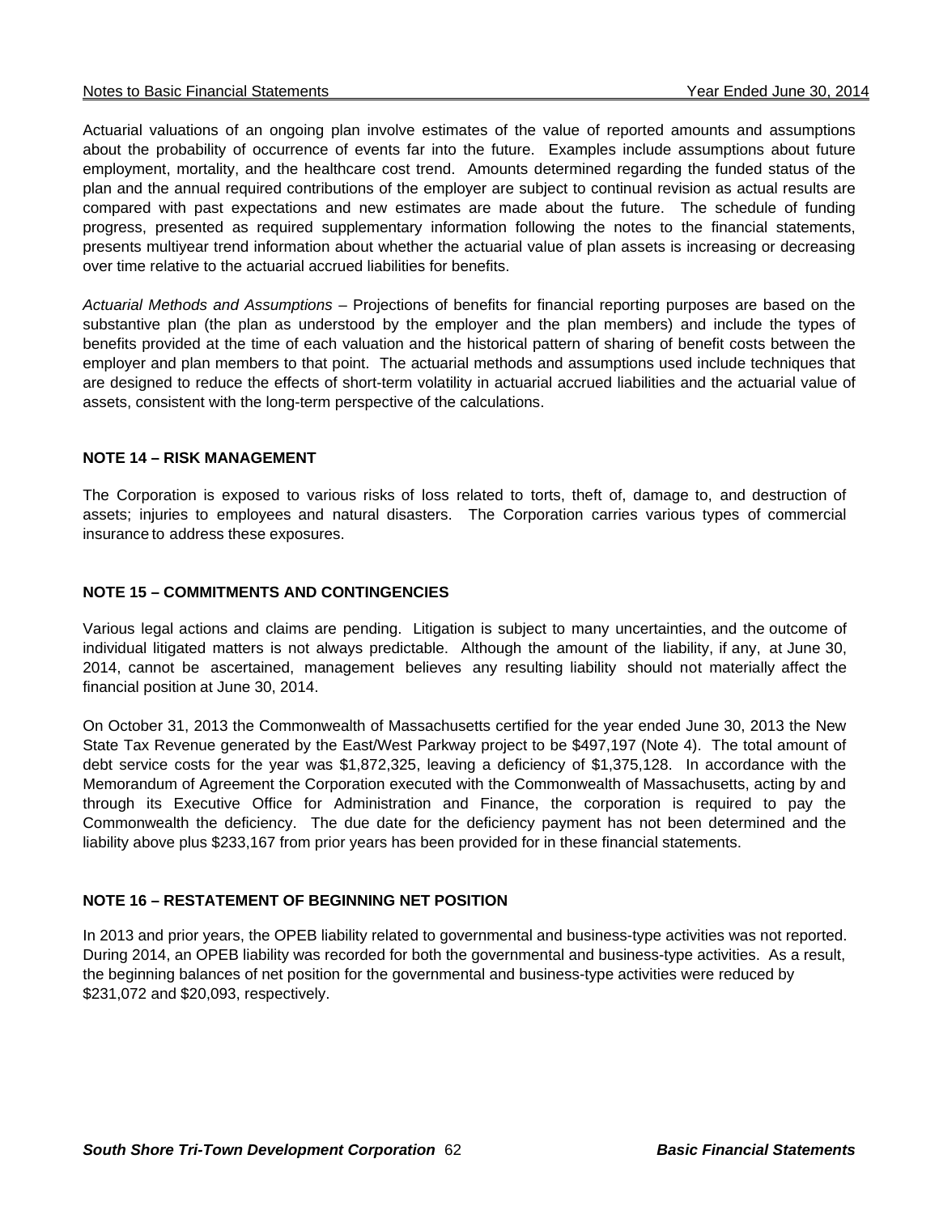Actuarial valuations of an ongoing plan involve estimates of the value of reported amounts and assumptions about the probability of occurrence of events far into the future. Examples include assumptions about future employment, mortality, and the healthcare cost trend. Amounts determined regarding the funded status of the plan and the annual required contributions of the employer are subject to continual revision as actual results are compared with past expectations and new estimates are made about the future. The schedule of funding progress, presented as required supplementary information following the notes to the financial statements, presents multiyear trend information about whether the actuarial value of plan assets is increasing or decreasing over time relative to the actuarial accrued liabilities for benefits.

*Actuarial Methods and Assumptions* – Projections of benefits for financial reporting purposes are based on the substantive plan (the plan as understood by the employer and the plan members) and include the types of benefits provided at the time of each valuation and the historical pattern of sharing of benefit costs between the employer and plan members to that point. The actuarial methods and assumptions used include techniques that are designed to reduce the effects of short-term volatility in actuarial accrued liabilities and the actuarial value of assets, consistent with the long-term perspective of the calculations.

## NOTE 14 – RISK MANAGEMENT

The Corporation is exposed to various risks of loss related to torts, theft of, damage to, and destruction of assets; injuries to employees and natural disasters. The Corporation carries various types of commercial insurance to address these exposures.

## NOTE 15 – COMMITMENTS AND CONTINGENCIES

Various legal actions and claims are pending. Litigation is subject to many uncertainties, and the outcome of individual litigated matters is not always predictable. Although the amount of the liability, if any, at June 30, 2014, cannot be ascertained, management believes any resulting liability should not materially affect the financial position at June 30, 2014.

On October 31, 2013 the Commonwealth of Massachusetts certified for the year ended June 30, 2013 the New State Tax Revenue generated by the East/West Parkway project to be $497,197 (Note 4). The total amount of debt service costs for the year was $1,872,325, leaving a deficiency of $1,375,128. In accordance with the Memorandum of Agreement the Corporation executed with the Commonwealth of Massachusetts, acting by and through its Executive Office for Administration and Finance, the corporation is required to pay the Commonwealth the deficiency. The due date for the deficiency payment has not been determined and the liability above plus $233,167 from prior years has been provided for in these financial statements.

## NOTE 16 – RESTATEMENT OF BEGINNING NET POSITION

In 2013 and prior years, the OPEB liability related to governmental and business-type activities was not reported. During 2014, an OPEB liability was recorded for both the governmental and business-type activities. As a result, the beginning balances of net position for the governmental and business-type activities were reduced by $231,072 and $20,093, respectively.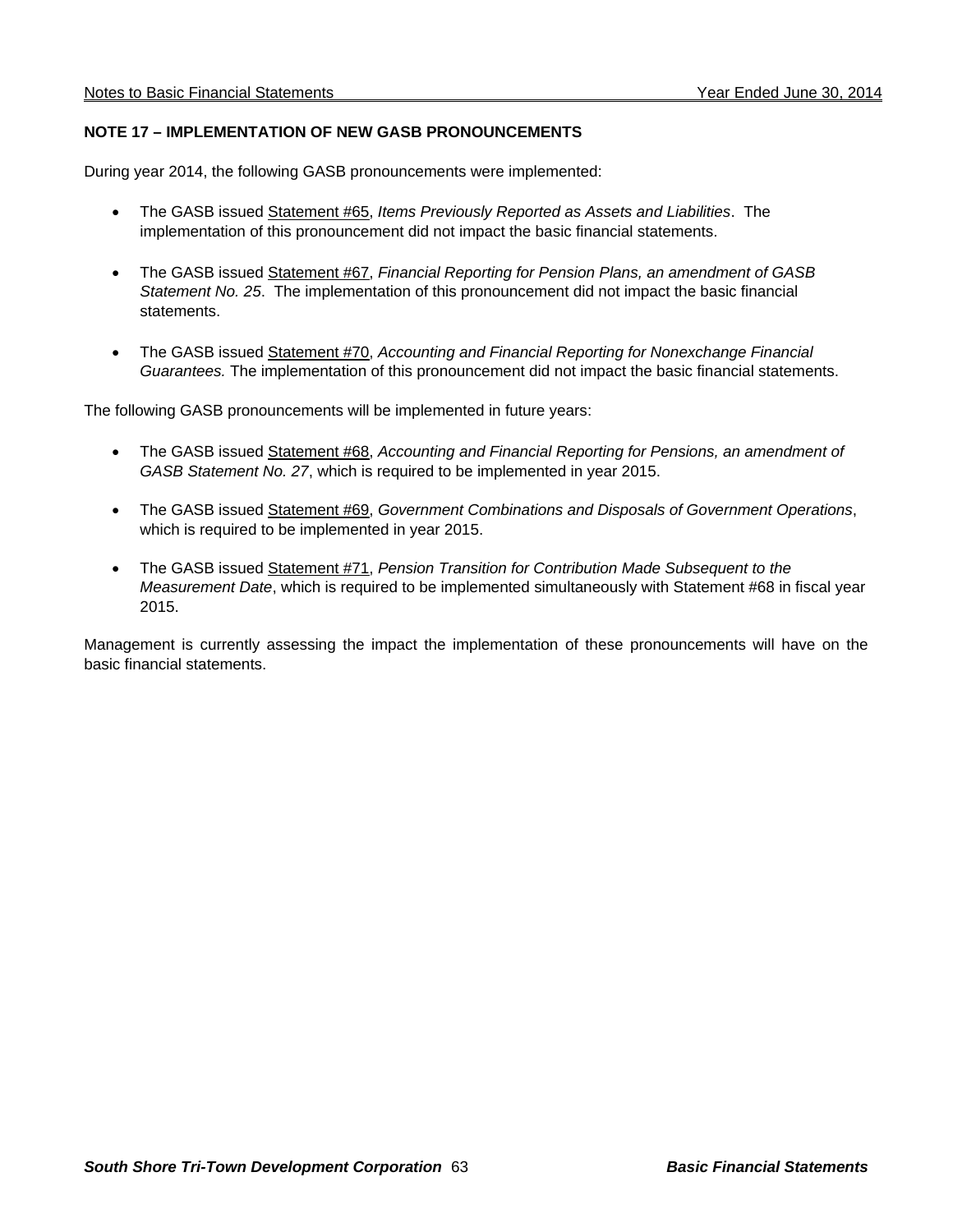## NOTE 17 – IMPLEMENTATION OF NEW GASB PRONOUNCEMENTS

During year 2014, the following GASB pronouncements were implemented:

- The GASB issued Statement #65, *Items Previously Reported as Assets and Liabilities*. The implementation of this pronouncement did not impact the basic financial statements.
- The GASB issued Statement #67, *Financial Reporting for Pension Plans, an amendment of GASB Statement No. 25*. The implementation of this pronouncement did not impact the basic financial statements.
- The GASB issued Statement #70, *Accounting and Financial Reporting for Nonexchange Financial Guarantees.* The implementation of this pronouncement did not impact the basic financial statements.

The following GASB pronouncements will be implemented in future years:

- The GASB issued Statement #68, *Accounting and Financial Reporting for Pensions, an amendment of GASB Statement No. 27*, which is required to be implemented in year 2015.
- The GASB issued Statement #69, *Government Combinations and Disposals of Government Operations*, which is required to be implemented in year 2015.
- The GASB issued Statement #71, *Pension Transition for Contribution Made Subsequent to the Measurement Date*, which is required to be implemented simultaneously with Statement #68 in fiscal year 2015.

Management is currently assessing the impact the implementation of these pronouncements will have on the basic financial statements.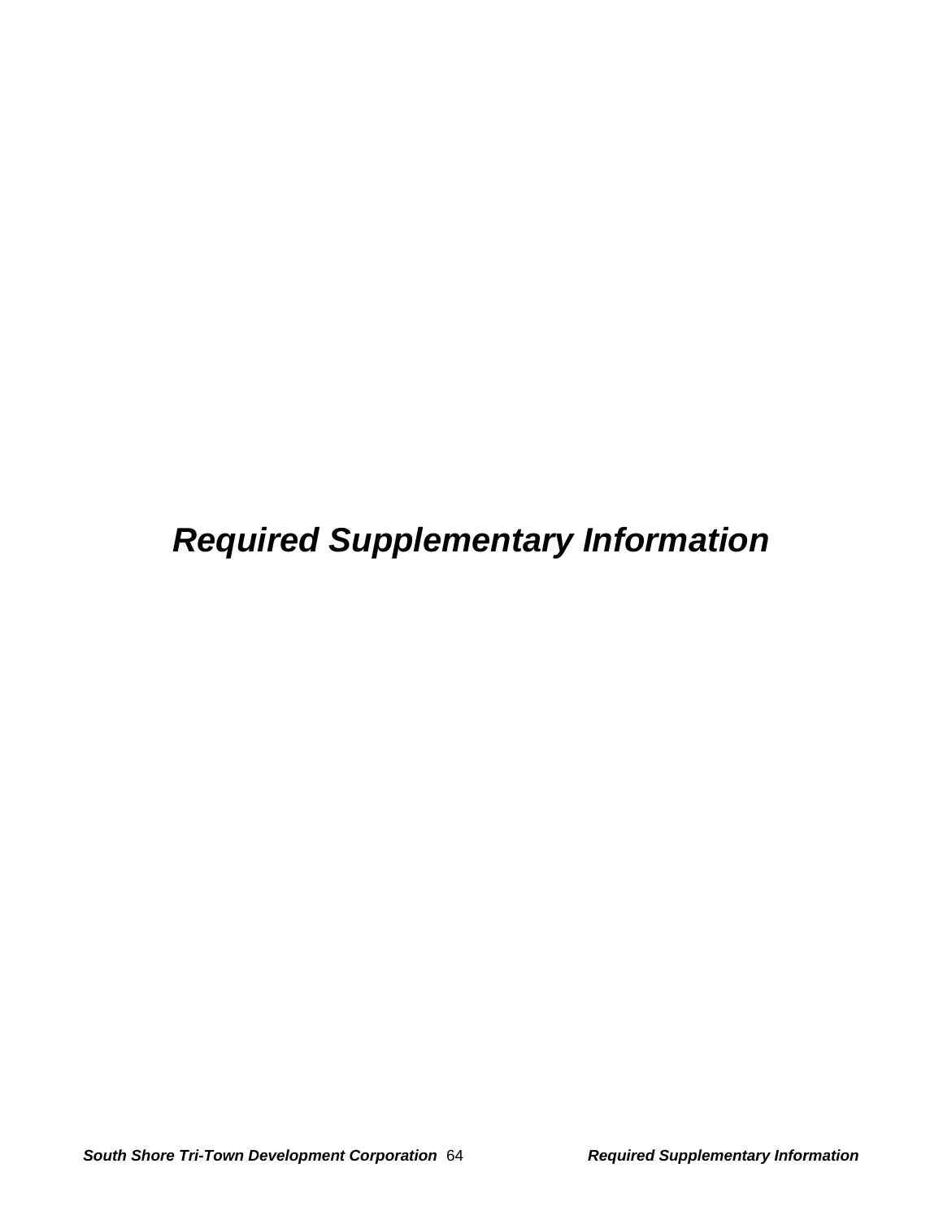# *Required Supplementary Information*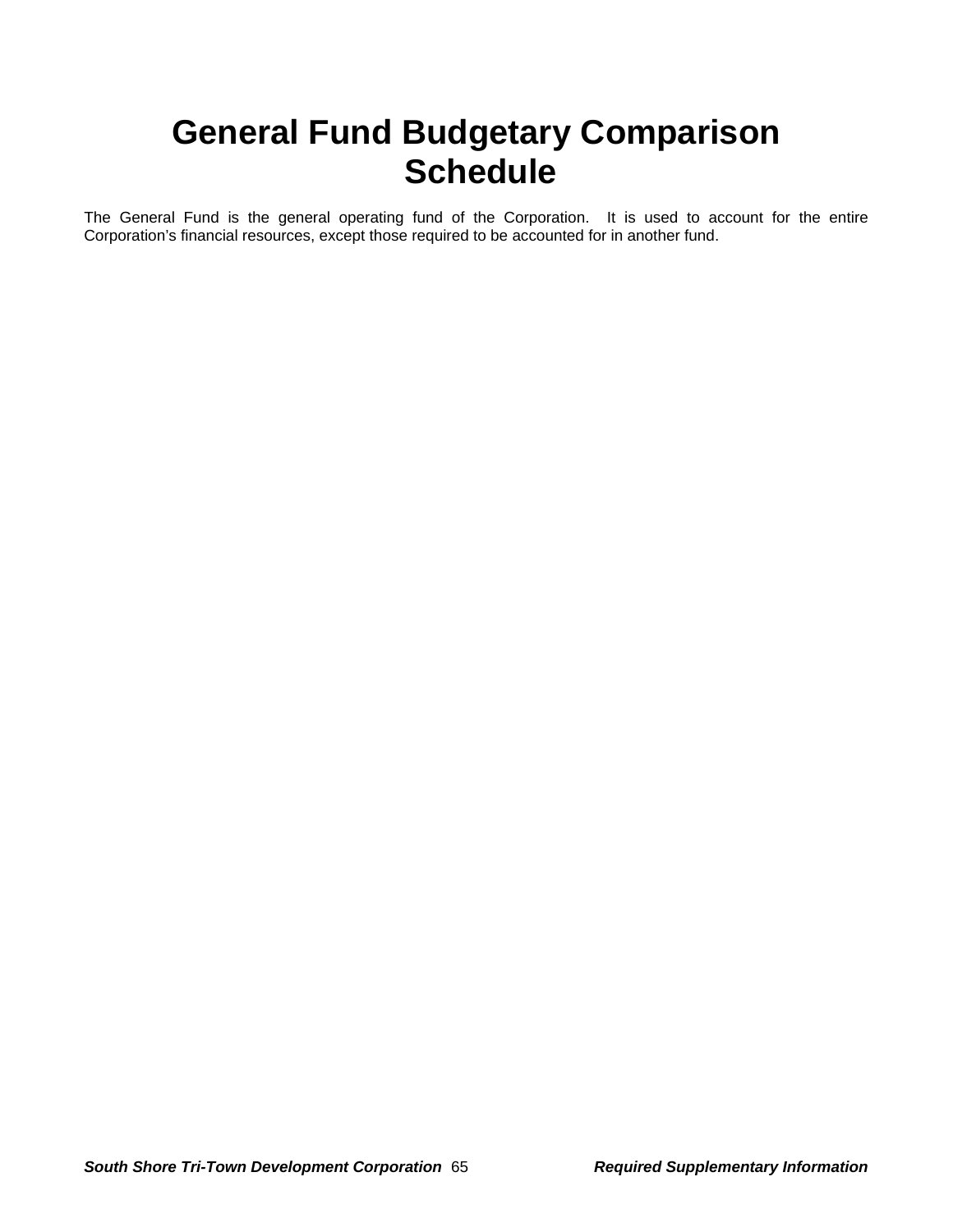# General Fund Budgetary Comparison Schedule

The General Fund is the general operating fund of the Corporation. It is used to account for the entire Corporation's financial resources, except those required to be accounted for in another fund.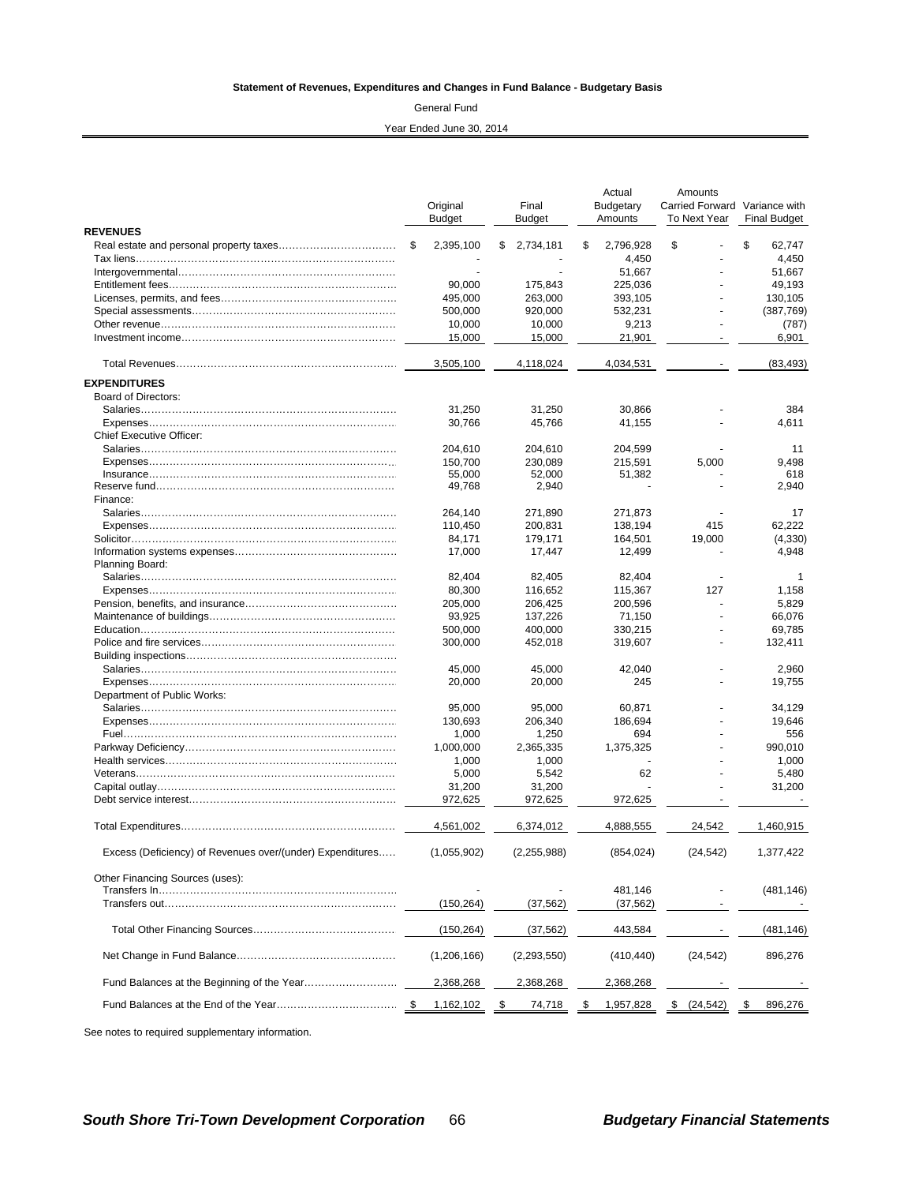**Statement of Revenues, Expenditures and Changes in Fund Balance - Budgetary Basis**

General Fund

Year Ended June 30, 2014

| | Original Budget | Final Budget | Actual Budgetary Amounts | Amounts Carried Forward To Next Year | Variance with Final Budget |
|---|---|---|---|---|---|
| **REVENUES** | | | | | |
| Real estate and personal property taxes | $ 2,395,100 | $ 2,734,181 | $ 2,796,928 | $ - | $ 62,747 |
| Tax liens | - | - | 4,450 | - | 4,450 |
| Intergovernmental | - | - | 51,667 | - | 51,667 |
| Entitlement fees | 90,000 | 175,843 | 225,036 | - | 49,193 |
| Licenses, permits, and fees | 495,000 | 263,000 | 393,105 | - | 130,105 |
| Special assessments | 500,000 | 920,000 | 532,231 | - | (387,769) |
| Other revenue | 10,000 | 10,000 | 9,213 | - | (787) |
| Investment income | 15,000 | 15,000 | 21,901 | - | 6,901 |
| Total Revenues | 3,505,100 | 4,118,024 | 4,034,531 | - | (83,493) |
| **EXPENDITURES** | | | | | |
| Board of Directors: | | | | | |
| Salaries | 31,250 | 31,250 | 30,866 | - | 384 |
| Expenses | 30,766 | 45,766 | 41,155 | - | 4,611 |
| Chief Executive Officer: | | | | | |
| Salaries | 204,610 | 204,610 | 204,599 | - | 11 |
| Expenses | 150,700 | 230,089 | 215,591 | 5,000 | 9,498 |
| Insurance | 55,000 | 52,000 | 51,382 | - | 618 |
| Reserve fund | 49,768 | 2,940 | - | - | 2,940 |
| Finance: | | | | | |
| Salaries | 264,140 | 271,890 | 271,873 | - | 17 |
| Expenses | 110,450 | 200,831 | 138,194 | 415 | 62,222 |
| Solicitor | 84,171 | 179,171 | 164,501 | 19,000 | (4,330) |
| Information systems expenses | 17,000 | 17,447 | 12,499 | - | 4,948 |
| Planning Board: | | | | | |
| Salaries | 82,404 | 82,405 | 82,404 | - | 1 |
| Expenses | 80,300 | 116,652 | 115,367 | 127 | 1,158 |
| Pension, benefits, and insurance | 205,000 | 206,425 | 200,596 | - | 5,829 |
| Maintenance of buildings | 93,925 | 137,226 | 71,150 | - | 66,076 |
| Education | 500,000 | 400,000 | 330,215 | - | 69,785 |
| Police and fire services | 300,000 | 452,018 | 319,607 | - | 132,411 |
| Building inspections | | | | | |
| Salaries | 45,000 | 45,000 | 42,040 | - | 2,960 |
| Expenses | 20,000 | 20,000 | 245 | - | 19,755 |
| Department of Public Works: | | | | | |
| Salaries | 95,000 | 95,000 | 60,871 | - | 34,129 |
| Expenses | 130,693 | 206,340 | 186,694 | - | 19,646 |
| Fuel | 1,000 | 1,250 | 694 | - | 556 |
| Parkway Deficiency | 1,000,000 | 2,365,335 | 1,375,325 | - | 990,010 |
| Health services | 1,000 | 1,000 | - | - | 1,000 |
| Veterans | 5,000 | 5,542 | 62 | - | 5,480 |
| Capital outlay | 31,200 | 31,200 | - | - | 31,200 |
| Debt service interest | 972,625 | 972,625 | 972,625 | - | - |
| Total Expenditures | 4,561,002 | 6,374,012 | 4,888,555 | 24,542 | 1,460,915 |
| Excess (Deficiency) of Revenues over/(under) Expenditures | (1,055,902) | (2,255,988) | (854,024) | (24,542) | 1,377,422 |
| Other Financing Sources (uses): | | | | | |
| Transfers In | - | - | 481,146 | - | (481,146) |
| Transfers out | (150,264) | (37,562) | (37,562) | - | - |
| Total Other Financing Sources | (150,264) | (37,562) | 443,584 | - | (481,146) |
| Net Change in Fund Balance | (1,206,166) | (2,293,550) | (410,440) | (24,542) | 896,276 |
| Fund Balances at the Beginning of the Year | 2,368,268 | 2,368,268 | 2,368,268 | - | - |
| Fund Balances at the End of the Year | $ 1,162,102 | $ 74,718 | $ 1,957,828 | $ (24,542) | $ 896,276 |

See notes to required supplementary information.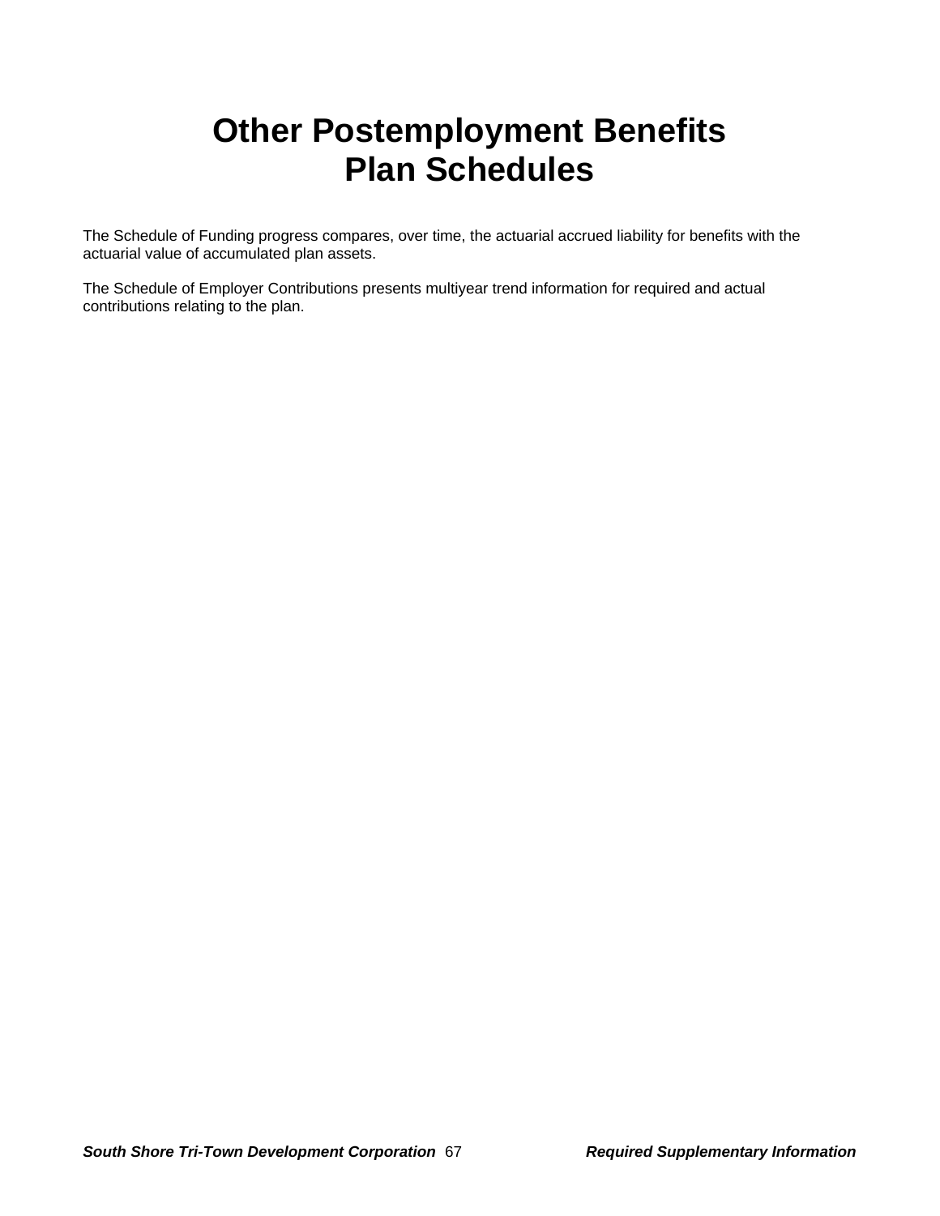# Other Postemployment Benefits Plan Schedules

The Schedule of Funding progress compares, over time, the actuarial accrued liability for benefits with the actuarial value of accumulated plan assets.

The Schedule of Employer Contributions presents multiyear trend information for required and actual contributions relating to the plan.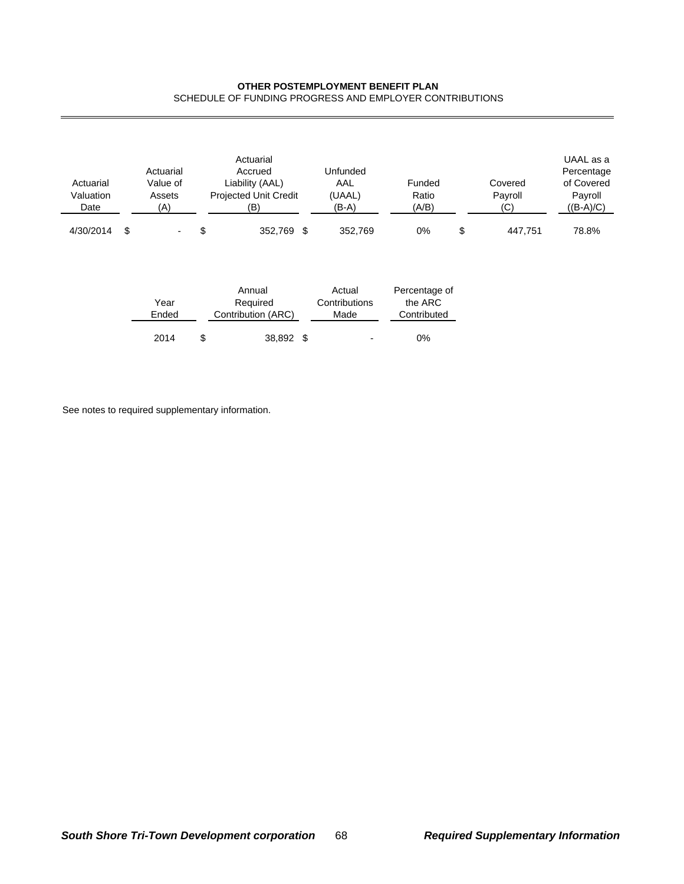**OTHER POSTEMPLOYMENT BENEFIT PLAN**

SCHEDULE OF FUNDING PROGRESS AND EMPLOYER CONTRIBUTIONS

| Actuarial Valuation Date | Actuarial Value of Assets (A) | Actuarial Accrued Liability (AAL) Projected Unit Credit (B) | Unfunded AAL (UAAL) (B-A) | Funded Ratio (A/B) | Covered Payroll (C) | UAAL as a Percentage of Covered Payroll ((B-A)/C) |
|---|---|---|---|---|---|---|
| 4/30/2014 | $ - | $ 352,769 | $ 352,769 | 0% | $ 447,751 | 78.8% |

| Year Ended | Annual Required Contribution (ARC) | Actual Contributions Made | Percentage of the ARC Contributed |
|---|---|---|---|
| 2014 | $ 38,892 | $ - | 0% |

See notes to required supplementary information.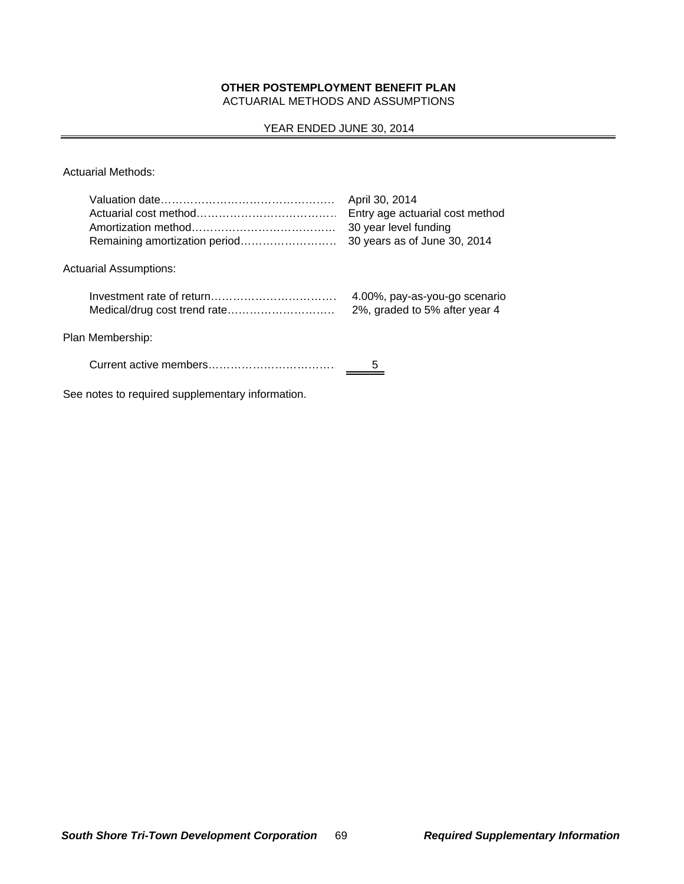# OTHER POSTEMPLOYMENT BENEFIT PLAN

ACTUARIAL METHODS AND ASSUMPTIONS

YEAR ENDED JUNE 30, 2014

Actuarial Methods:

| | |
|---|---|
| Valuation date……………………………………… | April 30, 2014 |
| Actuarial cost method……………………………… | Entry age actuarial cost method |
| Amortization method……………………………… | 30 year level funding |
| Remaining amortization period…………………… | 30 years as of June 30, 2014 |

Actuarial Assumptions:

| | |
|---|---|
| Investment rate of return…………………………… | 4.00%, pay-as-you-go scenario |
| Medical/drug cost trend rate……………………… | 2%, graded to 5% after year 4 |

Plan Membership:

| | |
|---|---|
| Current active members…………………………… | 5 |

See notes to required supplementary information.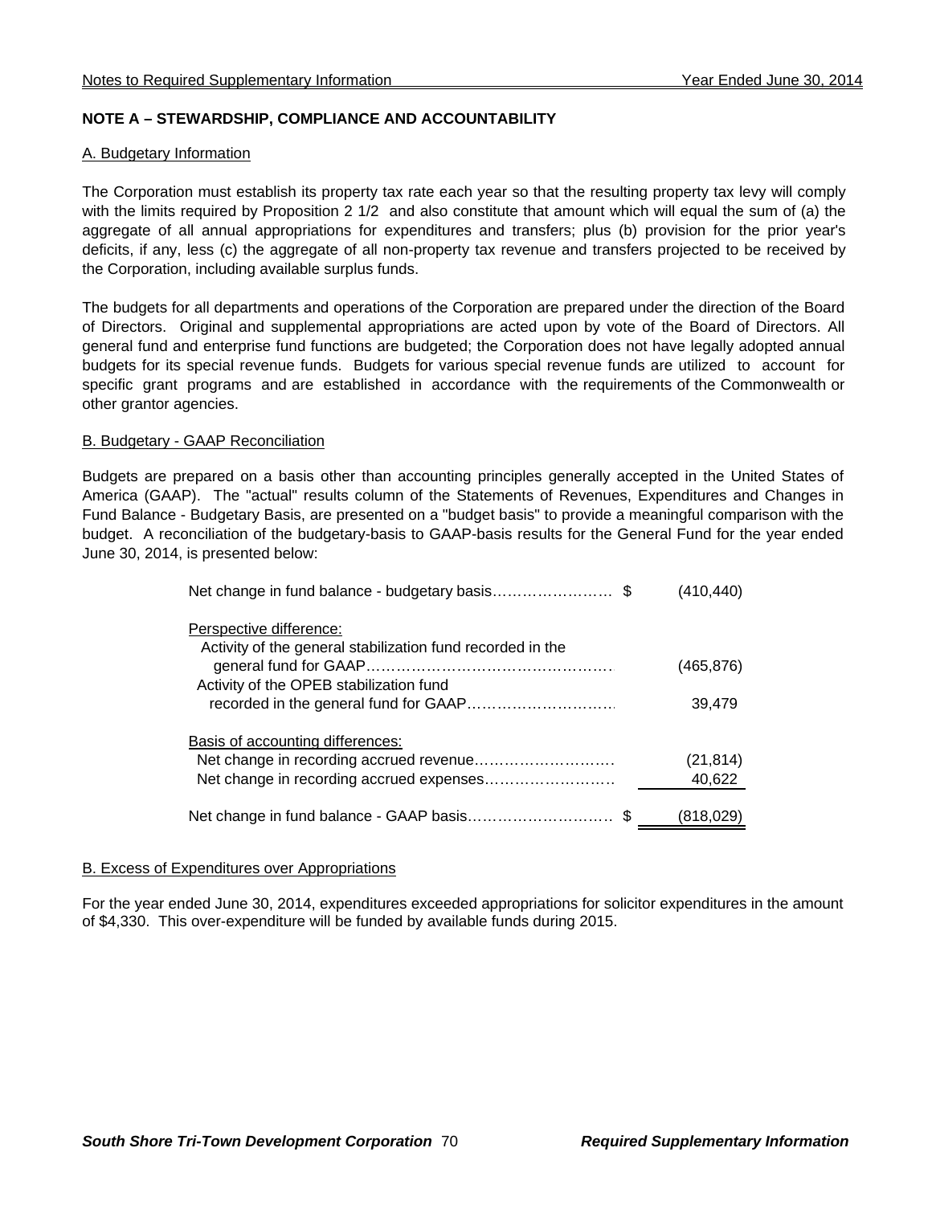## NOTE A – STEWARDSHIP, COMPLIANCE AND ACCOUNTABILITY

### A. Budgetary Information

The Corporation must establish its property tax rate each year so that the resulting property tax levy will comply with the limits required by Proposition 2 1/2 and also constitute that amount which will equal the sum of (a) the aggregate of all annual appropriations for expenditures and transfers; plus (b) provision for the prior year's deficits, if any, less (c) the aggregate of all non-property tax revenue and transfers projected to be received by the Corporation, including available surplus funds.

The budgets for all departments and operations of the Corporation are prepared under the direction of the Board of Directors. Original and supplemental appropriations are acted upon by vote of the Board of Directors. All general fund and enterprise fund functions are budgeted; the Corporation does not have legally adopted annual budgets for its special revenue funds. Budgets for various special revenue funds are utilized to account for specific grant programs and are established in accordance with the requirements of the Commonwealth or other grantor agencies.

### B. Budgetary - GAAP Reconciliation

Budgets are prepared on a basis other than accounting principles generally accepted in the United States of America (GAAP). The "actual" results column of the Statements of Revenues, Expenditures and Changes in Fund Balance - Budgetary Basis, are presented on a "budget basis" to provide a meaningful comparison with the budget. A reconciliation of the budgetary-basis to GAAP-basis results for the General Fund for the year ended June 30, 2014, is presented below:

| | |
|---|---|
| Net change in fund balance - budgetary basis | $ (410,440) |
| Perspective difference: | |
| Activity of the general stabilization fund recorded in the general fund for GAAP | (465,876) |
| Activity of the OPEB stabilization fund recorded in the general fund for GAAP | 39,479 |
| Basis of accounting differences: | |
| Net change in recording accrued revenue | (21,814) |
| Net change in recording accrued expenses | 40,622 |
| Net change in fund balance - GAAP basis | $ (818,029) |

### B. Excess of Expenditures over Appropriations

For the year ended June 30, 2014, expenditures exceeded appropriations for solicitor expenditures in the amount of $4,330. This over-expenditure will be funded by available funds during 2015.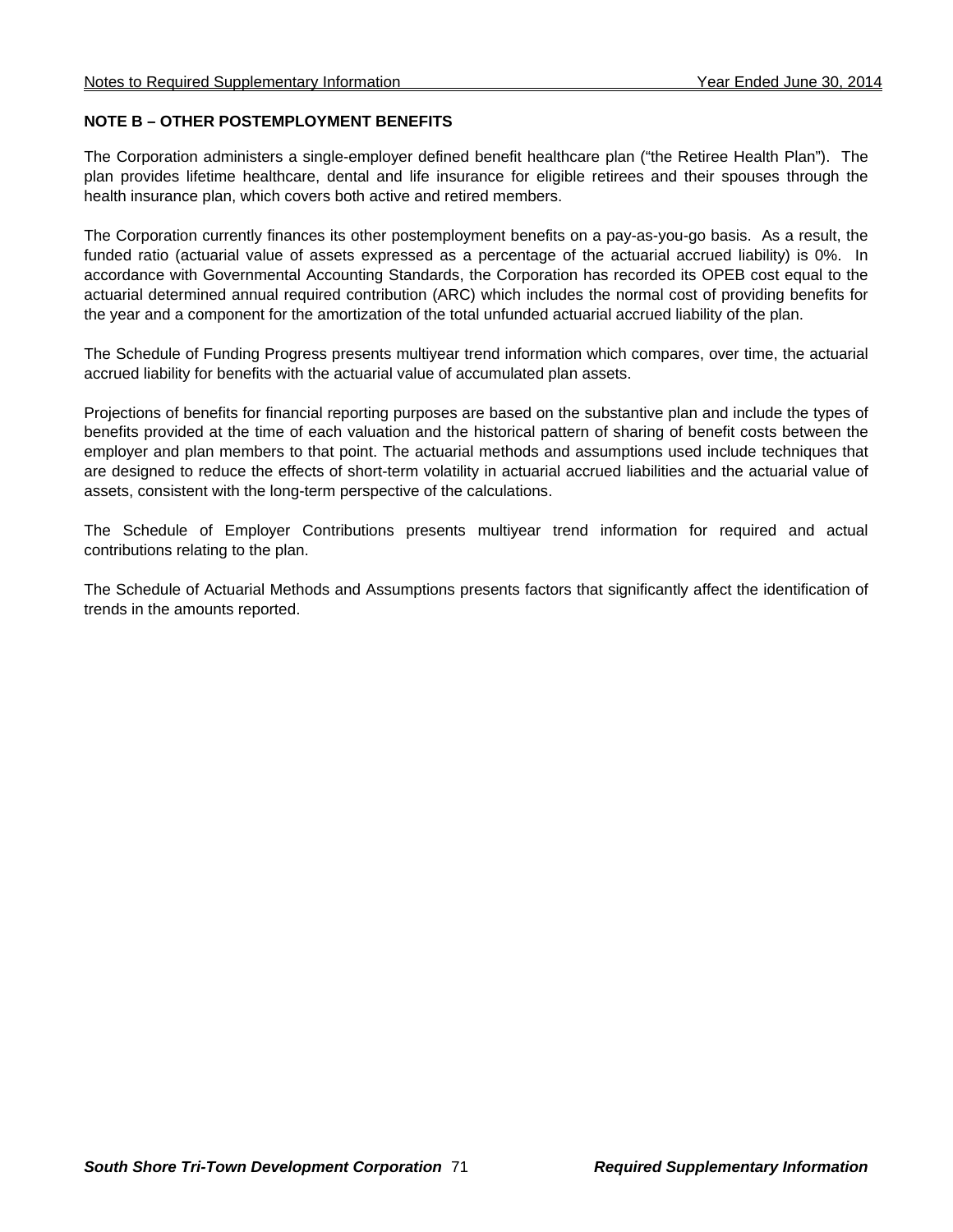## NOTE B – OTHER POSTEMPLOYMENT BENEFITS

The Corporation administers a single-employer defined benefit healthcare plan ("the Retiree Health Plan"). The plan provides lifetime healthcare, dental and life insurance for eligible retirees and their spouses through the health insurance plan, which covers both active and retired members.

The Corporation currently finances its other postemployment benefits on a pay-as-you-go basis. As a result, the funded ratio (actuarial value of assets expressed as a percentage of the actuarial accrued liability) is 0%. In accordance with Governmental Accounting Standards, the Corporation has recorded its OPEB cost equal to the actuarial determined annual required contribution (ARC) which includes the normal cost of providing benefits for the year and a component for the amortization of the total unfunded actuarial accrued liability of the plan.

The Schedule of Funding Progress presents multiyear trend information which compares, over time, the actuarial accrued liability for benefits with the actuarial value of accumulated plan assets.

Projections of benefits for financial reporting purposes are based on the substantive plan and include the types of benefits provided at the time of each valuation and the historical pattern of sharing of benefit costs between the employer and plan members to that point. The actuarial methods and assumptions used include techniques that are designed to reduce the effects of short-term volatility in actuarial accrued liabilities and the actuarial value of assets, consistent with the long-term perspective of the calculations.

The Schedule of Employer Contributions presents multiyear trend information for required and actual contributions relating to the plan.

The Schedule of Actuarial Methods and Assumptions presents factors that significantly affect the identification of trends in the amounts reported.